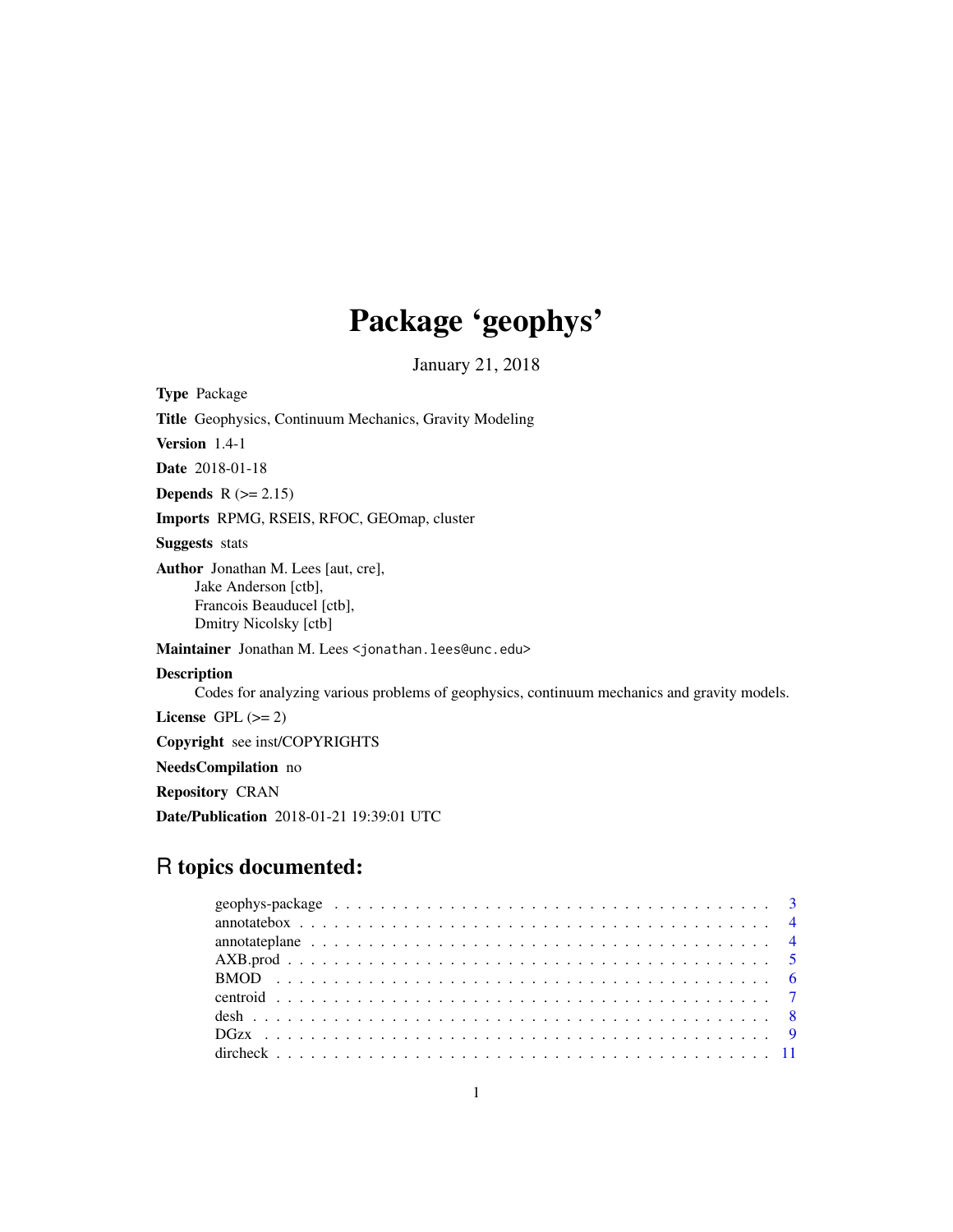# Package 'geophys'

January 21, 2018

**Type** Package

**Title** Geophysics, Continuum Mechanics, Gravity Modeling

**Version** 1.4-1

**Date** 2018-01-18

**Depends** R (>= 2.15)

**Imports** RPMG, RSEIS, RFOC, GEOmap, cluster

**Suggests** stats

**Author** Jonathan M. Lees [aut, cre],
Jake Anderson [ctb],
Francois Beauducel [ctb],
Dmitry Nicolsky [ctb]

**Maintainer** Jonathan M. Lees <jonathan.lees@unc.edu>

**Description**
Codes for analyzing various problems of geophysics, continuum mechanics and gravity models.

**License** GPL (>= 2)

**Copyright** see inst/COPYRIGHTS

**NeedsCompilation** no

**Repository** CRAN

**Date/Publication** 2018-01-21 19:39:01 UTC

## R topics documented:

- geophys-package . . . . . . . . . . . . . . . . . . . . . . . . . . . . . . . . . . . . . . 3
- annotatebox . . . . . . . . . . . . . . . . . . . . . . . . . . . . . . . . . . . . . . . . 4
- annotateplane . . . . . . . . . . . . . . . . . . . . . . . . . . . . . . . . . . . . . . . 4
- AXB.prod . . . . . . . . . . . . . . . . . . . . . . . . . . . . . . . . . . . . . . . . . 5
- BMOD . . . . . . . . . . . . . . . . . . . . . . . . . . . . . . . . . . . . . . . . . . 6
- centroid . . . . . . . . . . . . . . . . . . . . . . . . . . . . . . . . . . . . . . . . . 7
- desh . . . . . . . . . . . . . . . . . . . . . . . . . . . . . . . . . . . . . . . . . . . 8
- DGzx . . . . . . . . . . . . . . . . . . . . . . . . . . . . . . . . . . . . . . . . . . . 9
- dircheck . . . . . . . . . . . . . . . . . . . . . . . . . . . . . . . . . . . . . . . . . 11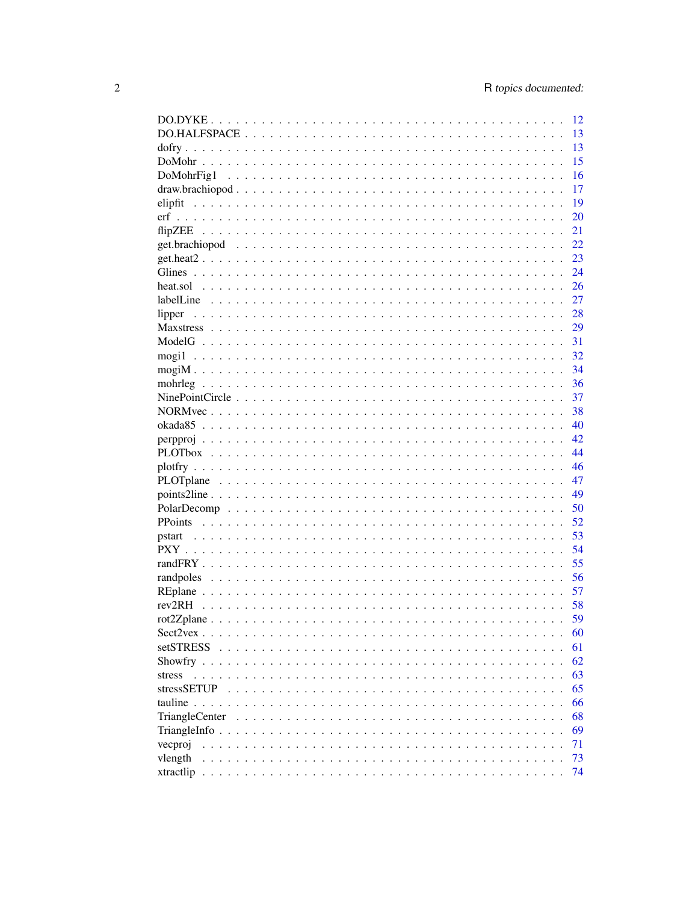| | |
|---|---|
| DO.DYKE | 12 |
| DO.HALFSPACE | 13 |
| dofry | 13 |
| DoMohr | 15 |
| DoMohrFig1 | 16 |
| draw.brachiopod | 17 |
| elipfit | 19 |
| erf | 20 |
| flipZEE | 21 |
| get.brachiopod | 22 |
| get.heat2 | 23 |
| Glines | 24 |
| heat.sol | 26 |
| labelLine | 27 |
| lipper | 28 |
| Maxstress | 29 |
| ModelG | 31 |
| mogi1 | 32 |
| mogiM | 34 |
| mohrleg | 36 |
| NinePointCircle | 37 |
| NORMvec | 38 |
| okada85 | 40 |
| perpproj | 42 |
| PLOTbox | 44 |
| plotfry | 46 |
| PLOTplane | 47 |
| points2line | 49 |
| PolarDecomp | 50 |
| PPoints | 52 |
| pstart | 53 |
| PXY | 54 |
| randFRY | 55 |
| randpoles | 56 |
| REplane | 57 |
| rev2RH | 58 |
| rot2Zplane | 59 |
| Sect2vex | 60 |
| setSTRESS | 61 |
| Showfry | 62 |
| stress | 63 |
| stressSETUP | 65 |
| tauline | 66 |
| TriangleCenter | 68 |
| TriangleInfo | 69 |
| vecproj | 71 |
| vlength | 73 |
| xtractlip | 74 |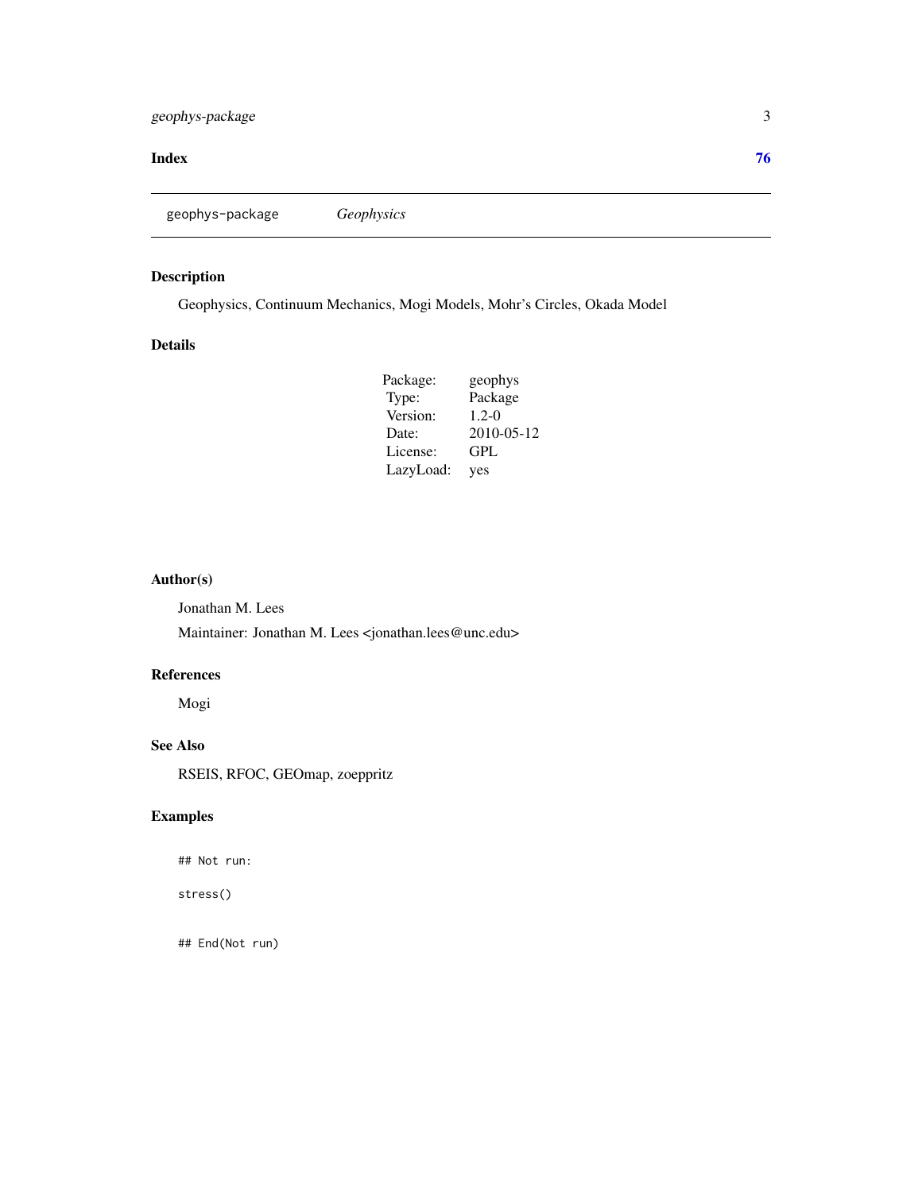**Index** **76**

---

geophys-package *Geophysics*

---

## Description

Geophysics, Continuum Mechanics, Mogi Models, Mohr's Circles, Okada Model

## Details

| | |
|---|---|
| Package: | geophys |
| Type: | Package |
| Version: | 1.2-0 |
| Date: | 2010-05-12 |
| License: | GPL |
| LazyLoad: | yes |

## Author(s)

Jonathan M. Lees

Maintainer: Jonathan M. Lees <jonathan.lees@unc.edu>

## References

Mogi

## See Also

RSEIS, RFOC, GEOmap, zoeppritz

## Examples

```
## Not run:

stress()


## End(Not run)
```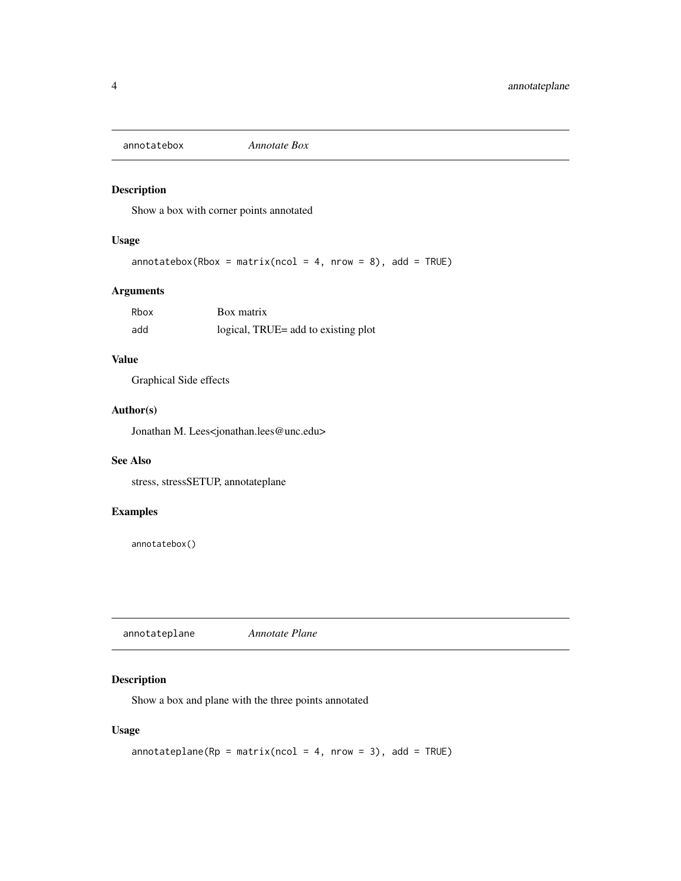## annotatebox *Annotate Box*

### Description

Show a box with corner points annotated

### Usage

```
annotatebox(Rbox = matrix(ncol = 4, nrow = 8), add = TRUE)
```

### Arguments

| | |
|---|---|
| Rbox | Box matrix |
| add | logical, TRUE= add to existing plot |

### Value

Graphical Side effects

### Author(s)

Jonathan M. Lees<jonathan.lees@unc.edu>

### See Also

stress, stressSETUP, annotateplane

### Examples

```
annotatebox()
```

## annotateplane *Annotate Plane*

### Description

Show a box and plane with the three points annotated

### Usage

```
annotateplane(Rp = matrix(ncol = 4, nrow = 3), add = TRUE)
```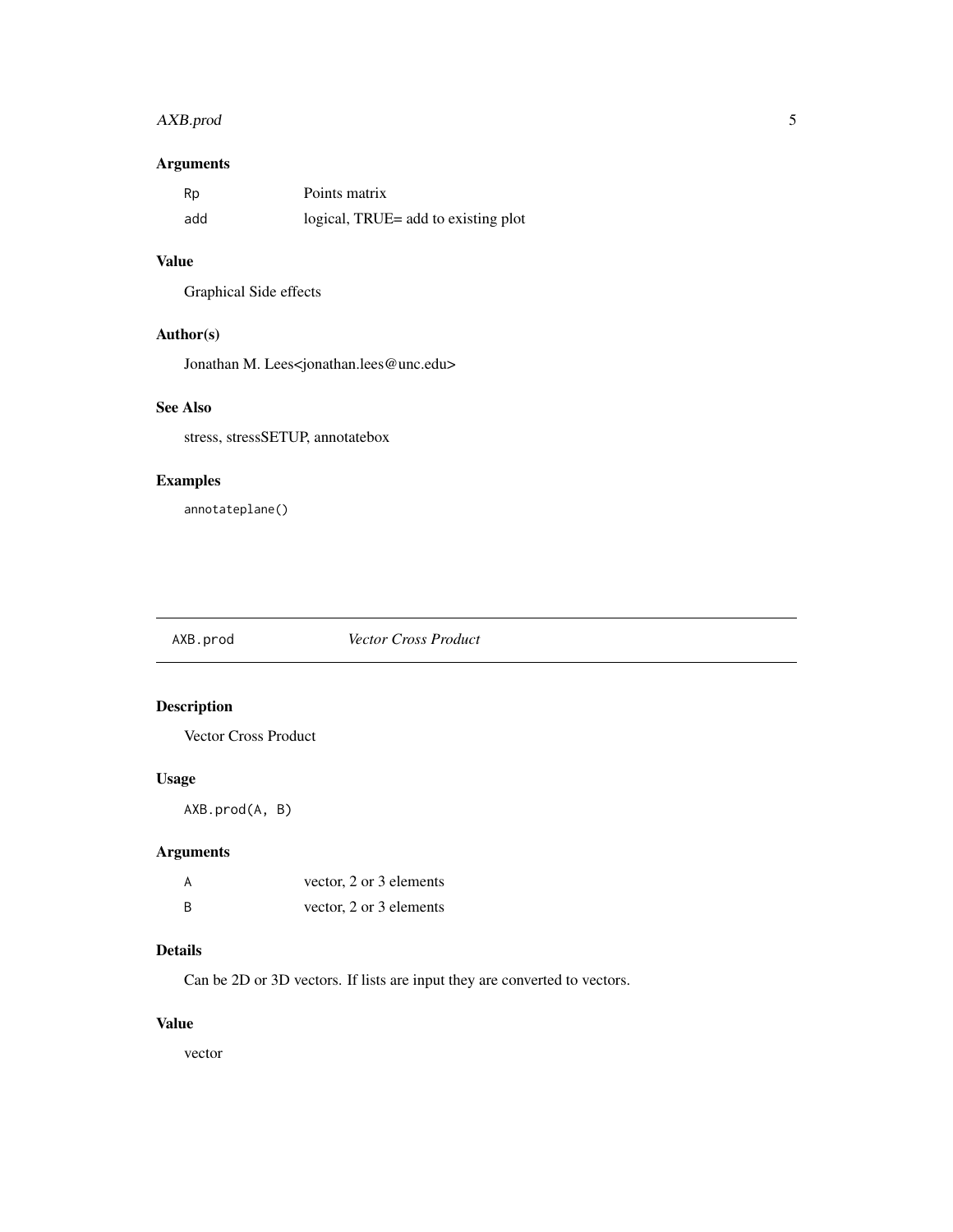### Arguments

| | |
|---|---|
| Rp | Points matrix |
| add | logical, TRUE= add to existing plot |

### Value

Graphical Side effects

### Author(s)

Jonathan M. Lees<jonathan.lees@unc.edu>

### See Also

stress, stressSETUP, annotatebox

### Examples

```
annotateplane()
```

---

## AXB.prod    *Vector Cross Product*

---

### Description

Vector Cross Product

### Usage

```
AXB.prod(A, B)
```

### Arguments

| | |
|---|---|
| A | vector, 2 or 3 elements |
| B | vector, 2 or 3 elements |

### Details

Can be 2D or 3D vectors. If lists are input they are converted to vectors.

### Value

vector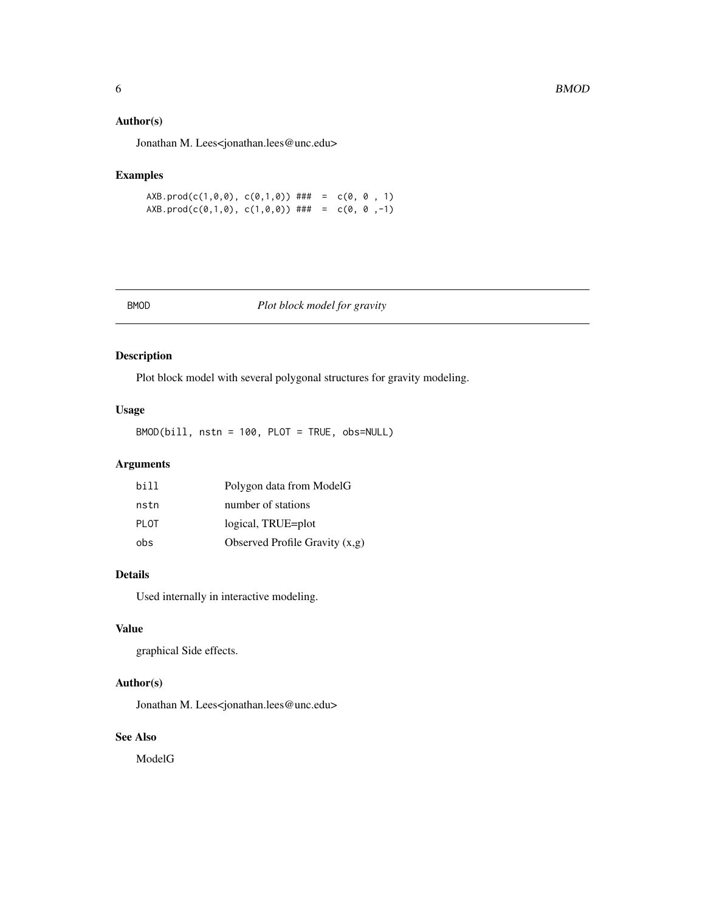## Author(s)

Jonathan M. Lees<jonathan.lees@unc.edu>

## Examples

```
AXB.prod(c(1,0,0), c(0,1,0)) ###  =  c(0, 0 , 1)
AXB.prod(c(0,1,0), c(1,0,0)) ###  =  c(0, 0 ,-1)
```

---

# BMOD *Plot block model for gravity*

---

## Description

Plot block model with several polygonal structures for gravity modeling.

## Usage

```
BMOD(bill, nstn = 100, PLOT = TRUE, obs=NULL)
```

## Arguments

| | |
|---|---|
| bill | Polygon data from ModelG |
| nstn | number of stations |
| PLOT | logical, TRUE=plot |
| obs | Observed Profile Gravity (x,g) |

## Details

Used internally in interactive modeling.

## Value

graphical Side effects.

## Author(s)

Jonathan M. Lees<jonathan.lees@unc.edu>

## See Also

ModelG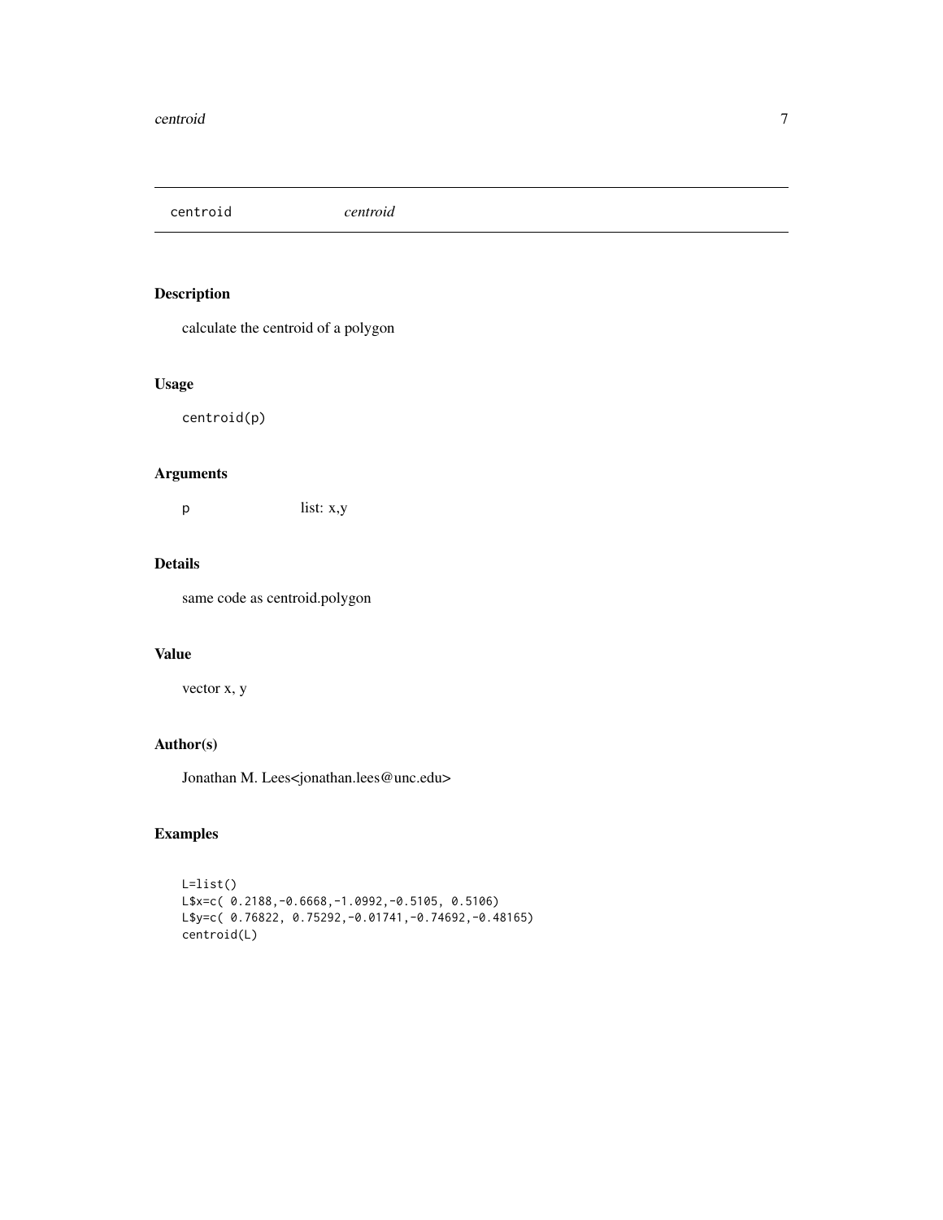| centroid | *centroid* |
|---|---|

## Description

calculate the centroid of a polygon

## Usage

```
centroid(p)
```

## Arguments

| | |
|---|---|
| p | list: x,y |

## Details

same code as centroid.polygon

## Value

vector x, y

## Author(s)

Jonathan M. Lees<jonathan.lees@unc.edu>

## Examples

```
L=list()
L$x=c( 0.2188,-0.6668,-1.0992,-0.5105, 0.5106)
L$y=c( 0.76822, 0.75292,-0.01741,-0.74692,-0.48165)
centroid(L)
```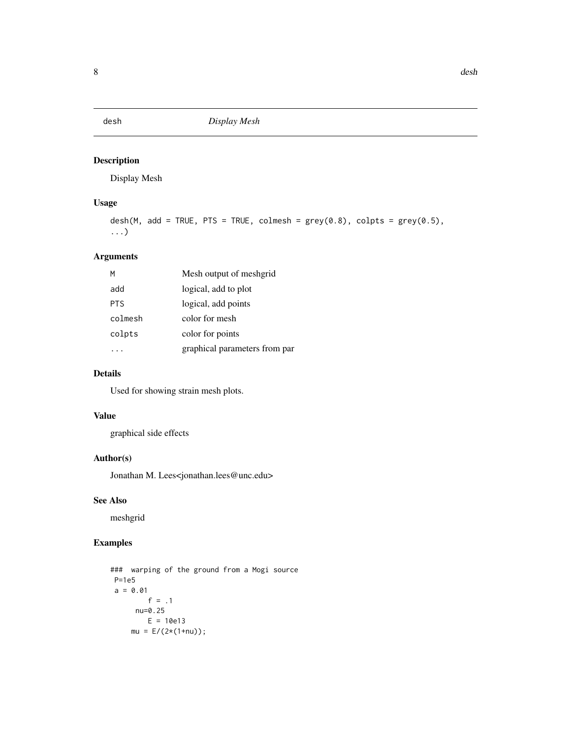desh *Display Mesh*

## Description

Display Mesh

## Usage

```
desh(M, add = TRUE, PTS = TRUE, colmesh = grey(0.8), colpts = grey(0.5),
...)
```

## Arguments

| | |
|---|---|
| M | Mesh output of meshgrid |
| add | logical, add to plot |
| PTS | logical, add points |
| colmesh | color for mesh |
| colpts | color for points |
| ... | graphical parameters from par |

## Details

Used for showing strain mesh plots.

## Value

graphical side effects

## Author(s)

Jonathan M. Lees<jonathan.lees@unc.edu>

## See Also

meshgrid

## Examples

```
###  warping of the ground from a Mogi source
 P=1e5
 a = 0.01
         f = .1
      nu=0.25
         E = 10e13
     mu = E/(2*(1+nu));
```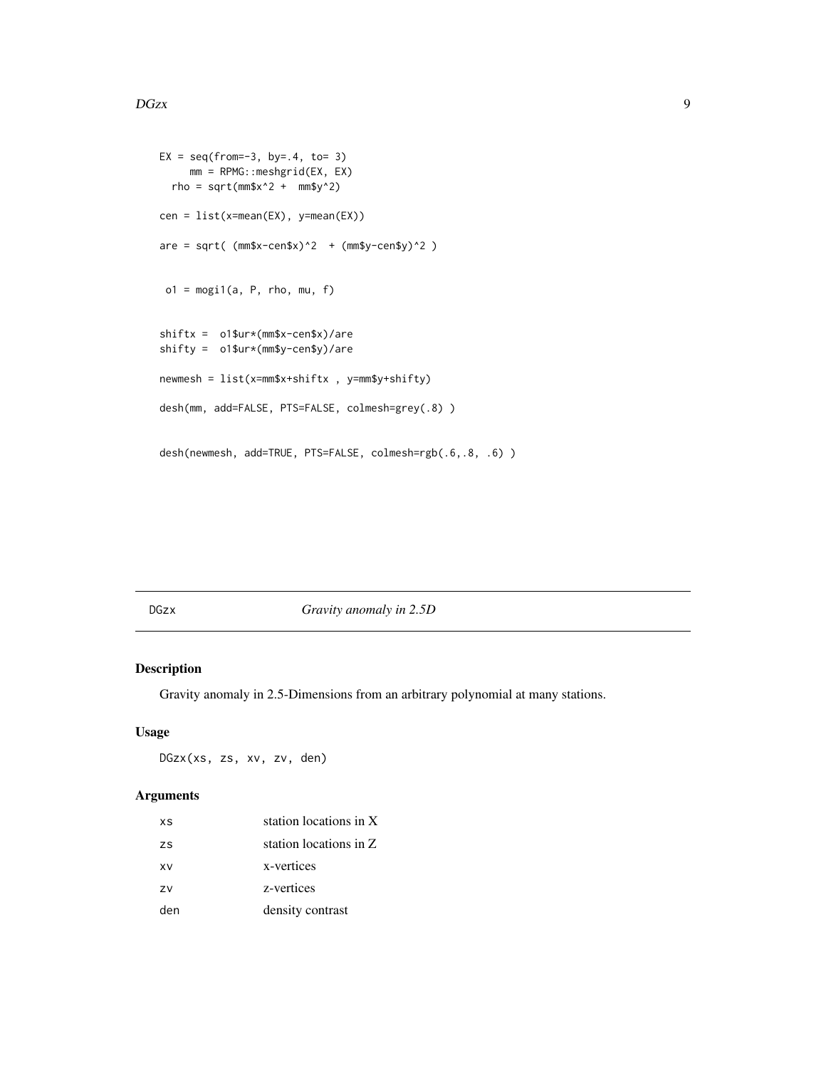```
EX = seq(from=-3, by=.4, to= 3)
     mm = RPMG::meshgrid(EX, EX)
  rho = sqrt(mm$x^2 +  mm$y^2)

cen = list(x=mean(EX), y=mean(EX))

are = sqrt( (mm$x-cen$x)^2  + (mm$y-cen$y)^2 )


 o1 = mogi1(a, P, rho, mu, f)


shiftx =  o1$ur*(mm$x-cen$x)/are
shifty =  o1$ur*(mm$y-cen$y)/are

newmesh = list(x=mm$x+shiftx , y=mm$y+shifty)

desh(mm, add=FALSE, PTS=FALSE, colmesh=grey(.8) )


desh(newmesh, add=TRUE, PTS=FALSE, colmesh=rgb(.6,.8, .6) )
```

## DGzx *Gravity anomaly in 2.5D*

### Description

Gravity anomaly in 2.5-Dimensions from an arbitrary polynomial at many stations.

### Usage

```
DGzx(xs, zs, xv, zv, den)
```

### Arguments

| | |
|---|---|
| xs | station locations in X |
| zs | station locations in Z |
| xv | x-vertices |
| zv | z-vertices |
| den | density contrast |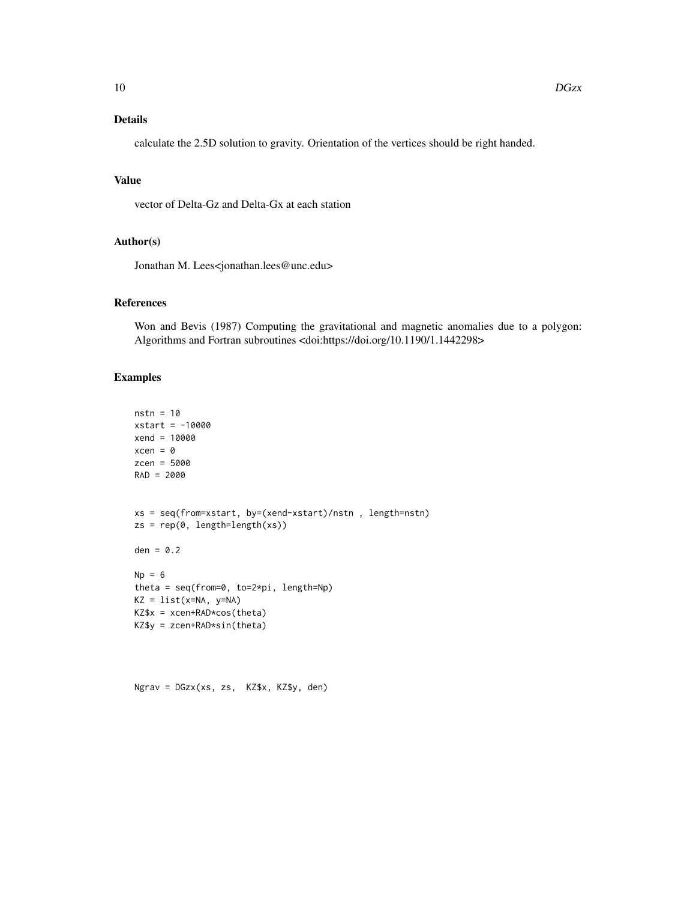## Details

calculate the 2.5D solution to gravity. Orientation of the vertices should be right handed.

## Value

vector of Delta-Gz and Delta-Gx at each station

## Author(s)

Jonathan M. Lees<jonathan.lees@unc.edu>

## References

Won and Bevis (1987) Computing the gravitational and magnetic anomalies due to a polygon: Algorithms and Fortran subroutines <doi:https://doi.org/10.1190/1.1442298>

## Examples

```
nstn = 10
xstart = -10000
xend = 10000
xcen = 0
zcen = 5000
RAD = 2000


xs = seq(from=xstart, by=(xend-xstart)/nstn , length=nstn)
zs = rep(0, length=length(xs))

den = 0.2

Np = 6
theta = seq(from=0, to=2*pi, length=Np)
KZ = list(x=NA, y=NA)
KZ$x = xcen+RAD*cos(theta)
KZ$y = zcen+RAD*sin(theta)



Ngrav = DGzx(xs, zs,  KZ$x, KZ$y, den)
```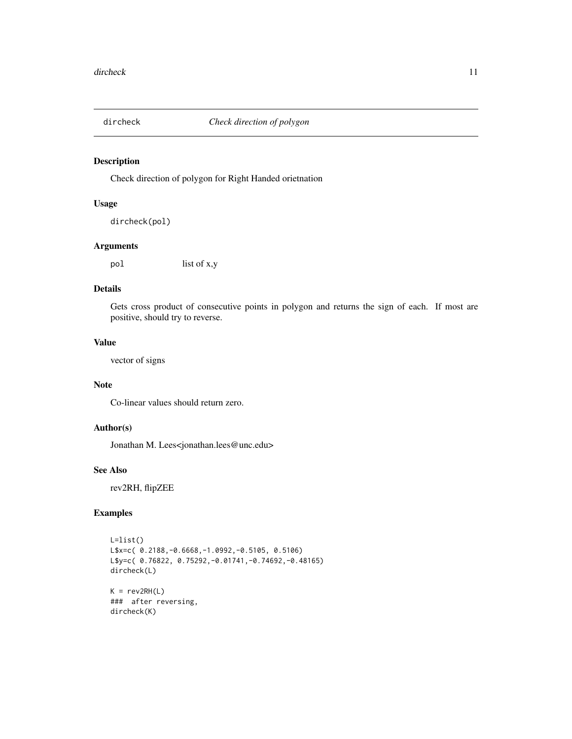## dircheck *Check direction of polygon*

### Description

Check direction of polygon for Right Handed orietnation

### Usage

```
dircheck(pol)
```

### Arguments

`pol` list of x,y

### Details

Gets cross product of consecutive points in polygon and returns the sign of each. If most are positive, should try to reverse.

### Value

vector of signs

### Note

Co-linear values should return zero.

### Author(s)

Jonathan M. Lees<jonathan.lees@unc.edu>

### See Also

rev2RH, flipZEE

### Examples

```
L=list()
L$x=c( 0.2188,-0.6668,-1.0992,-0.5105, 0.5106)
L$y=c( 0.76822, 0.75292,-0.01741,-0.74692,-0.48165)
dircheck(L)

K = rev2RH(L)
###  after reversing,
dircheck(K)
```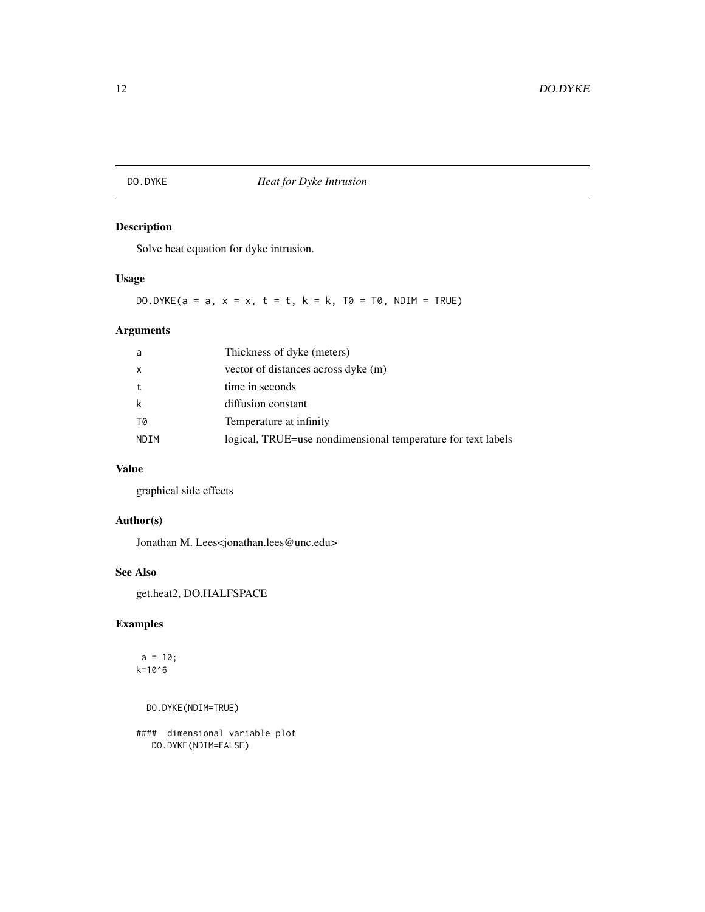# DO.DYKE *Heat for Dyke Intrusion*

## Description

Solve heat equation for dyke intrusion.

## Usage

```
DO.DYKE(a = a, x = x, t = t, k = k, T0 = T0, NDIM = TRUE)
```

## Arguments

| | |
|---|---|
| a | Thickness of dyke (meters) |
| x | vector of distances across dyke (m) |
| t | time in seconds |
| k | diffusion constant |
| T0 | Temperature at infinity |
| NDIM | logical, TRUE=use nondimensional temperature for text labels |

## Value

graphical side effects

## Author(s)

Jonathan M. Lees<jonathan.lees@unc.edu>

## See Also

get.heat2, DO.HALFSPACE

## Examples

```
 a = 10;
k=10^6


  DO.DYKE(NDIM=TRUE)

####  dimensional variable plot
  DO.DYKE(NDIM=FALSE)
```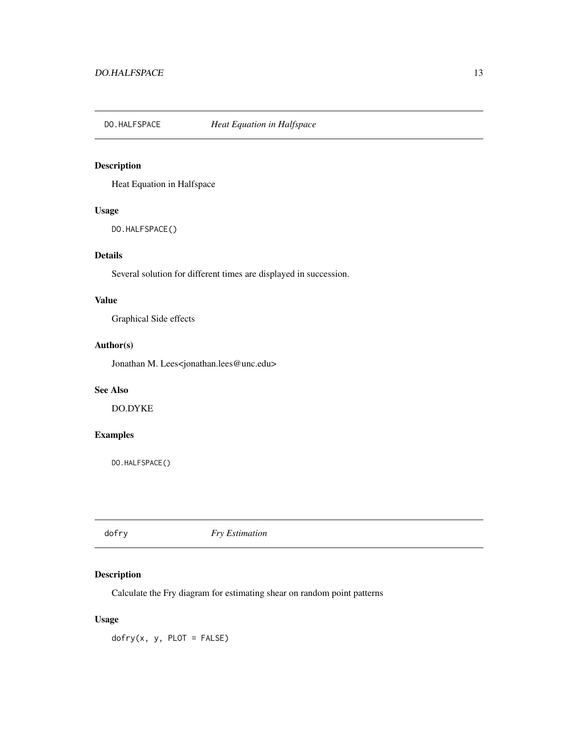## DO.HALFSPACE — *Heat Equation in Halfspace*

### Description

Heat Equation in Halfspace

### Usage

```
DO.HALFSPACE()
```

### Details

Several solution for different times are displayed in succession.

### Value

Graphical Side effects

### Author(s)

Jonathan M. Lees<jonathan.lees@unc.edu>

### See Also

DO.DYKE

### Examples

```
DO.HALFSPACE()
```

## dofry — *Fry Estimation*

### Description

Calculate the Fry diagram for estimating shear on random point patterns

### Usage

```
dofry(x, y, PLOT = FALSE)
```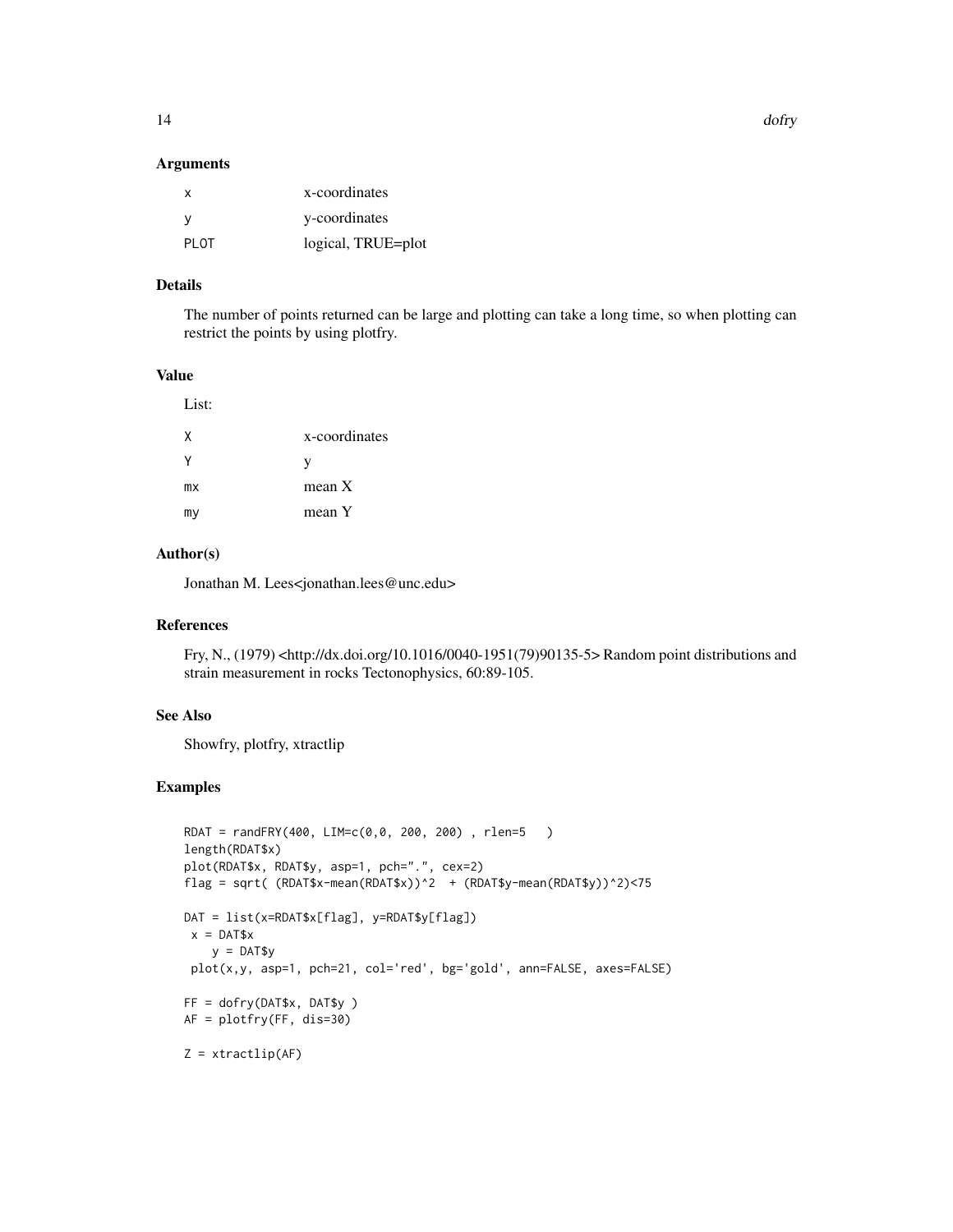### Arguments

| | |
|---|---|
| x | x-coordinates |
| y | y-coordinates |
| PLOT | logical, TRUE=plot |

### Details

The number of points returned can be large and plotting can take a long time, so when plotting can restrict the points by using plotfry.

### Value

List:

| | |
|---|---|
| X | x-coordinates |
| Y | y |
| mx | mean X |
| my | mean Y |

### Author(s)

Jonathan M. Lees<jonathan.lees@unc.edu>

### References

Fry, N., (1979) <http://dx.doi.org/10.1016/0040-1951(79)90135-5> Random point distributions and strain measurement in rocks Tectonophysics, 60:89-105.

### See Also

Showfry, plotfry, xtractlip

### Examples

```
RDAT = randFRY(400, LIM=c(0,0, 200, 200) , rlen=5   )
length(RDAT$x)
plot(RDAT$x, RDAT$y, asp=1, pch=".", cex=2)
flag = sqrt( (RDAT$x-mean(RDAT$x))^2  + (RDAT$y-mean(RDAT$y))^2)<75

DAT = list(x=RDAT$x[flag], y=RDAT$y[flag])
 x = DAT$x
    y = DAT$y
 plot(x,y, asp=1, pch=21, col='red', bg='gold', ann=FALSE, axes=FALSE)

FF = dofry(DAT$x, DAT$y )
AF = plotfry(FF, dis=30)

Z = xtractlip(AF)
```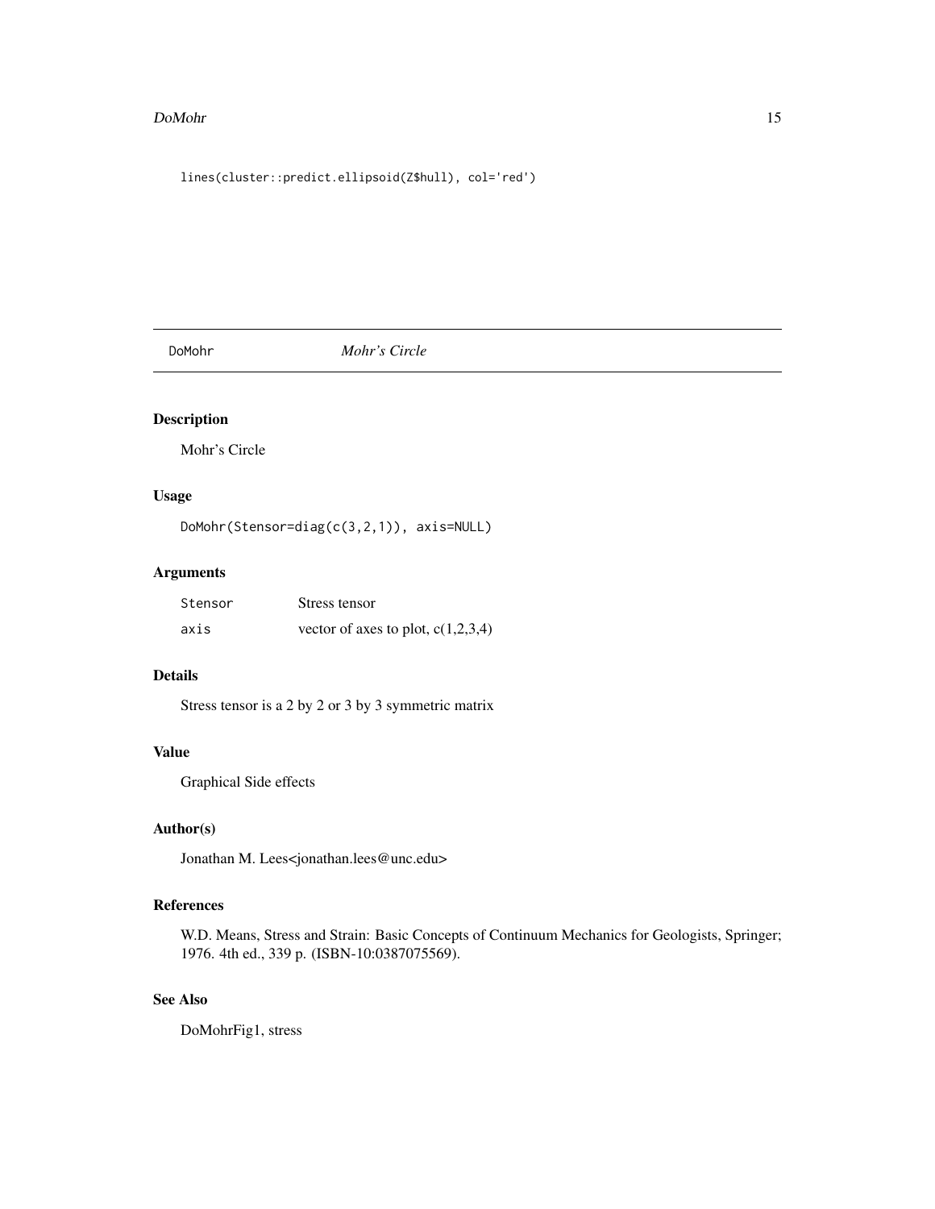```
lines(cluster::predict.ellipsoid(Z$hull), col='red')
```

---

## DoMohr *Mohr's Circle*

### Description

Mohr's Circle

### Usage

```
DoMohr(Stensor=diag(c(3,2,1)), axis=NULL)
```

### Arguments

| | |
|---|---|
| Stensor | Stress tensor |
| axis | vector of axes to plot, c(1,2,3,4) |

### Details

Stress tensor is a 2 by 2 or 3 by 3 symmetric matrix

### Value

Graphical Side effects

### Author(s)

Jonathan M. Lees<jonathan.lees@unc.edu>

### References

W.D. Means, Stress and Strain: Basic Concepts of Continuum Mechanics for Geologists, Springer; 1976. 4th ed., 339 p. (ISBN-10:0387075569).

### See Also

DoMohrFig1, stress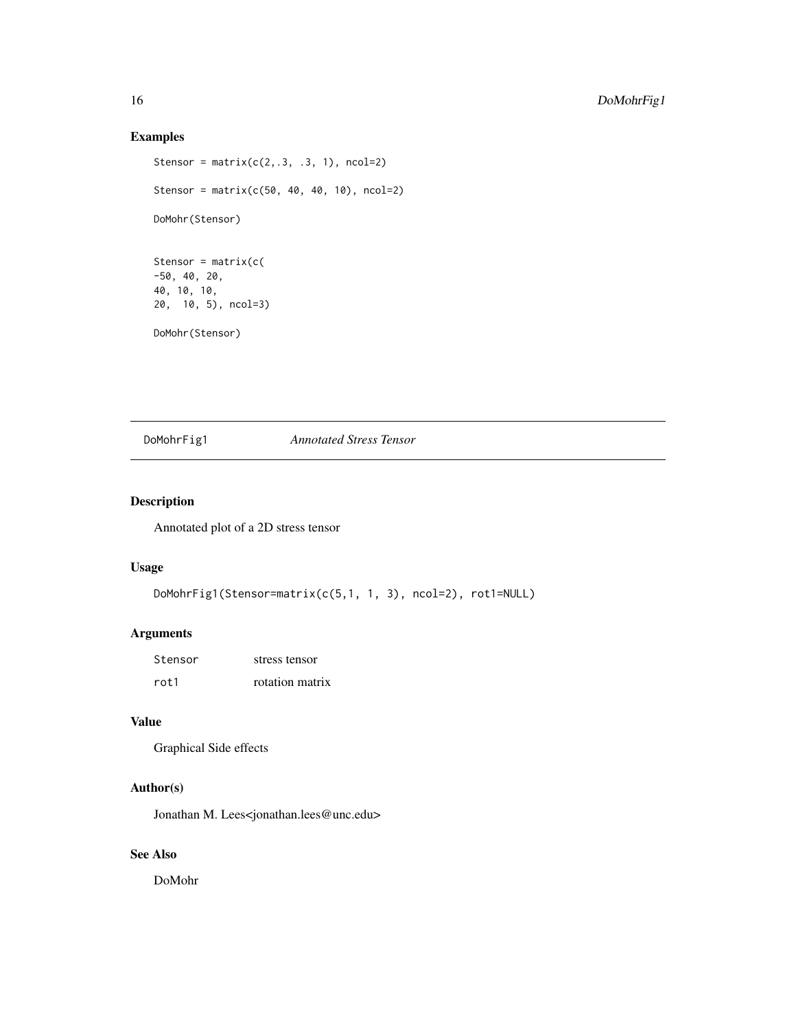## Examples

```
Stensor = matrix(c(2,.3, .3, 1), ncol=2)

Stensor = matrix(c(50, 40, 40, 10), ncol=2)

DoMohr(Stensor)


Stensor = matrix(c(
-50, 40, 20,
40, 10, 10,
20,  10, 5), ncol=3)

DoMohr(Stensor)
```

---

# DoMohrFig1 *Annotated Stress Tensor*

## Description

Annotated plot of a 2D stress tensor

## Usage

```
DoMohrFig1(Stensor=matrix(c(5,1, 1, 3), ncol=2), rot1=NULL)
```

## Arguments

| | |
|---|---|
| Stensor | stress tensor |
| rot1 | rotation matrix |

## Value

Graphical Side effects

## Author(s)

Jonathan M. Lees<jonathan.lees@unc.edu>

## See Also

DoMohr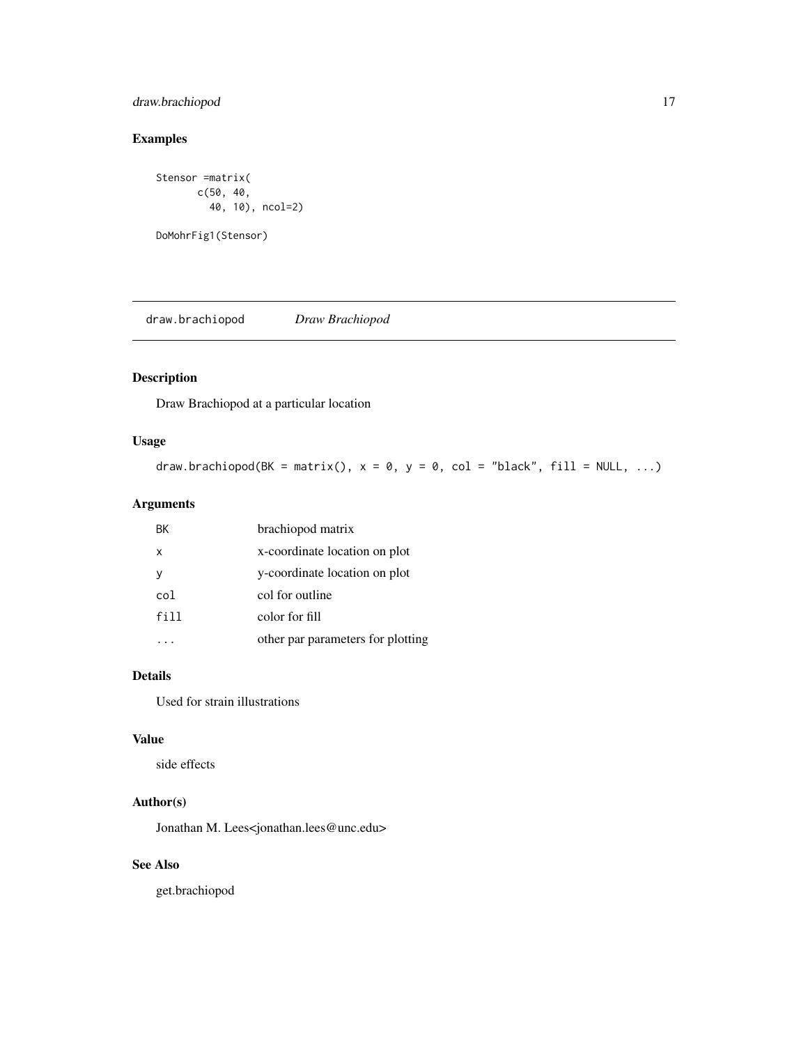## Examples

```
Stensor =matrix(
       c(50, 40,
         40, 10), ncol=2)

DoMohrFig1(Stensor)
```

---

# draw.brachiopod *Draw Brachiopod*

## Description

Draw Brachiopod at a particular location

## Usage

```
draw.brachiopod(BK = matrix(), x = 0, y = 0, col = "black", fill = NULL, ...)
```

## Arguments

| | |
|---|---|
| `BK` | brachiopod matrix |
| `x` | x-coordinate location on plot |
| `y` | y-coordinate location on plot |
| `col` | col for outline |
| `fill` | color for fill |
| `...` | other par parameters for plotting |

## Details

Used for strain illustrations

## Value

side effects

## Author(s)

Jonathan M. Lees<jonathan.lees@unc.edu>

## See Also

get.brachiopod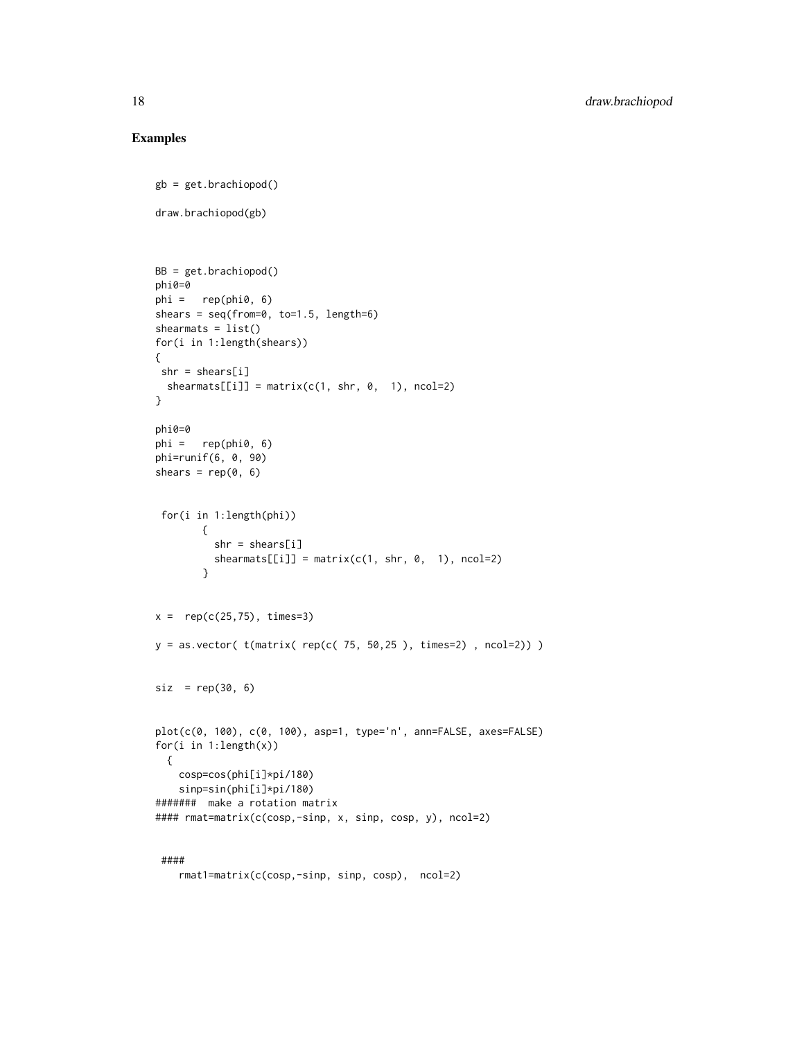## Examples

```
gb = get.brachiopod()

draw.brachiopod(gb)



BB = get.brachiopod()
phi0=0
phi =   rep(phi0, 6)
shears = seq(from=0, to=1.5, length=6)
shearmats = list()
for(i in 1:length(shears))
{
 shr = shears[i]
  shearmats[[i]] = matrix(c(1, shr, 0,  1), ncol=2)
}

phi0=0
phi =   rep(phi0, 6)
phi=runif(6, 0, 90)
shears = rep(0, 6)


 for(i in 1:length(phi))
        {
          shr = shears[i]
          shearmats[[i]] = matrix(c(1, shr, 0,  1), ncol=2)
        }


x =  rep(c(25,75), times=3)

y = as.vector( t(matrix( rep(c( 75, 50,25 ), times=2) , ncol=2)) )


siz  = rep(30, 6)


plot(c(0, 100), c(0, 100), asp=1, type='n', ann=FALSE, axes=FALSE)
for(i in 1:length(x))
  {
    cosp=cos(phi[i]*pi/180)
    sinp=sin(phi[i]*pi/180)
#######  make a rotation matrix
#### rmat=matrix(c(cosp,-sinp, x, sinp, cosp, y), ncol=2)


 ####
    rmat1=matrix(c(cosp,-sinp, sinp, cosp),  ncol=2)
```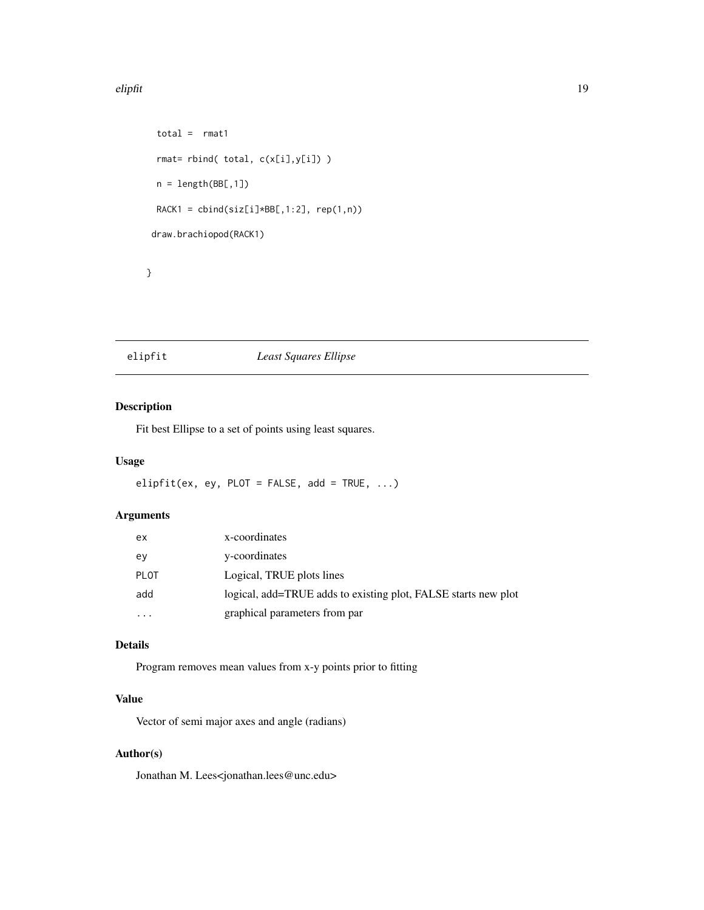```
  total =  rmat1

  rmat= rbind( total, c(x[i],y[i]) )

  n = length(BB[,1])

  RACK1 = cbind(siz[i]*BB[,1:2], rep(1,n))

 draw.brachiopod(RACK1)


}
```

## elipfit *Least Squares Ellipse*

### Description

Fit best Ellipse to a set of points using least squares.

### Usage

```
elipfit(ex, ey, PLOT = FALSE, add = TRUE, ...)
```

### Arguments

| | |
|---|---|
| ex | x-coordinates |
| ey | y-coordinates |
| PLOT | Logical, TRUE plots lines |
| add | logical, add=TRUE adds to existing plot, FALSE starts new plot |
| ... | graphical parameters from par |

### Details

Program removes mean values from x-y points prior to fitting

### Value

Vector of semi major axes and angle (radians)

### Author(s)

Jonathan M. Lees<jonathan.lees@unc.edu>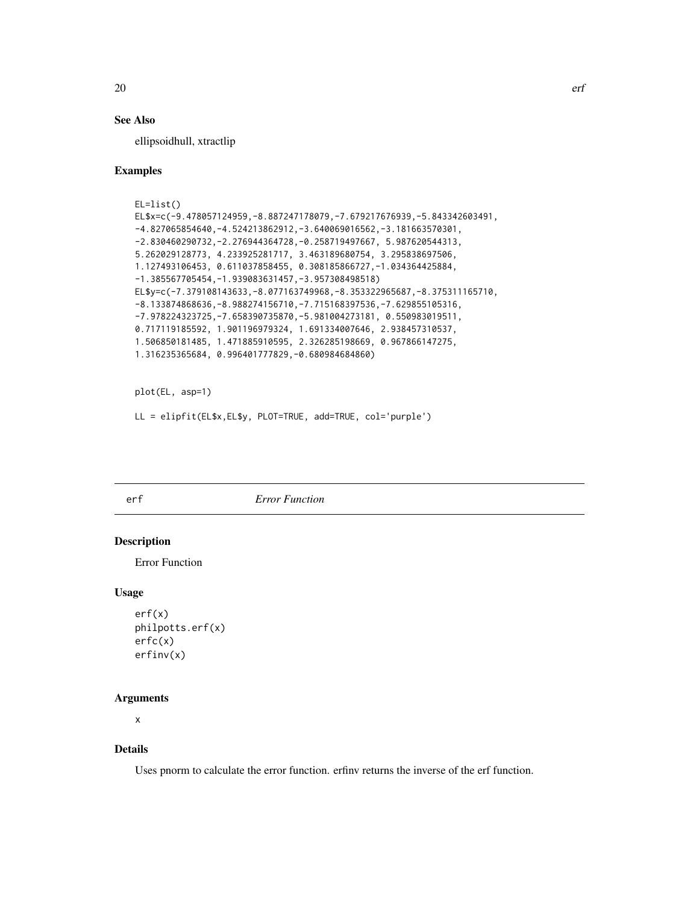## See Also

ellipsoidhull, xtractlip

## Examples

```
EL=list()
EL$x=c(-9.478057124959,-8.887247178079,-7.679217676939,-5.843342603491,
-4.827065854640,-4.524213862912,-3.640069016562,-3.181663570301,
-2.830460290732,-2.276944364728,-0.258719497667, 5.987620544313,
5.262029128773, 4.233925281717, 3.463189680754, 3.295838697506,
1.127493106453, 0.611037858455, 0.308185866727,-1.034364425884,
-1.385567705454,-1.939083631457,-3.957308498518)
EL$y=c(-7.379108143633,-8.077163749968,-8.353322965687,-8.375311165710,
-8.133874868636,-8.988274156710,-7.715168397536,-7.629855105316,
-7.978224323725,-7.658390735870,-5.981004273181, 0.550983019511,
0.717119185592, 1.901196979324, 1.691334007646, 2.938457310537,
1.506850181485, 1.471885910595, 2.326285198669, 0.967866147275,
1.316235365684, 0.996401777829,-0.680984684860)


plot(EL, asp=1)

LL = elipfit(EL$x,EL$y, PLOT=TRUE, add=TRUE, col='purple')
```

---

# erf *Error Function*

## Description

Error Function

## Usage

```
erf(x)
philpotts.erf(x)
erfc(x)
erfinv(x)
```

## Arguments

x

## Details

Uses pnorm to calculate the error function. erfinv returns the inverse of the erf function.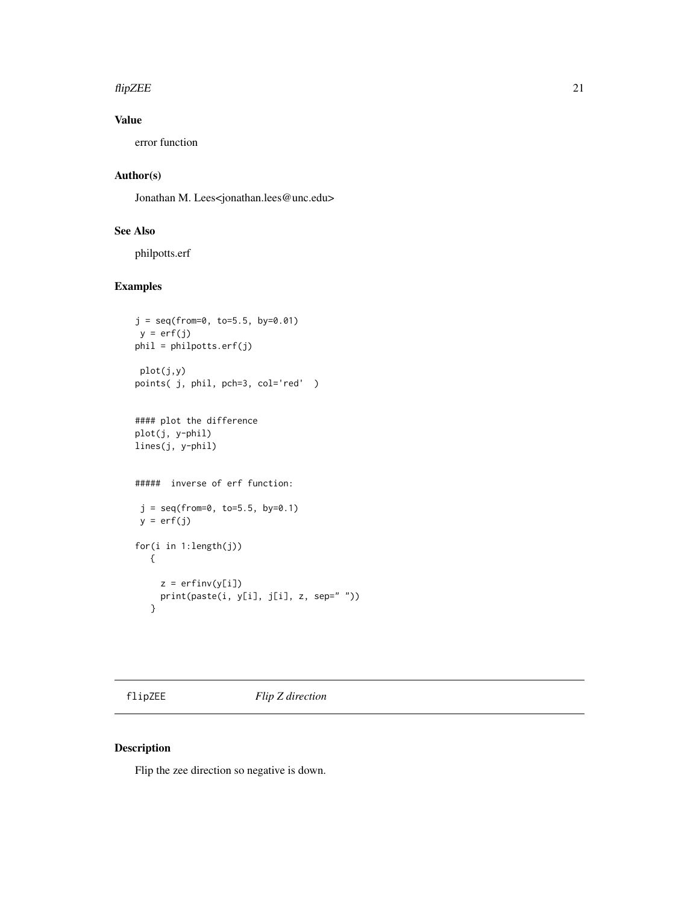## Value

error function

## Author(s)

Jonathan M. Lees<jonathan.lees@unc.edu>

## See Also

philpotts.erf

## Examples

```
j = seq(from=0, to=5.5, by=0.01)
 y = erf(j)
phil = philpotts.erf(j)

 plot(j,y)
points( j, phil, pch=3, col='red'  )


#### plot the difference
plot(j, y-phil)
lines(j, y-phil)


#####  inverse of erf function:

 j = seq(from=0, to=5.5, by=0.1)
 y = erf(j)

for(i in 1:length(j))
   {

     z = erfinv(y[i])
     print(paste(i, y[i], j[i], z, sep=" "))
   }
```

---

# flipZEE *Flip Z direction*

## Description

Flip the zee direction so negative is down.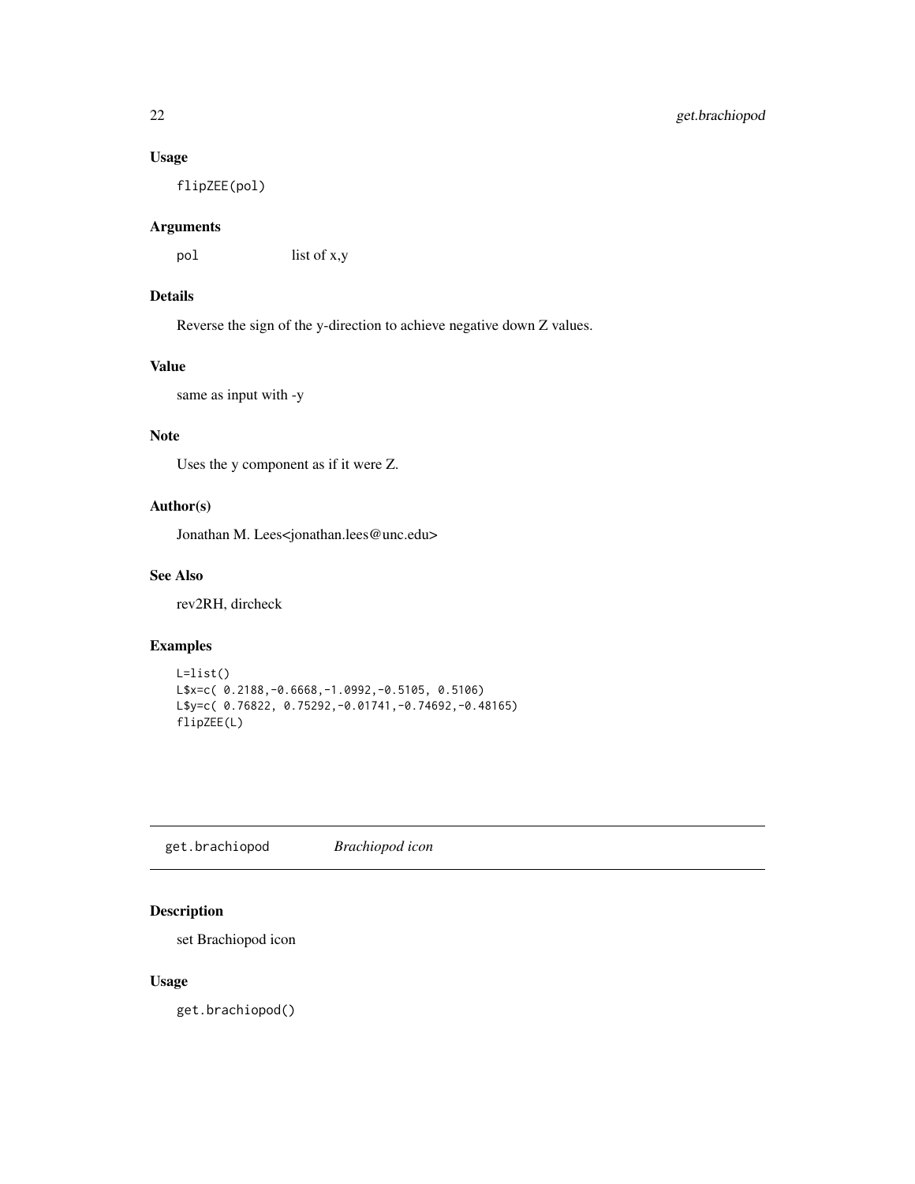### Usage

```
flipZEE(pol)
```

### Arguments

| | |
|---|---|
| `pol` | list of x,y |

### Details

Reverse the sign of the y-direction to achieve negative down Z values.

### Value

same as input with -y

### Note

Uses the y component as if it were Z.

### Author(s)

Jonathan M. Lees<jonathan.lees@unc.edu>

### See Also

rev2RH, dircheck

### Examples

```
L=list()
L$x=c( 0.2188,-0.6668,-1.0992,-0.5105, 0.5106)
L$y=c( 0.76822, 0.75292,-0.01741,-0.74692,-0.48165)
flipZEE(L)
```

---

## get.brachiopod *Brachiopod icon*

### Description

set Brachiopod icon

### Usage

```
get.brachiopod()
```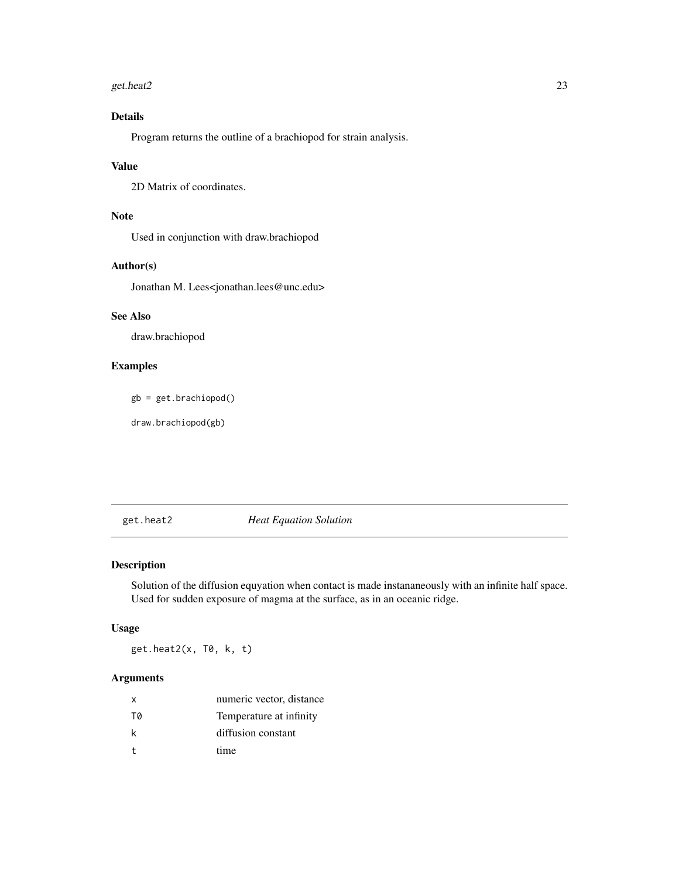## Details

Program returns the outline of a brachiopod for strain analysis.

## Value

2D Matrix of coordinates.

## Note

Used in conjunction with draw.brachiopod

## Author(s)

Jonathan M. Lees<jonathan.lees@unc.edu>

## See Also

draw.brachiopod

## Examples

```
gb = get.brachiopod()

draw.brachiopod(gb)
```

---

# get.heat2 *Heat Equation Solution*

## Description

Solution of the diffusion equyation when contact is made instananeously with an infinite half space. Used for sudden exposure of magma at the surface, as in an oceanic ridge.

## Usage

```
get.heat2(x, T0, k, t)
```

## Arguments

| | |
|---|---|
| x | numeric vector, distance |
| T0 | Temperature at infinity |
| k | diffusion constant |
| t | time |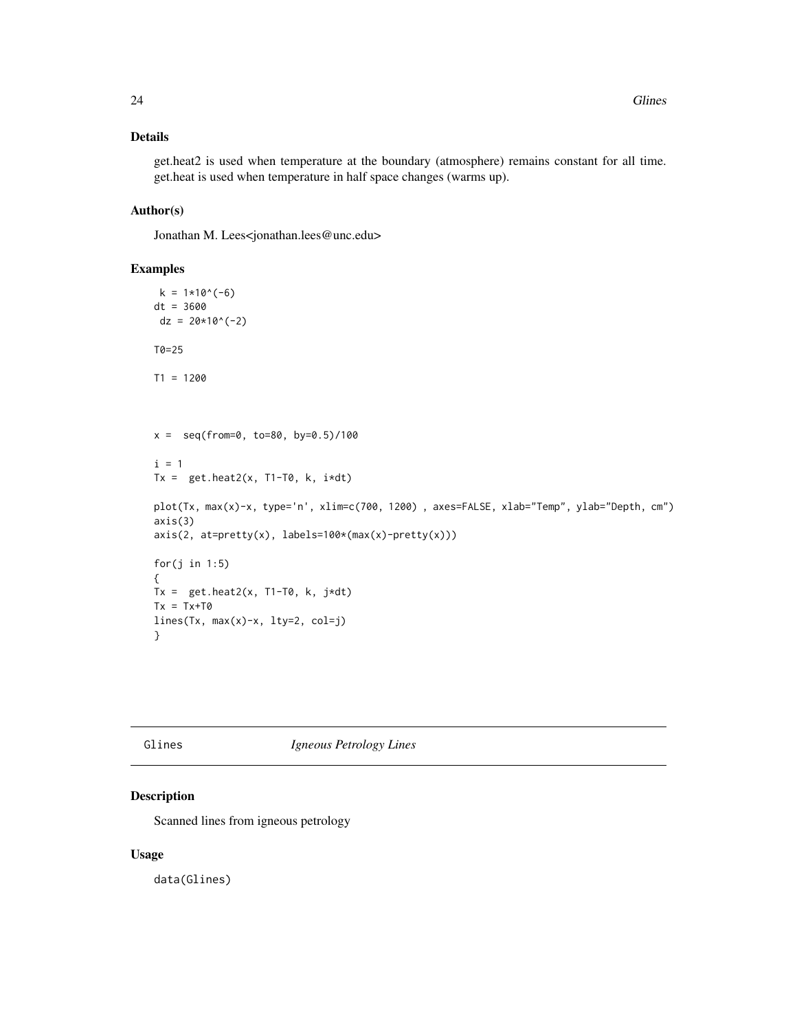## Details

get.heat2 is used when temperature at the boundary (atmosphere) remains constant for all time. get.heat is used when temperature in half space changes (warms up).

## Author(s)

Jonathan M. Lees<jonathan.lees@unc.edu>

## Examples

```
 k = 1*10^(-6)
dt = 3600
 dz = 20*10^(-2)

T0=25

T1 = 1200



x =  seq(from=0, to=80, by=0.5)/100

i = 1
Tx =  get.heat2(x, T1-T0, k, i*dt)

plot(Tx, max(x)-x, type='n', xlim=c(700, 1200) , axes=FALSE, xlab="Temp", ylab="Depth, cm")
axis(3)
axis(2, at=pretty(x), labels=100*(max(x)-pretty(x)))

for(j in 1:5)
{
Tx =  get.heat2(x, T1-T0, k, j*dt)
Tx = Tx+T0
lines(Tx, max(x)-x, lty=2, col=j)
}
```

---

# Glines *Igneous Petrology Lines*

## Description

Scanned lines from igneous petrology

## Usage

```
data(Glines)
```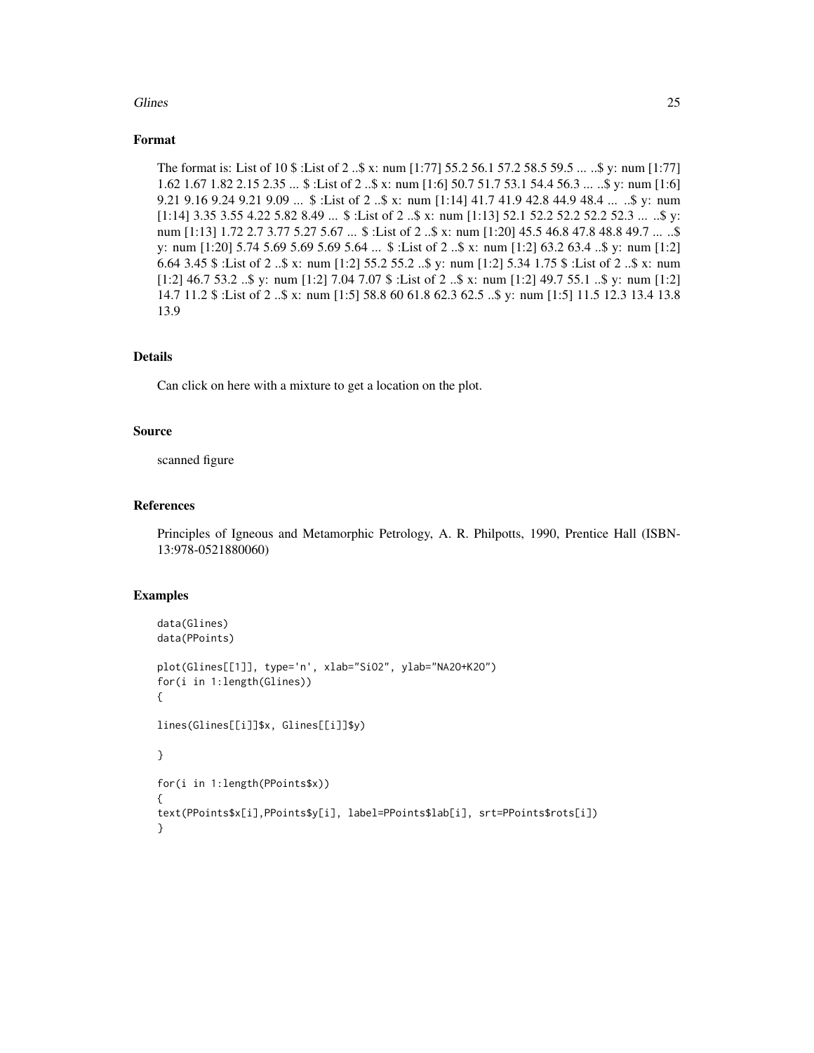### Format

The format is: List of 10 $ :List of 2 ..$ x: num [1:77] 55.2 56.1 57.2 58.5 59.5 ... ..$ y: num [1:77] 1.62 1.67 1.82 2.15 2.35 ... $ :List of 2 ..$ x: num [1:6] 50.7 51.7 53.1 54.4 56.3 ... ..$ y: num [1:6] 9.21 9.16 9.24 9.21 9.09 ... $ :List of 2 ..$ x: num [1:14] 41.7 41.9 42.8 44.9 48.4 ... ..$ y: num [1:14] 3.35 3.55 4.22 5.82 8.49 ... $ :List of 2 ..$ x: num [1:13] 52.1 52.2 52.2 52.2 52.3 ... ..$ y: num [1:13] 1.72 2.7 3.77 5.27 5.67 ... $ :List of 2 ..$ x: num [1:20] 45.5 46.8 47.8 48.8 49.7 ... ..$ y: num [1:20] 5.74 5.69 5.69 5.69 5.64 ... $ :List of 2 ..$ x: num [1:2] 63.2 63.4 ..$ y: num [1:2] 6.64 3.45 $ :List of 2 ..$ x: num [1:2] 55.2 55.2 ..$ y: num [1:2] 5.34 1.75 $ :List of 2 ..$ x: num [1:2] 46.7 53.2 ..$ y: num [1:2] 7.04 7.07 $ :List of 2 ..$ x: num [1:2] 49.7 55.1 ..$ y: num [1:2] 14.7 11.2 $ :List of 2 ..$ x: num [1:5] 58.8 60 61.8 62.3 62.5 ..$ y: num [1:5] 11.5 12.3 13.4 13.8 13.9

### Details

Can click on here with a mixture to get a location on the plot.

### Source

scanned figure

### References

Principles of Igneous and Metamorphic Petrology, A. R. Philpotts, 1990, Prentice Hall (ISBN-13:978-0521880060)

### Examples

```
data(Glines)
data(PPoints)

plot(Glines[[1]], type='n', xlab="SiO2", ylab="NA2O+K2O")
for(i in 1:length(Glines))
{

lines(Glines[[i]]$x, Glines[[i]]$y)

}

for(i in 1:length(PPoints$x))
{
text(PPoints$x[i],PPoints$y[i], label=PPoints$lab[i], srt=PPoints$rots[i])
}
```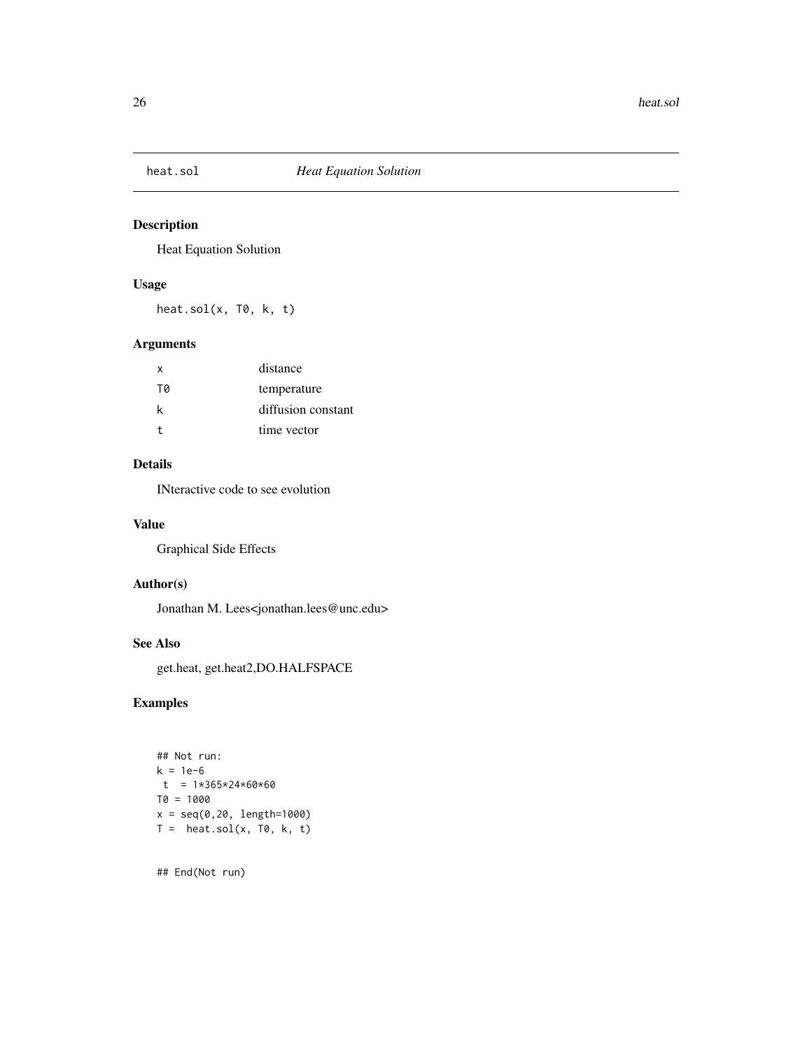# heat.sol *Heat Equation Solution*

## Description

Heat Equation Solution

## Usage

```
heat.sol(x, T0, k, t)
```

## Arguments

| | |
|---|---|
| x | distance |
| T0 | temperature |
| k | diffusion constant |
| t | time vector |

## Details

INteractive code to see evolution

## Value

Graphical Side Effects

## Author(s)

Jonathan M. Lees<jonathan.lees@unc.edu>

## See Also

get.heat, get.heat2,DO.HALFSPACE

## Examples

```
## Not run:
k = 1e-6
 t  = 1*365*24*60*60
T0 = 1000
x = seq(0,20, length=1000)
T =  heat.sol(x, T0, k, t)


## End(Not run)
```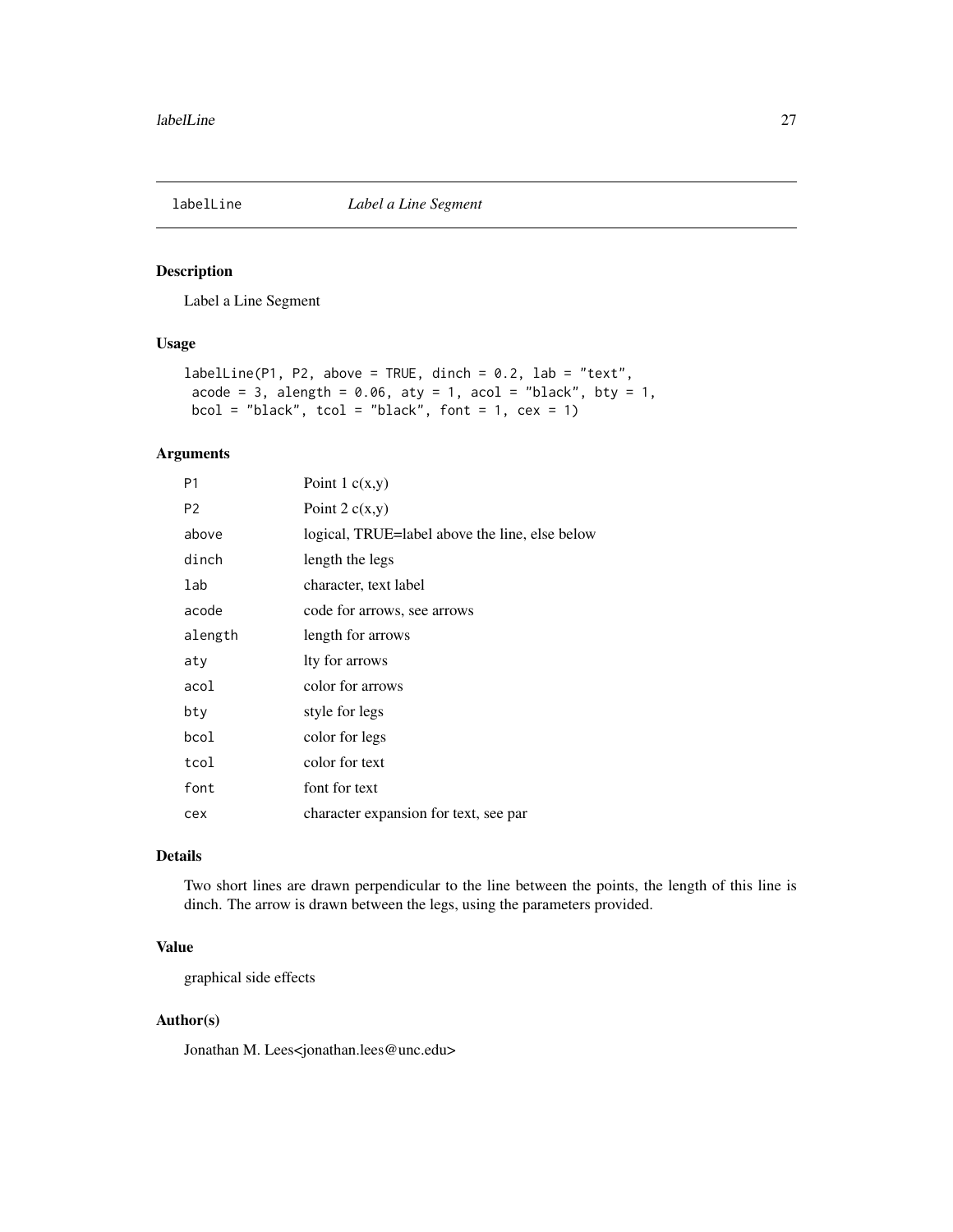# labelLine *Label a Line Segment*

## Description

Label a Line Segment

## Usage

```
labelLine(P1, P2, above = TRUE, dinch = 0.2, lab = "text",
 acode = 3, alength = 0.06, aty = 1, acol = "black", bty = 1,
 bcol = "black", tcol = "black", font = 1, cex = 1)
```

## Arguments

| | |
|---|---|
| P1 | Point 1 c(x,y) |
| P2 | Point 2 c(x,y) |
| above | logical, TRUE=label above the line, else below |
| dinch | length the legs |
| lab | character, text label |
| acode | code for arrows, see arrows |
| alength | length for arrows |
| aty | lty for arrows |
| acol | color for arrows |
| bty | style for legs |
| bcol | color for legs |
| tcol | color for text |
| font | font for text |
| cex | character expansion for text, see par |

## Details

Two short lines are drawn perpendicular to the line between the points, the length of this line is dinch. The arrow is drawn between the legs, using the parameters provided.

## Value

graphical side effects

## Author(s)

Jonathan M. Lees<jonathan.lees@unc.edu>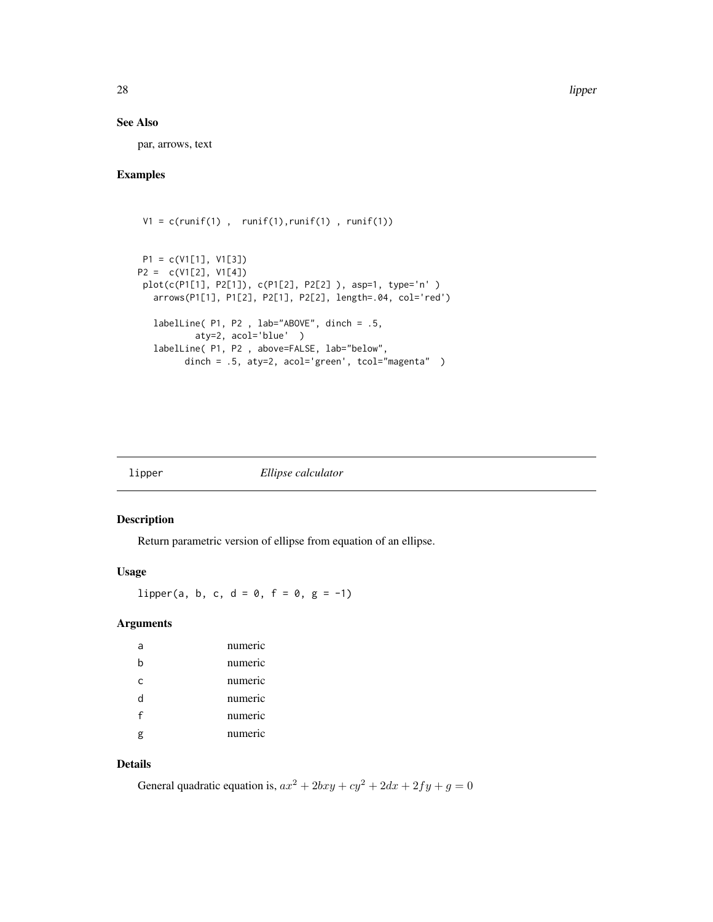## See Also

par, arrows, text

## Examples

```
V1 = c(runif(1) ,  runif(1),runif(1) , runif(1))


 P1 = c(V1[1], V1[3])
P2 =  c(V1[2], V1[4])
 plot(c(P1[1], P2[1]), c(P1[2], P2[2] ), asp=1, type='n' )
   arrows(P1[1], P1[2], P2[1], P2[2], length=.04, col='red')

   labelLine( P1, P2 , lab="ABOVE", dinch = .5,
           aty=2, acol='blue'  )
   labelLine( P1, P2 , above=FALSE, lab="below",
         dinch = .5, aty=2, acol='green', tcol="magenta"  )
```

---

# lipper — *Ellipse calculator*

## Description

Return parametric version of ellipse from equation of an ellipse.

## Usage

```
lipper(a, b, c, d = 0, f = 0, g = -1)
```

## Arguments

| | |
|---|---|
| a | numeric |
| b | numeric |
| c | numeric |
| d | numeric |
| f | numeric |
| g | numeric |

## Details

General quadratic equation is, $ax^2 + 2bxy + cy^2 + 2dx + 2fy + g = 0$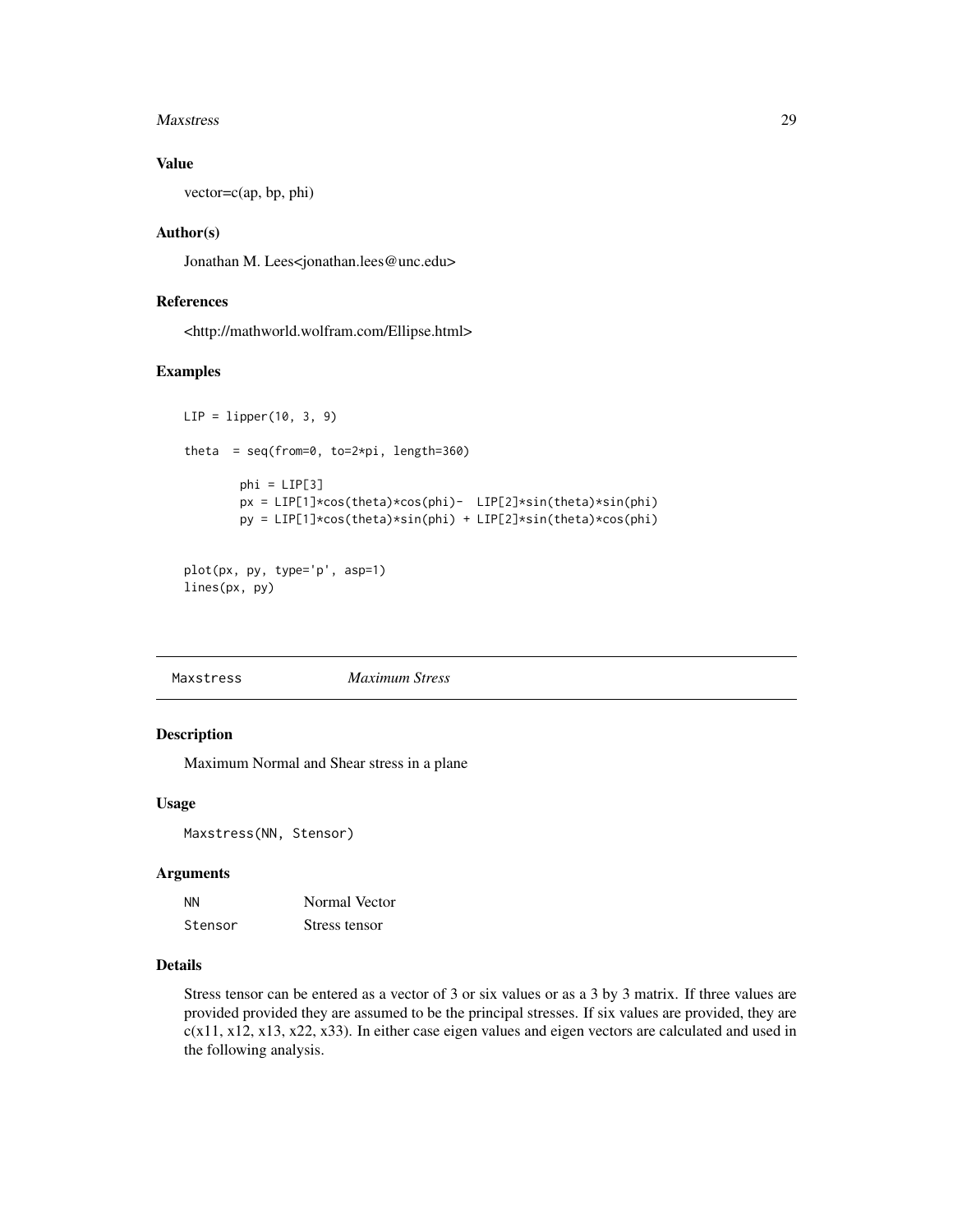### Value

vector=c(ap, bp, phi)

### Author(s)

Jonathan M. Lees<jonathan.lees@unc.edu>

### References

<http://mathworld.wolfram.com/Ellipse.html>

### Examples

```
LIP = lipper(10, 3, 9)

theta  = seq(from=0, to=2*pi, length=360)

        phi = LIP[3]
        px = LIP[1]*cos(theta)*cos(phi)-  LIP[2]*sin(theta)*sin(phi)
        py = LIP[1]*cos(theta)*sin(phi) + LIP[2]*sin(theta)*cos(phi)


plot(px, py, type='p', asp=1)
lines(px, py)
```

---

## Maxstress — *Maximum Stress*

---

### Description

Maximum Normal and Shear stress in a plane

### Usage

```
Maxstress(NN, Stensor)
```

### Arguments

| | |
|---|---|
| NN | Normal Vector |
| Stensor | Stress tensor |

### Details

Stress tensor can be entered as a vector of 3 or six values or as a 3 by 3 matrix. If three values are provided provided they are assumed to be the principal stresses. If six values are provided, they are c(x11, x12, x13, x22, x33). In either case eigen values and eigen vectors are calculated and used in the following analysis.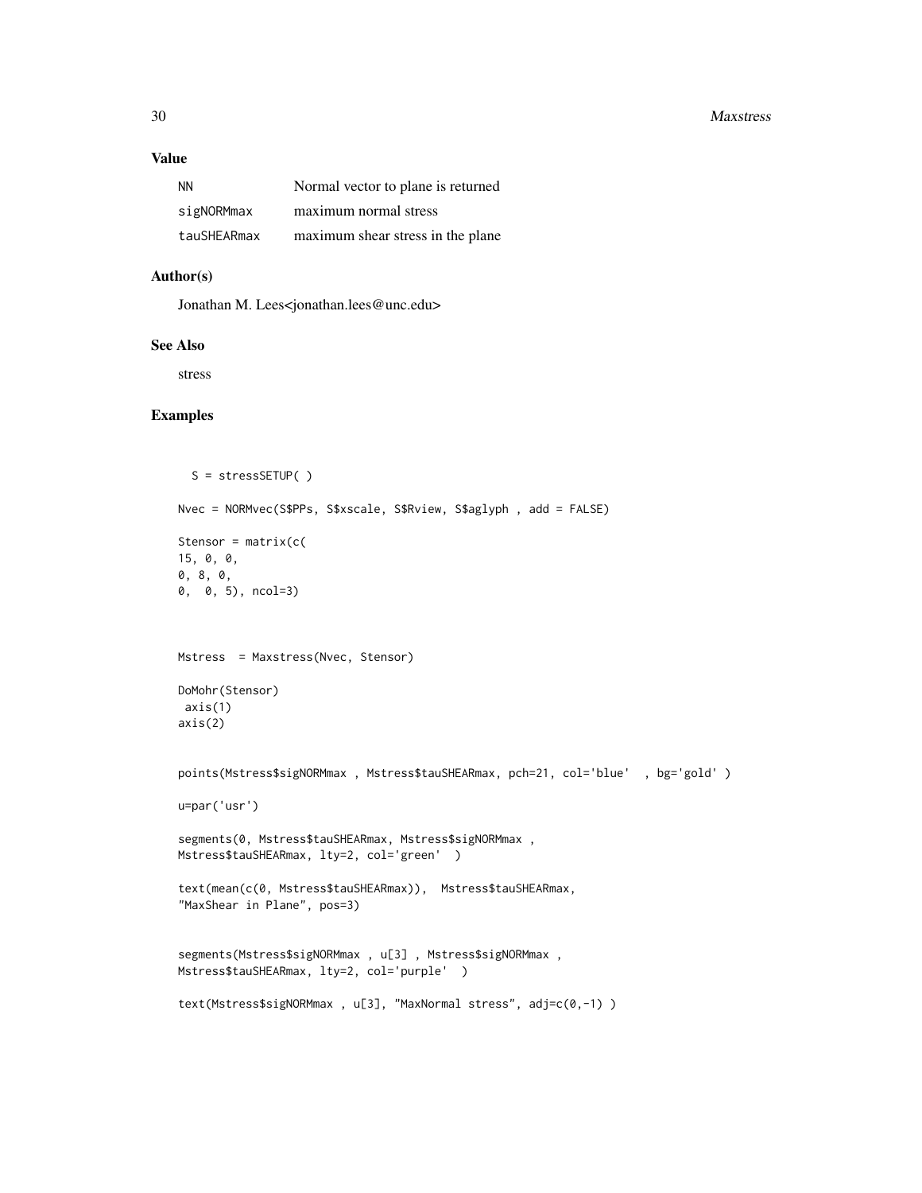## Value

| | |
|---|---|
| NN | Normal vector to plane is returned |
| sigNORMmax | maximum normal stress |
| tauSHEARmax | maximum shear stress in the plane |

## Author(s)

Jonathan M. Lees<jonathan.lees@unc.edu>

## See Also

stress

## Examples

```
  S = stressSETUP( )

Nvec = NORMvec(S$PPs, S$xscale, S$Rview, S$aglyph , add = FALSE)

Stensor = matrix(c(
15, 0, 0,
0, 8, 0,
0,  0, 5), ncol=3)



Mstress  = Maxstress(Nvec, Stensor)

DoMohr(Stensor)
 axis(1)
axis(2)


points(Mstress$sigNORMmax , Mstress$tauSHEARmax, pch=21, col='blue'  , bg='gold' )

u=par('usr')

segments(0, Mstress$tauSHEARmax, Mstress$sigNORMmax ,
Mstress$tauSHEARmax, lty=2, col='green'  )

text(mean(c(0, Mstress$tauSHEARmax)),  Mstress$tauSHEARmax,
"MaxShear in Plane", pos=3)


segments(Mstress$sigNORMmax , u[3] , Mstress$sigNORMmax ,
Mstress$tauSHEARmax, lty=2, col='purple'  )

text(Mstress$sigNORMmax , u[3], "MaxNormal stress", adj=c(0,-1) )
```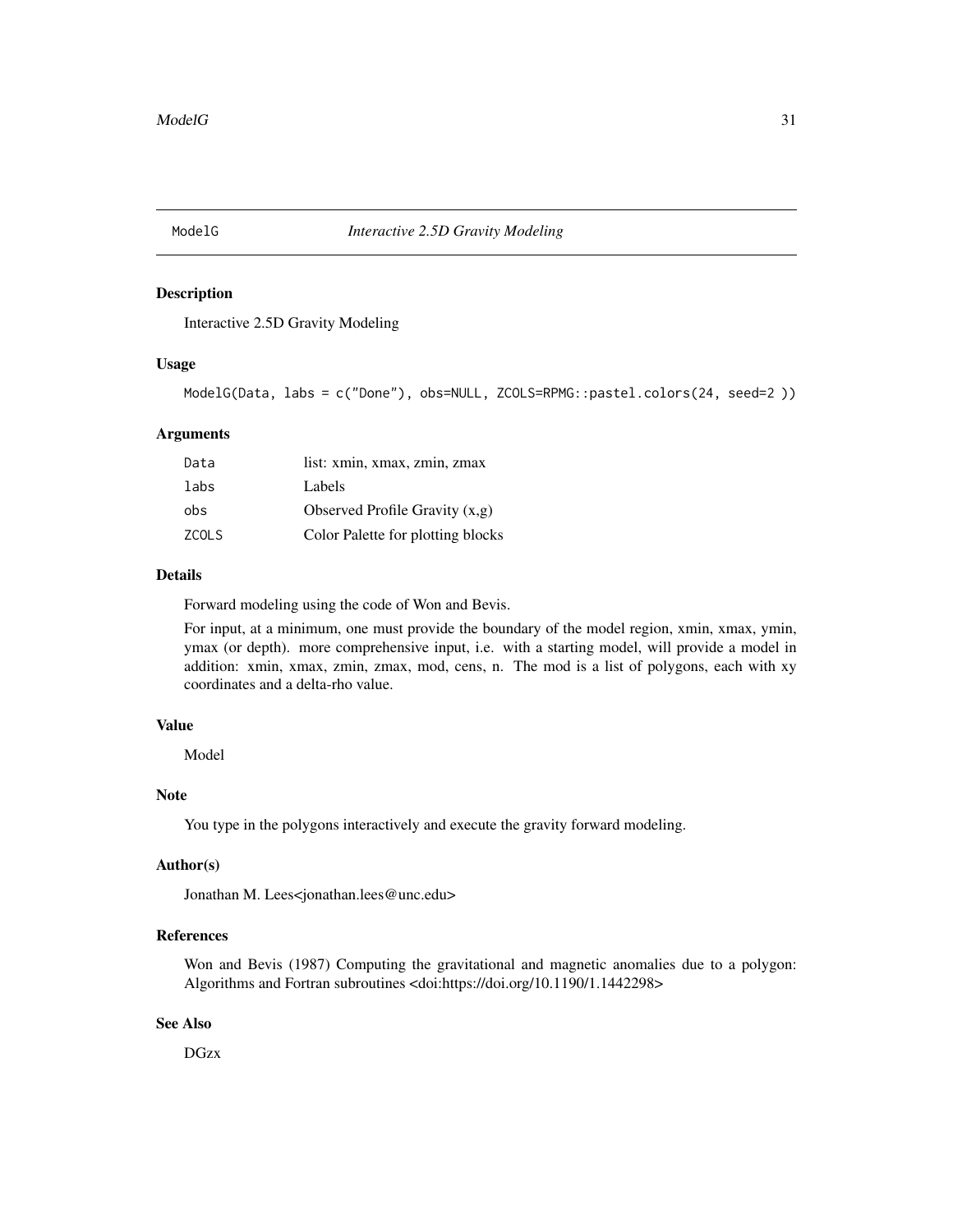# ModelG — *Interactive 2.5D Gravity Modeling*

## Description

Interactive 2.5D Gravity Modeling

## Usage

```
ModelG(Data, labs = c("Done"), obs=NULL, ZCOLS=RPMG::pastel.colors(24, seed=2 ))
```

## Arguments

| | |
|---|---|
| Data | list: xmin, xmax, zmin, zmax |
| labs | Labels |
| obs | Observed Profile Gravity (x,g) |
| ZCOLS | Color Palette for plotting blocks |

## Details

Forward modeling using the code of Won and Bevis.

For input, at a minimum, one must provide the boundary of the model region, xmin, xmax, ymin, ymax (or depth). more comprehensive input, i.e. with a starting model, will provide a model in addition: xmin, xmax, zmin, zmax, mod, cens, n. The mod is a list of polygons, each with xy coordinates and a delta-rho value.

## Value

Model

## Note

You type in the polygons interactively and execute the gravity forward modeling.

## Author(s)

Jonathan M. Lees<jonathan.lees@unc.edu>

## References

Won and Bevis (1987) Computing the gravitational and magnetic anomalies due to a polygon: Algorithms and Fortran subroutines <doi:https://doi.org/10.1190/1.1442298>

## See Also

DGzx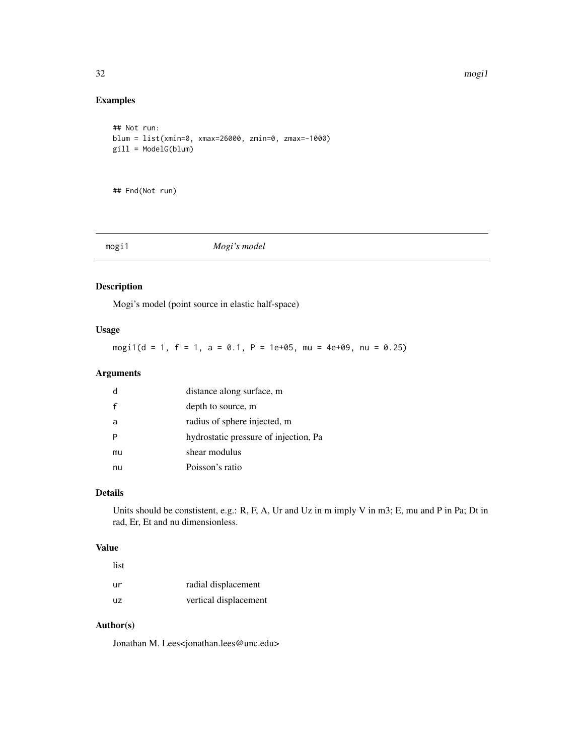## Examples

```
## Not run:
blum = list(xmin=0, xmax=26000, zmin=0, zmax=-1000)
gill = ModelG(blum)



## End(Not run)
```

---

mogi1 *Mogi's model*

---

## Description

Mogi's model (point source in elastic half-space)

## Usage

```
mogi1(d = 1, f = 1, a = 0.1, P = 1e+05, mu = 4e+09, nu = 0.25)
```

## Arguments

| | |
|---|---|
| d | distance along surface, m |
| f | depth to source, m |
| a | radius of sphere injected, m |
| P | hydrostatic pressure of injection, Pa |
| mu | shear modulus |
| nu | Poisson's ratio |

## Details

Units should be constistent, e.g.: R, F, A, Ur and Uz in m imply V in m3; E, mu and P in Pa; Dt in rad, Er, Et and nu dimensionless.

## Value

list

| | |
|---|---|
| ur | radial displacement |
| uz | vertical displacement |

## Author(s)

Jonathan M. Lees<jonathan.lees@unc.edu>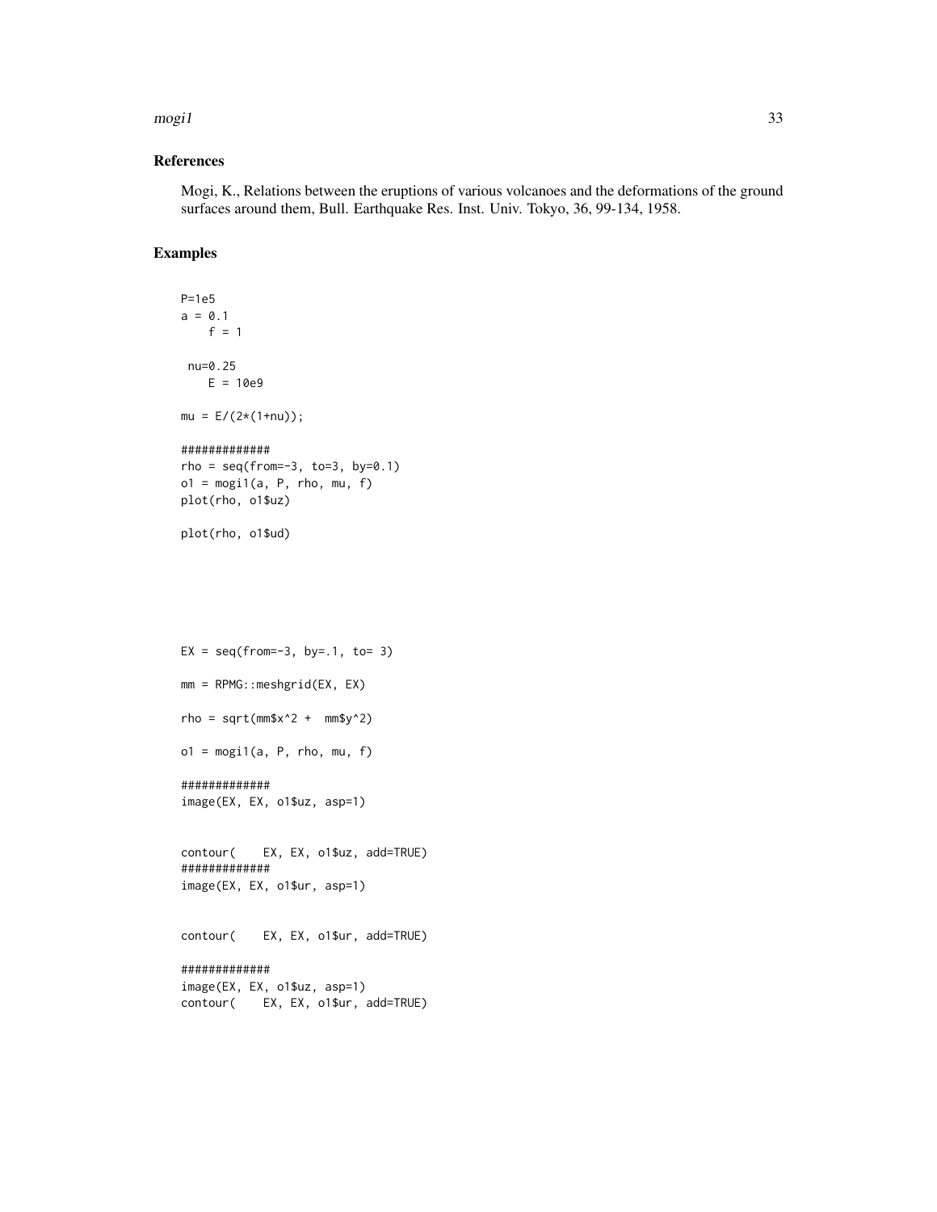## References

Mogi, K., Relations between the eruptions of various volcanoes and the deformations of the ground surfaces around them, Bull. Earthquake Res. Inst. Univ. Tokyo, 36, 99-134, 1958.

## Examples

```
P=1e5
a = 0.1
    f = 1

 nu=0.25
    E = 10e9

mu = E/(2*(1+nu));

#############
rho = seq(from=-3, to=3, by=0.1)
o1 = mogi1(a, P, rho, mu, f)
plot(rho, o1$uz)

plot(rho, o1$ud)






EX = seq(from=-3, by=.1, to= 3)

mm = RPMG::meshgrid(EX, EX)

rho = sqrt(mm$x^2 +  mm$y^2)

o1 = mogi1(a, P, rho, mu, f)

#############
image(EX, EX, o1$uz, asp=1)


contour(    EX, EX, o1$uz, add=TRUE)
#############
image(EX, EX, o1$ur, asp=1)


contour(    EX, EX, o1$ur, add=TRUE)

#############
image(EX, EX, o1$uz, asp=1)
contour(    EX, EX, o1$ur, add=TRUE)
```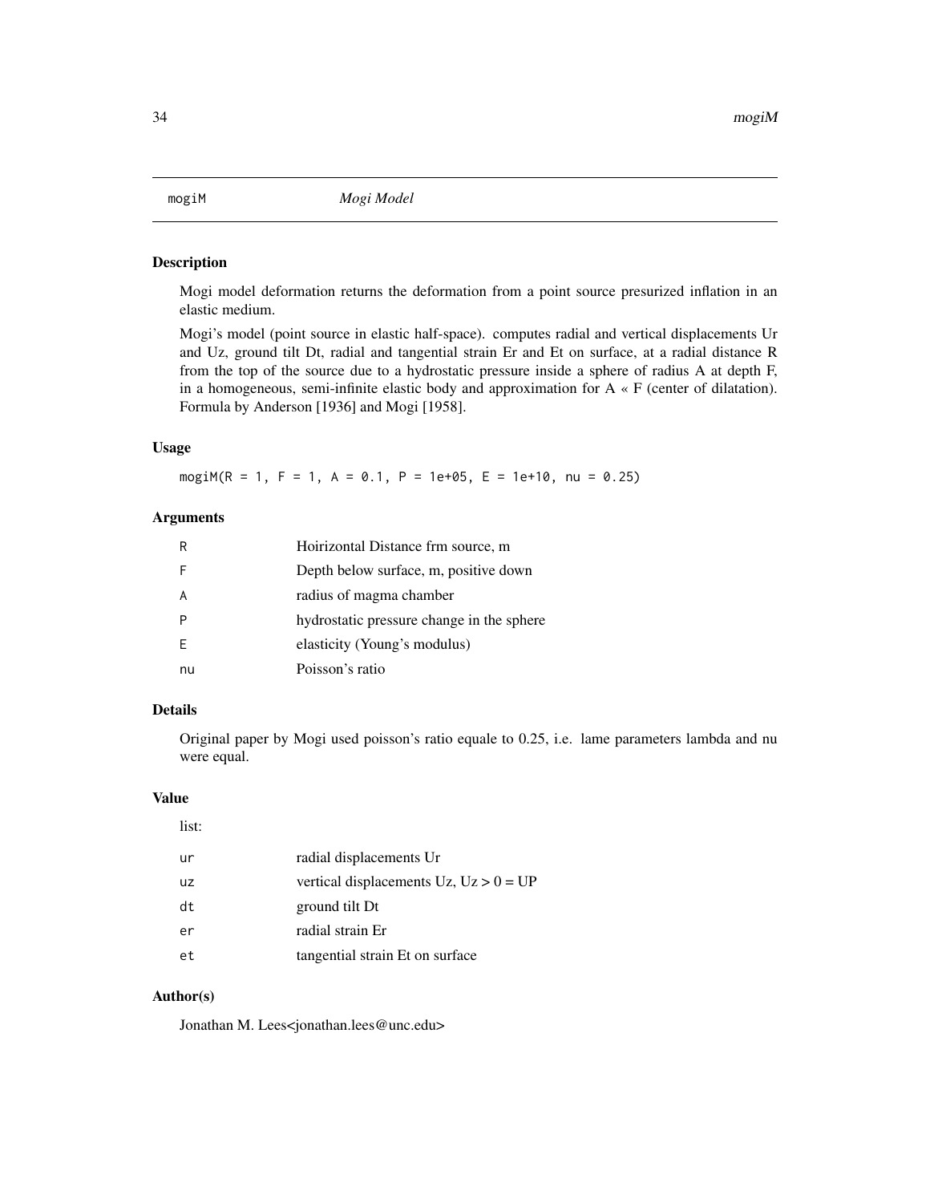mogiM *Mogi Model*

## Description

Mogi model deformation returns the deformation from a point source presurized inflation in an elastic medium.

Mogi's model (point source in elastic half-space). computes radial and vertical displacements Ur and Uz, ground tilt Dt, radial and tangential strain Er and Et on surface, at a radial distance R from the top of the source due to a hydrostatic pressure inside a sphere of radius A at depth F, in a homogeneous, semi-infinite elastic body and approximation for A « F (center of dilatation). Formula by Anderson [1936] and Mogi [1958].

## Usage

```
mogiM(R = 1, F = 1, A = 0.1, P = 1e+05, E = 1e+10, nu = 0.25)
```

## Arguments

| | |
|---|---|
| R | Hoirizontal Distance frm source, m |
| F | Depth below surface, m, positive down |
| A | radius of magma chamber |
| P | hydrostatic pressure change in the sphere |
| E | elasticity (Young's modulus) |
| nu | Poisson's ratio |

## Details

Original paper by Mogi used poisson's ratio equale to 0.25, i.e. lame parameters lambda and nu were equal.

## Value

list:

| | |
|---|---|
| ur | radial displacements Ur |
| uz | vertical displacements Uz, Uz > 0 = UP |
| dt | ground tilt Dt |
| er | radial strain Er |
| et | tangential strain Et on surface |

## Author(s)

Jonathan M. Lees<jonathan.lees@unc.edu>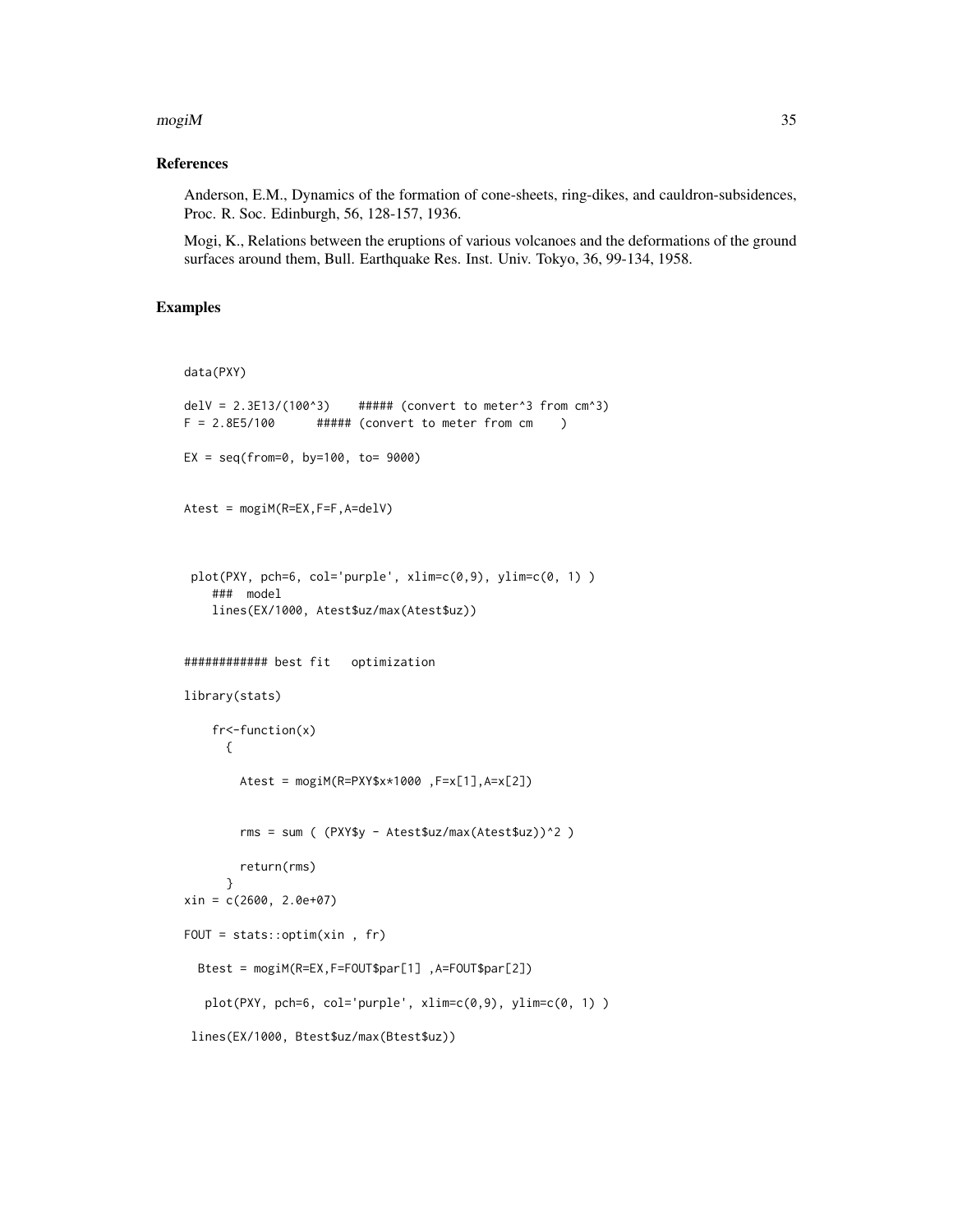## References

Anderson, E.M., Dynamics of the formation of cone-sheets, ring-dikes, and cauldron-subsidences, Proc. R. Soc. Edinburgh, 56, 128-157, 1936.

Mogi, K., Relations between the eruptions of various volcanoes and the deformations of the ground surfaces around them, Bull. Earthquake Res. Inst. Univ. Tokyo, 36, 99-134, 1958.

## Examples

```
data(PXY)

delV = 2.3E13/(100^3)    ##### (convert to meter^3 from cm^3)
F = 2.8E5/100      ##### (convert to meter from cm    )

EX = seq(from=0, by=100, to= 9000)


Atest = mogiM(R=EX,F=F,A=delV)



 plot(PXY, pch=6, col='purple', xlim=c(0,9), ylim=c(0, 1) )
    ###  model
    lines(EX/1000, Atest$uz/max(Atest$uz))


############ best fit   optimization

library(stats)

    fr<-function(x)
      {

        Atest = mogiM(R=PXY$x*1000 ,F=x[1],A=x[2])


        rms = sum ( (PXY$y - Atest$uz/max(Atest$uz))^2 )

        return(rms)
      }
xin = c(2600, 2.0e+07)

FOUT = stats::optim(xin , fr)

  Btest = mogiM(R=EX,F=FOUT$par[1] ,A=FOUT$par[2])

   plot(PXY, pch=6, col='purple', xlim=c(0,9), ylim=c(0, 1) )

 lines(EX/1000, Btest$uz/max(Btest$uz))
```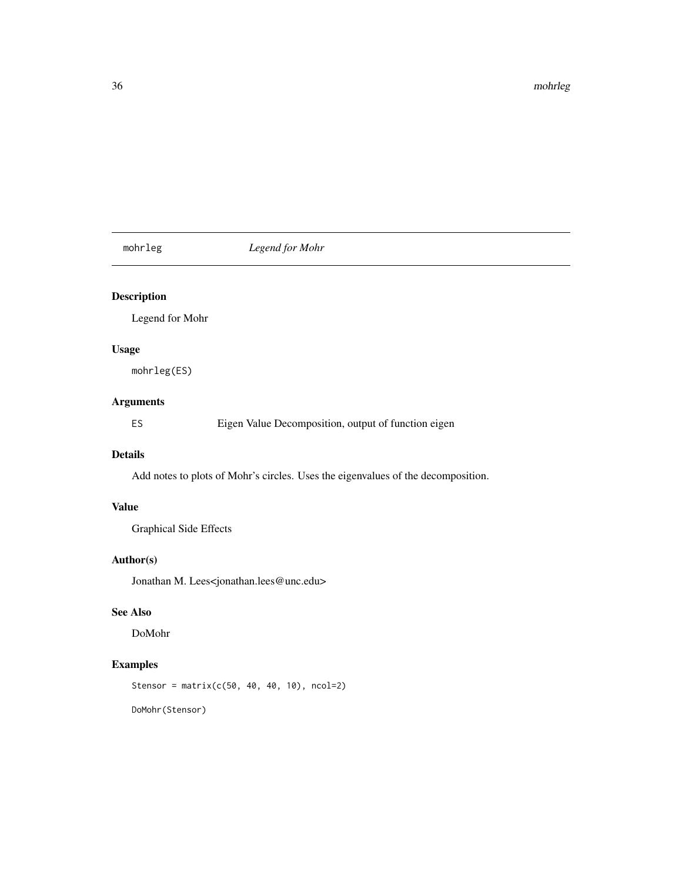# mohrleg — *Legend for Mohr*

## Description

Legend for Mohr

## Usage

```
mohrleg(ES)
```

## Arguments

| | |
|---|---|
| ES | Eigen Value Decomposition, output of function eigen |

## Details

Add notes to plots of Mohr's circles. Uses the eigenvalues of the decomposition.

## Value

Graphical Side Effects

## Author(s)

Jonathan M. Lees<jonathan.lees@unc.edu>

## See Also

DoMohr

## Examples

```
Stensor = matrix(c(50, 40, 40, 10), ncol=2)

DoMohr(Stensor)
```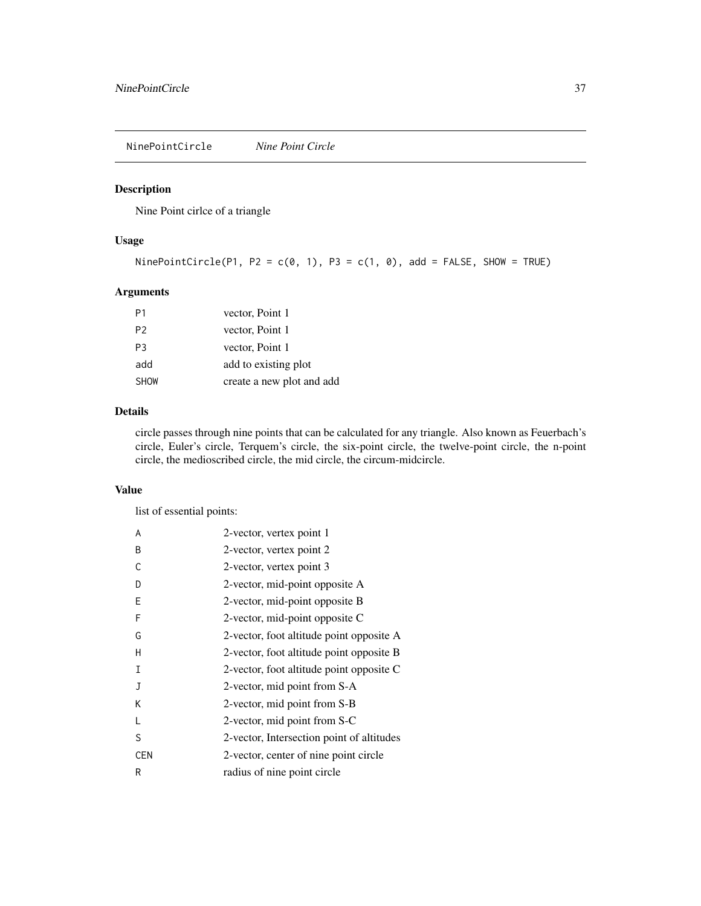## NinePointCircle *Nine Point Circle*

### Description

Nine Point cirlce of a triangle

### Usage

```
NinePointCircle(P1, P2 = c(0, 1), P3 = c(1, 0), add = FALSE, SHOW = TRUE)
```

### Arguments

| | |
|---|---|
| P1 | vector, Point 1 |
| P2 | vector, Point 1 |
| P3 | vector, Point 1 |
| add | add to existing plot |
| SHOW | create a new plot and add |

### Details

circle passes through nine points that can be calculated for any triangle. Also known as Feuerbach's circle, Euler's circle, Terquem's circle, the six-point circle, the twelve-point circle, the n-point circle, the medioscribed circle, the mid circle, the circum-midcircle.

### Value

list of essential points:

| | |
|---|---|
| A | 2-vector, vertex point 1 |
| B | 2-vector, vertex point 2 |
| C | 2-vector, vertex point 3 |
| D | 2-vector, mid-point opposite A |
| E | 2-vector, mid-point opposite B |
| F | 2-vector, mid-point opposite C |
| G | 2-vector, foot altitude point opposite A |
| H | 2-vector, foot altitude point opposite B |
| I | 2-vector, foot altitude point opposite C |
| J | 2-vector, mid point from S-A |
| K | 2-vector, mid point from S-B |
| L | 2-vector, mid point from S-C |
| S | 2-vector, Intersection point of altitudes |
| CEN | 2-vector, center of nine point circle |
| R | radius of nine point circle |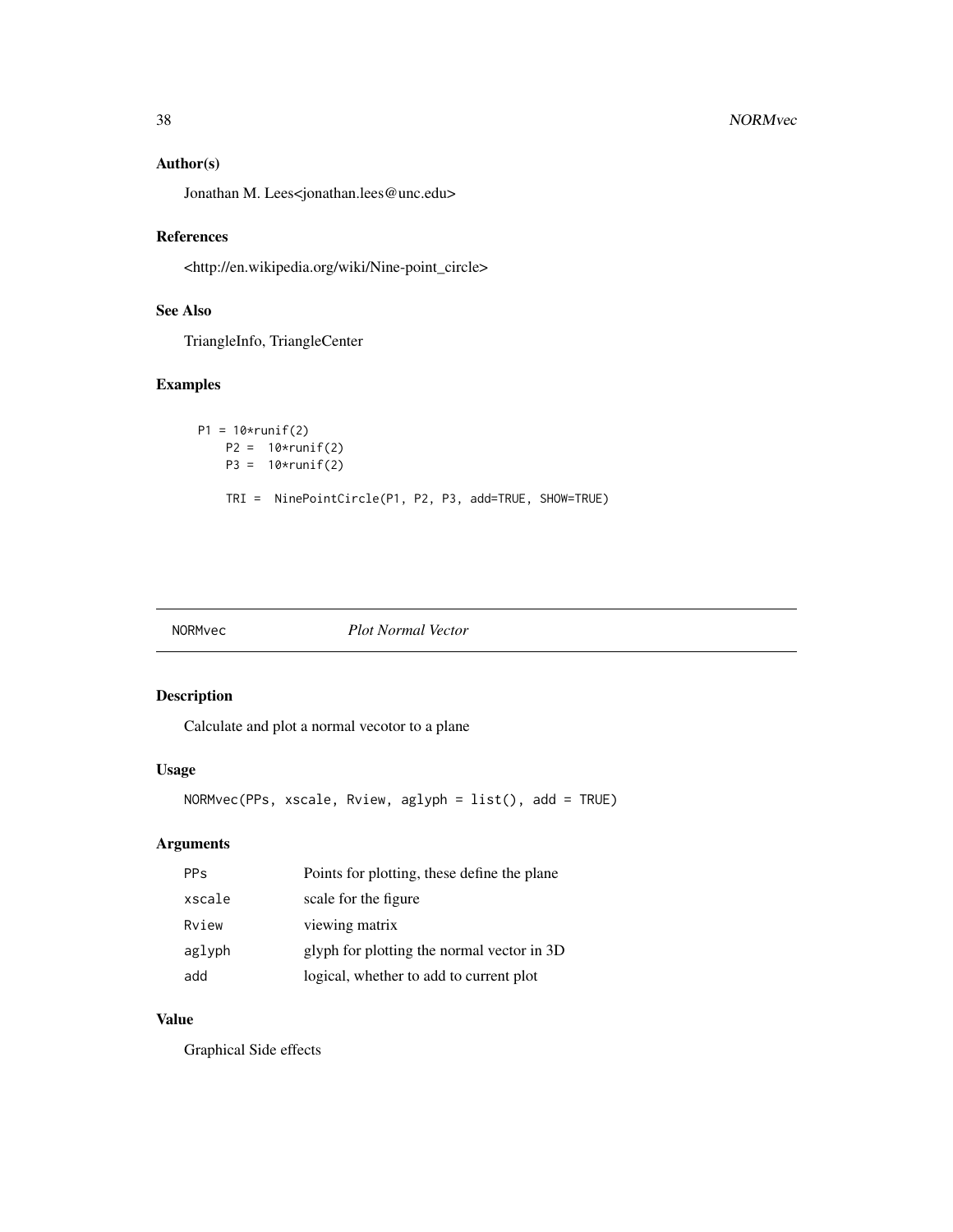### Author(s)

Jonathan M. Lees<jonathan.lees@unc.edu>

### References

<http://en.wikipedia.org/wiki/Nine-point_circle>

### See Also

TriangleInfo, TriangleCenter

### Examples

```
P1 = 10*runif(2)
    P2 =  10*runif(2)
    P3 =  10*runif(2)

    TRI =  NinePointCircle(P1, P2, P3, add=TRUE, SHOW=TRUE)
```

---

## NORMvec    *Plot Normal Vector*

---

### Description

Calculate and plot a normal vecotor to a plane

### Usage

```
NORMvec(PPs, xscale, Rview, aglyph = list(), add = TRUE)
```

### Arguments

| | |
|---|---|
| PPs | Points for plotting, these define the plane |
| xscale | scale for the figure |
| Rview | viewing matrix |
| aglyph | glyph for plotting the normal vector in 3D |
| add | logical, whether to add to current plot |

### Value

Graphical Side effects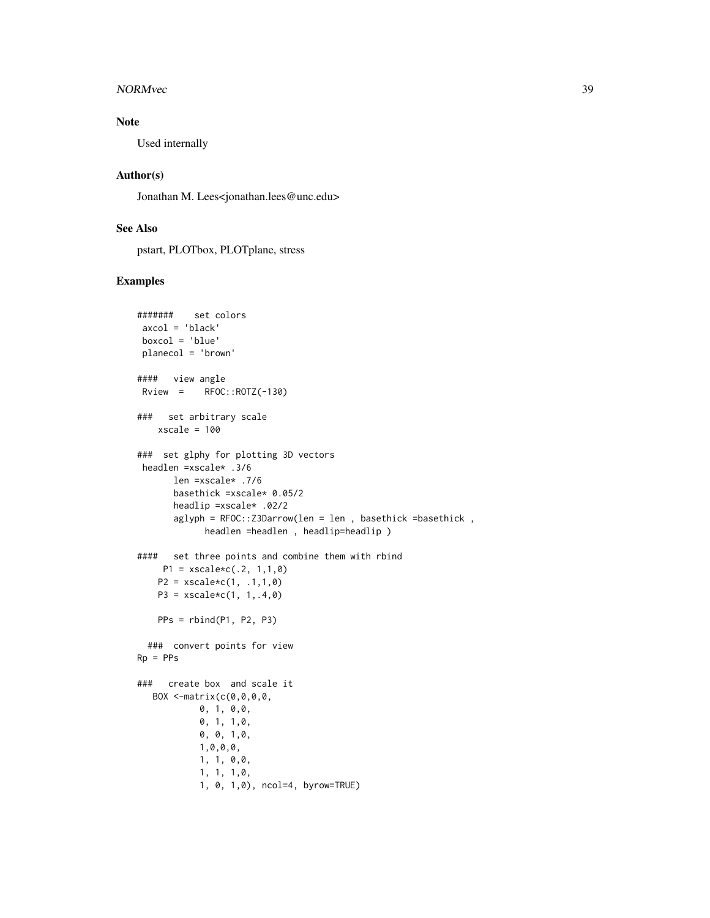## Note

Used internally

## Author(s)

Jonathan M. Lees<jonathan.lees@unc.edu>

## See Also

pstart, PLOTbox, PLOTplane, stress

## Examples

```
#######    set colors
 axcol = 'black'
 boxcol = 'blue'
 planecol = 'brown'

####   view angle
 Rview  =    RFOC::ROTZ(-130)

###   set arbitrary scale
    xscale = 100

###  set glphy for plotting 3D vectors
 headlen =xscale* .3/6
       len =xscale* .7/6
       basethick =xscale* 0.05/2
       headlip =xscale* .02/2
       aglyph = RFOC::Z3Darrow(len = len , basethick =basethick ,
             headlen =headlen , headlip=headlip )

####   set three points and combine them with rbind
     P1 = xscale*c(.2, 1,1,0)
    P2 = xscale*c(1, .1,1,0)
    P3 = xscale*c(1, 1,.4,0)

    PPs = rbind(P1, P2, P3)

  ###  convert points for view
Rp = PPs

###   create box  and scale it
   BOX <-matrix(c(0,0,0,0,
            0, 1, 0,0,
            0, 1, 1,0,
            0, 0, 1,0,
            1,0,0,0,
            1, 1, 0,0,
            1, 1, 1,0,
            1, 0, 1,0), ncol=4, byrow=TRUE)
```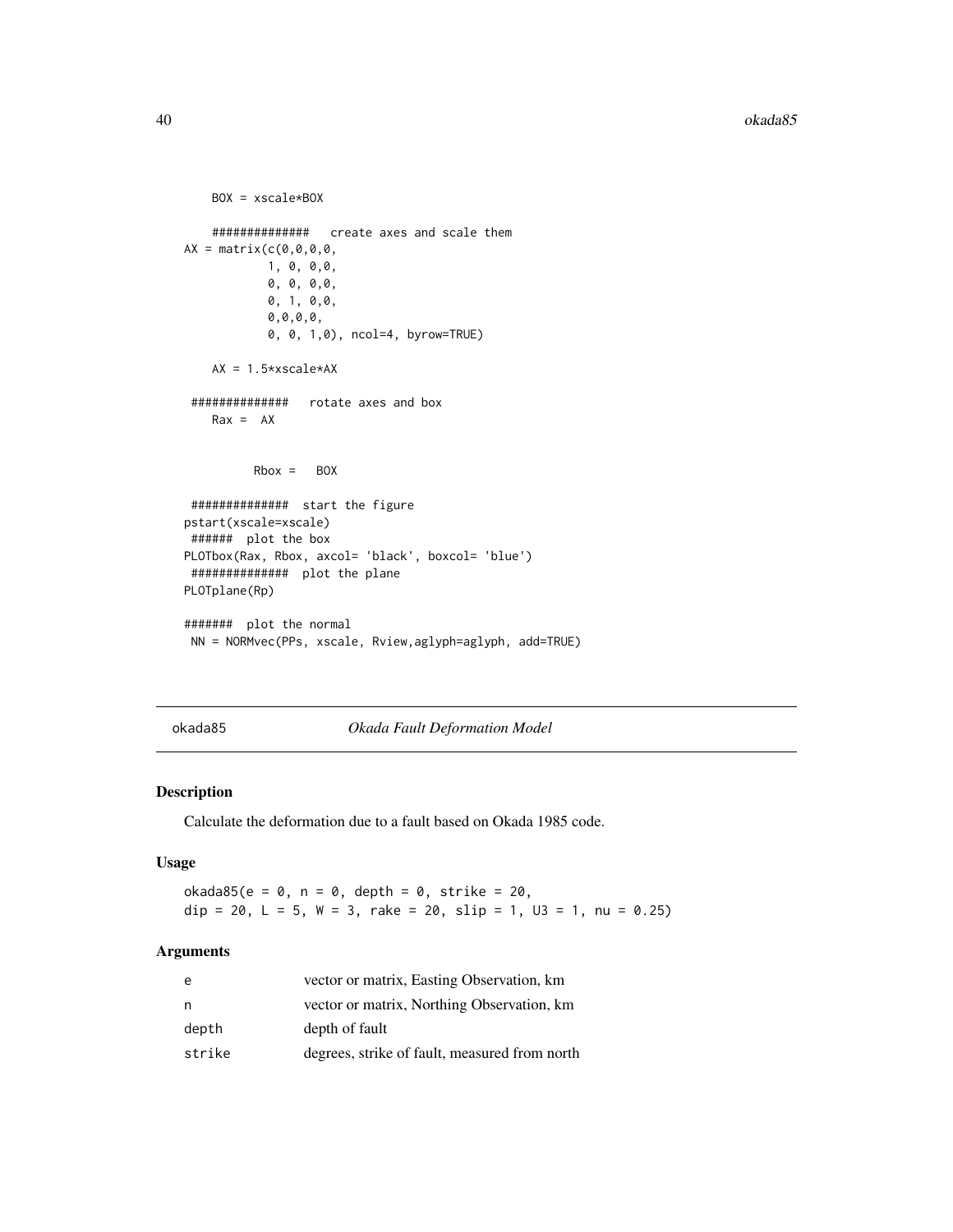```
    BOX = xscale*BOX

    ##############   create axes and scale them
AX = matrix(c(0,0,0,0,
            1, 0, 0,0,
            0, 0, 0,0,
            0, 1, 0,0,
            0,0,0,0,
            0, 0, 1,0), ncol=4, byrow=TRUE)

    AX = 1.5*xscale*AX

 ##############   rotate axes and box
    Rax =  AX


          Rbox =   BOX

 ##############  start the figure
pstart(xscale=xscale)
 ######  plot the box
PLOTbox(Rax, Rbox, axcol= 'black', boxcol= 'blue')
 ##############  plot the plane
PLOTplane(Rp)

#######  plot the normal
 NN = NORMvec(PPs, xscale, Rview,aglyph=aglyph, add=TRUE)
```

---

## okada85 *Okada Fault Deformation Model*

### Description

Calculate the deformation due to a fault based on Okada 1985 code.

### Usage

```
okada85(e = 0, n = 0, depth = 0, strike = 20,
dip = 20, L = 5, W = 3, rake = 20, slip = 1, U3 = 1, nu = 0.25)
```

### Arguments

| | |
|---|---|
| e | vector or matrix, Easting Observation, km |
| n | vector or matrix, Northing Observation, km |
| depth | depth of fault |
| strike | degrees, strike of fault, measured from north |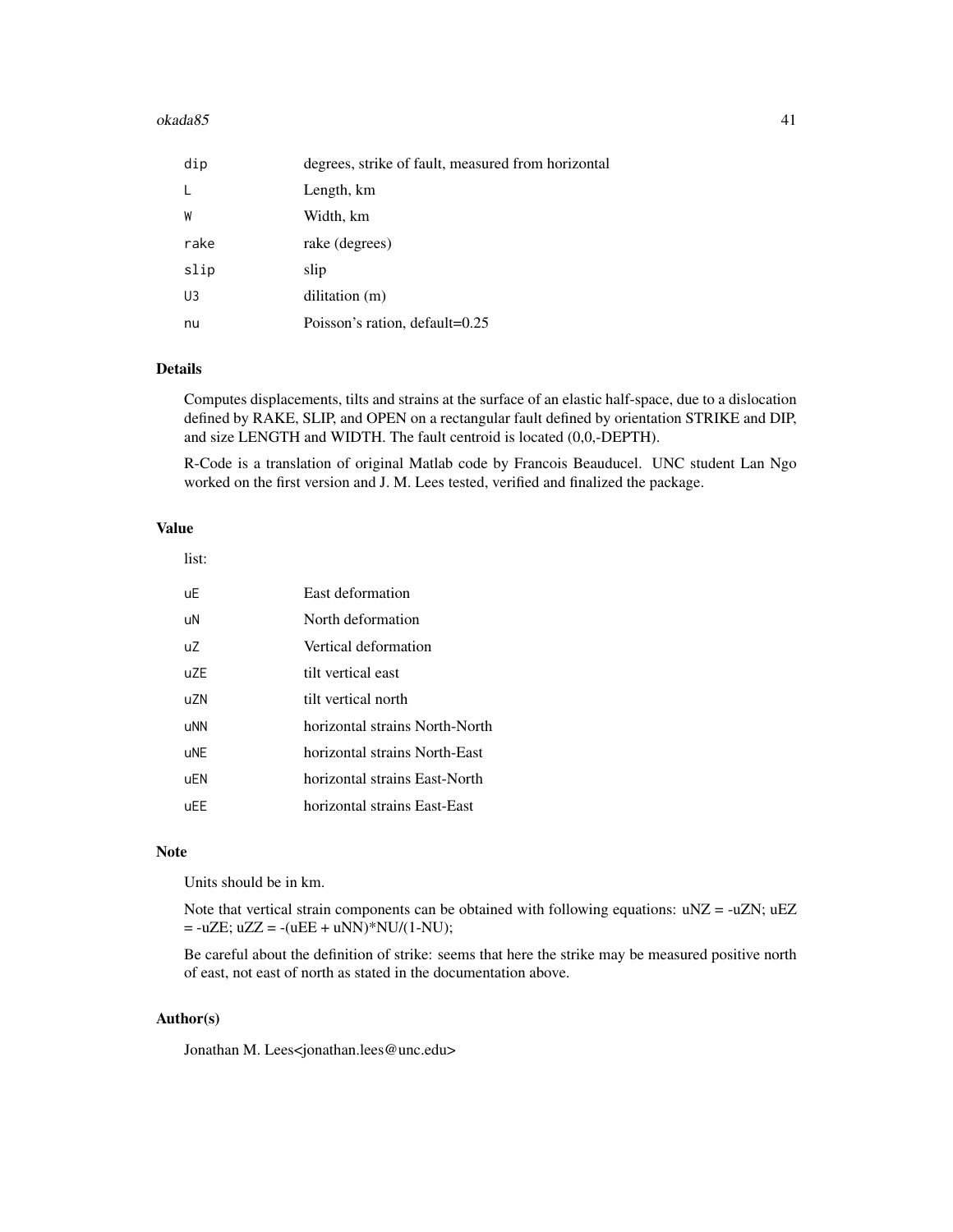| | |
|---|---|
| dip | degrees, strike of fault, measured from horizontal |
| L | Length, km |
| W | Width, km |
| rake | rake (degrees) |
| slip | slip |
| U3 | dilitation (m) |
| nu | Poisson's ration, default=0.25 |

## Details

Computes displacements, tilts and strains at the surface of an elastic half-space, due to a dislocation defined by RAKE, SLIP, and OPEN on a rectangular fault defined by orientation STRIKE and DIP, and size LENGTH and WIDTH. The fault centroid is located (0,0,-DEPTH).

R-Code is a translation of original Matlab code by Francois Beauducel. UNC student Lan Ngo worked on the first version and J. M. Lees tested, verified and finalized the package.

## Value

list:

| | |
|---|---|
| uE | East deformation |
| uN | North deformation |
| uZ | Vertical deformation |
| uZE | tilt vertical east |
| uZN | tilt vertical north |
| uNN | horizontal strains North-North |
| uNE | horizontal strains North-East |
| uEN | horizontal strains East-North |
| uEE | horizontal strains East-East |

## Note

Units should be in km.

Note that vertical strain components can be obtained with following equations: uNZ = -uZN; uEZ = -uZE; uZZ = -(uEE + uNN)*NU/(1-NU);

Be careful about the definition of strike: seems that here the strike may be measured positive north of east, not east of north as stated in the documentation above.

## Author(s)

Jonathan M. Lees<jonathan.lees@unc.edu>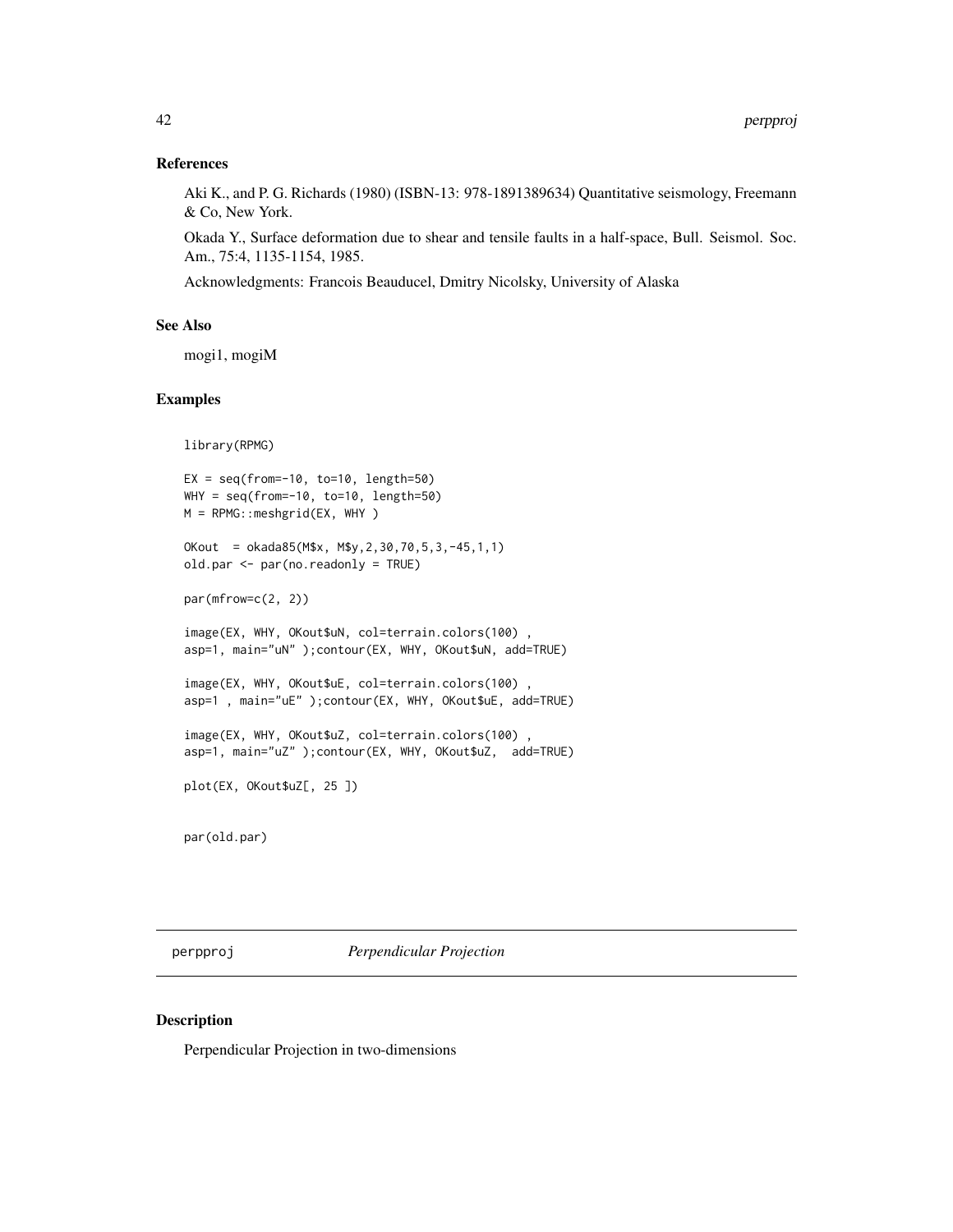## References

Aki K., and P. G. Richards (1980) (ISBN-13: 978-1891389634) Quantitative seismology, Freemann & Co, New York.

Okada Y., Surface deformation due to shear and tensile faults in a half-space, Bull. Seismol. Soc. Am., 75:4, 1135-1154, 1985.

Acknowledgments: Francois Beauducel, Dmitry Nicolsky, University of Alaska

## See Also

mogi1, mogiM

## Examples

```
library(RPMG)

EX = seq(from=-10, to=10, length=50)
WHY = seq(from=-10, to=10, length=50)
M = RPMG::meshgrid(EX, WHY )

OKout  = okada85(M$x, M$y,2,30,70,5,3,-45,1,1)
old.par <- par(no.readonly = TRUE)

par(mfrow=c(2, 2))

image(EX, WHY, OKout$uN, col=terrain.colors(100) ,
asp=1, main="uN" );contour(EX, WHY, OKout$uN, add=TRUE)

image(EX, WHY, OKout$uE, col=terrain.colors(100) ,
asp=1 , main="uE" );contour(EX, WHY, OKout$uE, add=TRUE)

image(EX, WHY, OKout$uZ, col=terrain.colors(100) ,
asp=1, main="uZ" );contour(EX, WHY, OKout$uZ,  add=TRUE)

plot(EX, OKout$uZ[, 25 ])


par(old.par)
```

---

perpproj *Perpendicular Projection*

---

## Description

Perpendicular Projection in two-dimensions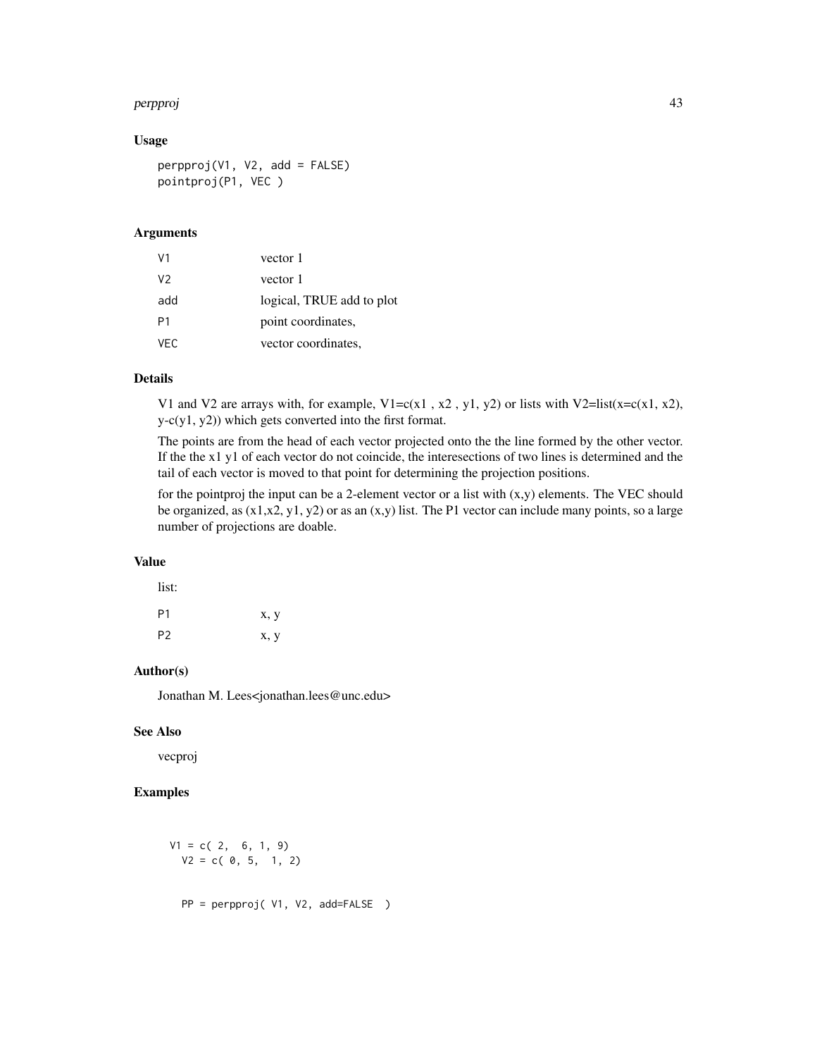### Usage

```
perpproj(V1, V2, add = FALSE)
pointproj(P1, VEC )
```

### Arguments

| | |
|---|---|
| V1 | vector 1 |
| V2 | vector 1 |
| add | logical, TRUE add to plot |
| P1 | point coordinates, |
| VEC | vector coordinates, |

### Details

V1 and V2 are arrays with, for example, V1=c(x1 , x2 , y1, y2) or lists with V2=list(x=c(x1, x2), y-c(y1, y2)) which gets converted into the first format.

The points are from the head of each vector projected onto the the line formed by the other vector. If the the x1 y1 of each vector do not coincide, the interesections of two lines is determined and the tail of each vector is moved to that point for determining the projection positions.

for the pointproj the input can be a 2-element vector or a list with (x,y) elements. The VEC should be organized, as (x1,x2, y1, y2) or as an (x,y) list. The P1 vector can include many points, so a large number of projections are doable.

### Value

list:

| | |
|---|---|
| P1 | x, y |
| P2 | x, y |

### Author(s)

Jonathan M. Lees<jonathan.lees@unc.edu>

### See Also

vecproj

### Examples

```
V1 = c( 2,  6, 1, 9)
  V2 = c( 0, 5,  1, 2)


  PP = perpproj( V1, V2, add=FALSE  )
```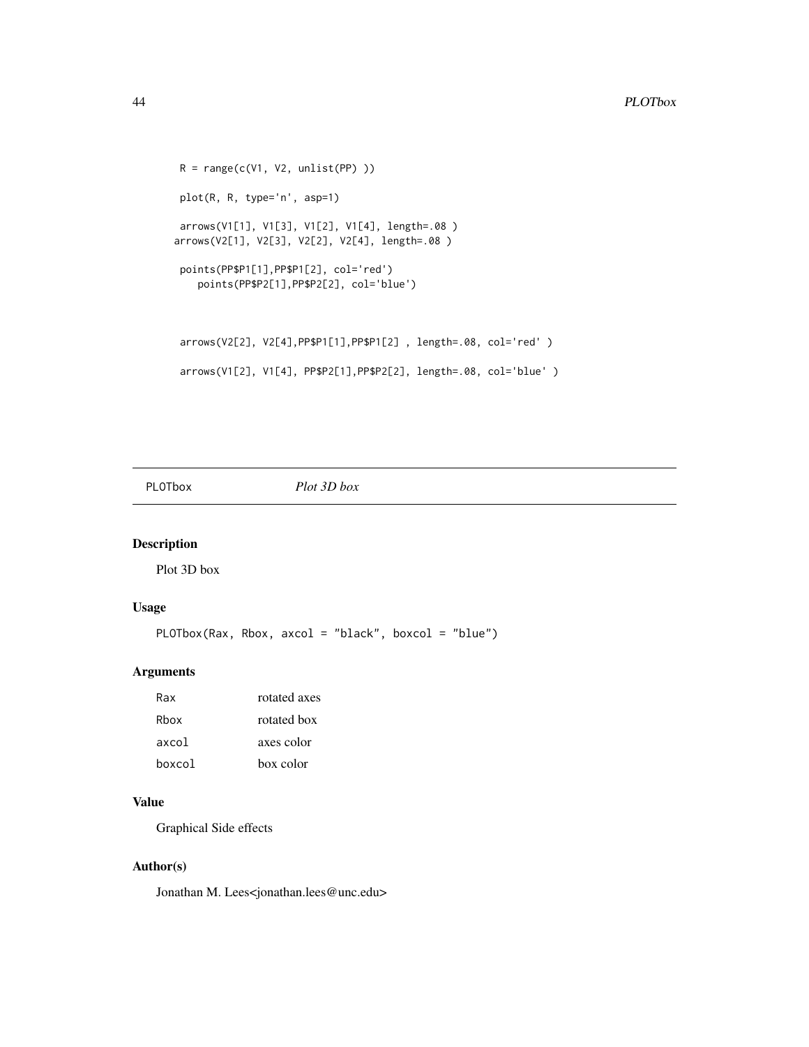```
R = range(c(V1, V2, unlist(PP) ))

plot(R, R, type='n', asp=1)

arrows(V1[1], V1[3], V1[2], V1[4], length=.08 )
arrows(V2[1], V2[3], V2[2], V2[4], length=.08 )

points(PP$P1[1],PP$P1[2], col='red')
   points(PP$P2[1],PP$P2[2], col='blue')


arrows(V2[2], V2[4],PP$P1[1],PP$P1[2] , length=.08, col='red' )

arrows(V1[2], V1[4], PP$P2[1],PP$P2[2], length=.08, col='blue' )
```

---

PLOTbox *Plot 3D box*

---

## Description

Plot 3D box

## Usage

```
PLOTbox(Rax, Rbox, axcol = "black", boxcol = "blue")
```

## Arguments

| | |
|---|---|
| Rax | rotated axes |
| Rbox | rotated box |
| axcol | axes color |
| boxcol | box color |

## Value

Graphical Side effects

## Author(s)

Jonathan M. Lees<jonathan.lees@unc.edu>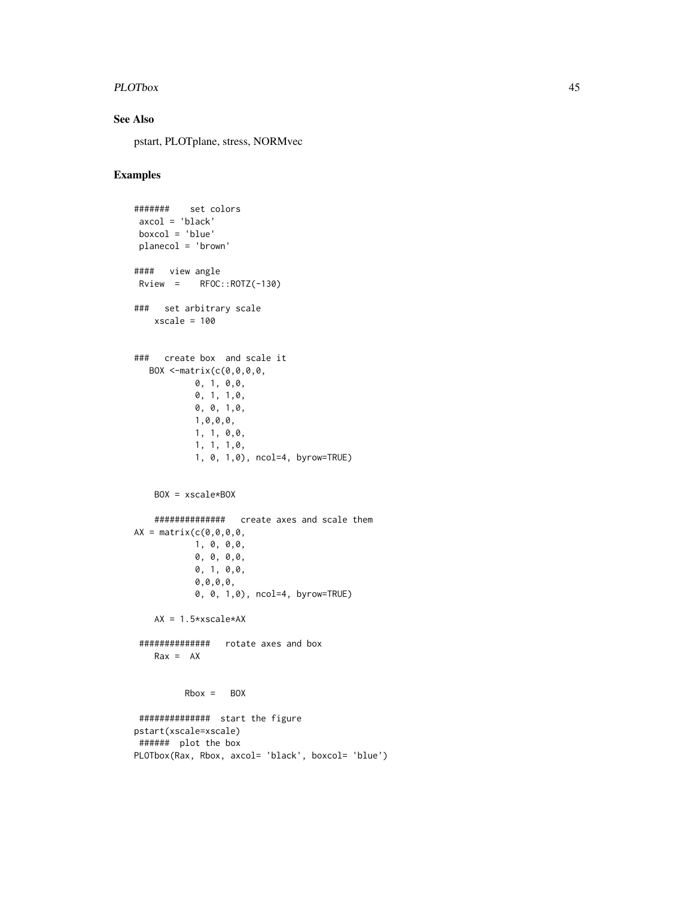## See Also

pstart, PLOTplane, stress, NORMvec

## Examples

```
#######    set colors
 axcol = 'black'
 boxcol = 'blue'
 planecol = 'brown'

####   view angle
 Rview  =    RFOC::ROTZ(-130)

###   set arbitrary scale
    xscale = 100


###   create box  and scale it
   BOX <-matrix(c(0,0,0,0,
            0, 1, 0,0,
            0, 1, 1,0,
            0, 0, 1,0,
            1,0,0,0,
            1, 1, 0,0,
            1, 1, 1,0,
            1, 0, 1,0), ncol=4, byrow=TRUE)


    BOX = xscale*BOX

    ##############   create axes and scale them
AX = matrix(c(0,0,0,0,
            1, 0, 0,0,
            0, 0, 0,0,
            0, 1, 0,0,
            0,0,0,0,
            0, 0, 1,0), ncol=4, byrow=TRUE)

    AX = 1.5*xscale*AX

 ##############   rotate axes and box
    Rax =  AX


          Rbox =   BOX

 ##############  start the figure
pstart(xscale=xscale)
 ######  plot the box
PLOTbox(Rax, Rbox, axcol= 'black', boxcol= 'blue')
```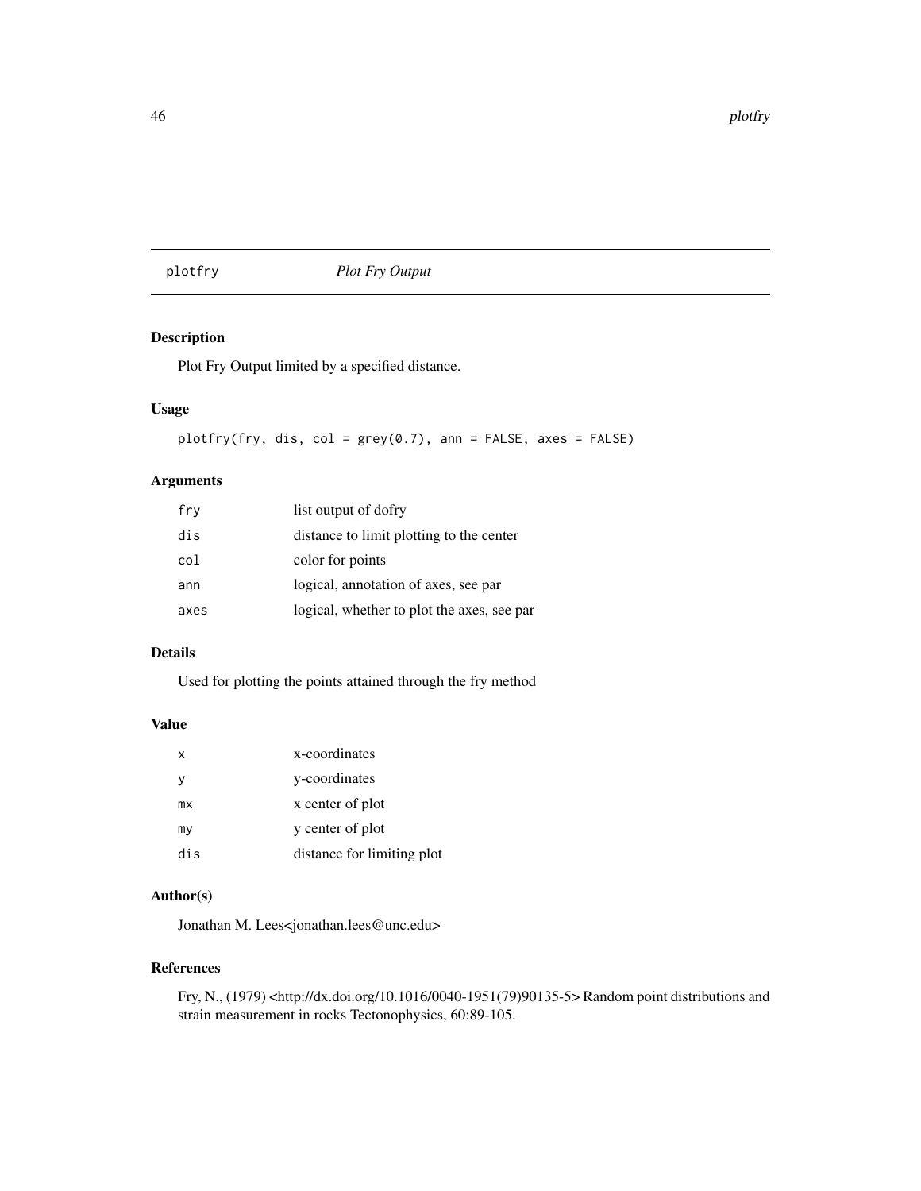## plotfry *Plot Fry Output*

### Description

Plot Fry Output limited by a specified distance.

### Usage

```
plotfry(fry, dis, col = grey(0.7), ann = FALSE, axes = FALSE)
```

### Arguments

| | |
|---|---|
| fry | list output of dofry |
| dis | distance to limit plotting to the center |
| col | color for points |
| ann | logical, annotation of axes, see par |
| axes | logical, whether to plot the axes, see par |

### Details

Used for plotting the points attained through the fry method

### Value

| | |
|---|---|
| x | x-coordinates |
| y | y-coordinates |
| mx | x center of plot |
| my | y center of plot |
| dis | distance for limiting plot |

### Author(s)

Jonathan M. Lees<jonathan.lees@unc.edu>

### References

Fry, N., (1979) <http://dx.doi.org/10.1016/0040-1951(79)90135-5> Random point distributions and strain measurement in rocks Tectonophysics, 60:89-105.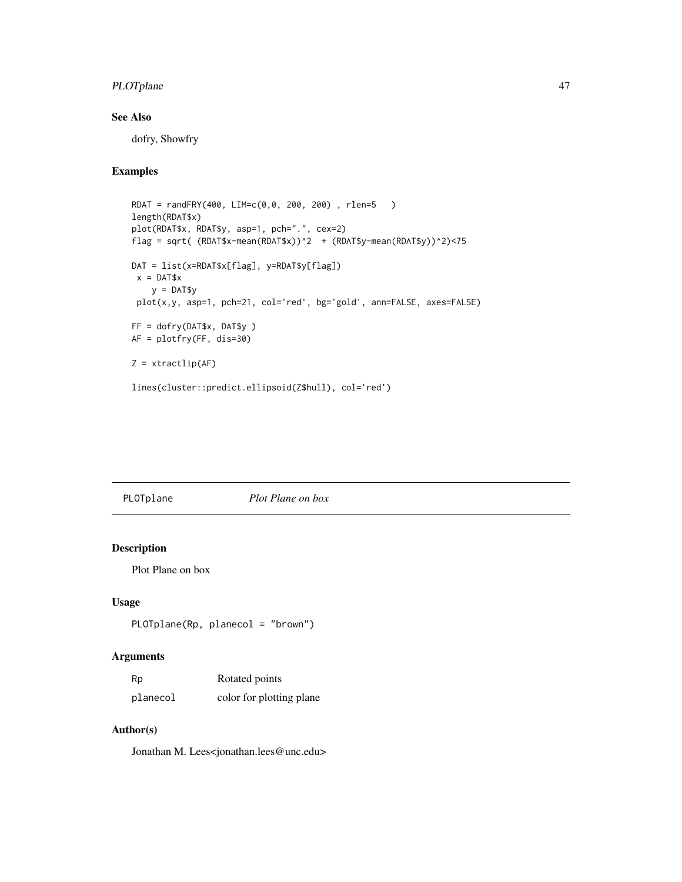## See Also

dofry, Showfry

## Examples

```
RDAT = randFRY(400, LIM=c(0,0, 200, 200) , rlen=5   )
length(RDAT$x)
plot(RDAT$x, RDAT$y, asp=1, pch=".", cex=2)
flag = sqrt( (RDAT$x-mean(RDAT$x))^2  + (RDAT$y-mean(RDAT$y))^2)<75

DAT = list(x=RDAT$x[flag], y=RDAT$y[flag])
 x = DAT$x
    y = DAT$y
 plot(x,y, asp=1, pch=21, col='red', bg='gold', ann=FALSE, axes=FALSE)

FF = dofry(DAT$x, DAT$y )
AF = plotfry(FF, dis=30)

Z = xtractlip(AF)

lines(cluster::predict.ellipsoid(Z$hull), col='red')
```

---

# PLOTplane *Plot Plane on box*

## Description

Plot Plane on box

## Usage

```
PLOTplane(Rp, planecol = "brown")
```

## Arguments

| | |
|---|---|
| Rp | Rotated points |
| planecol | color for plotting plane |

## Author(s)

Jonathan M. Lees<jonathan.lees@unc.edu>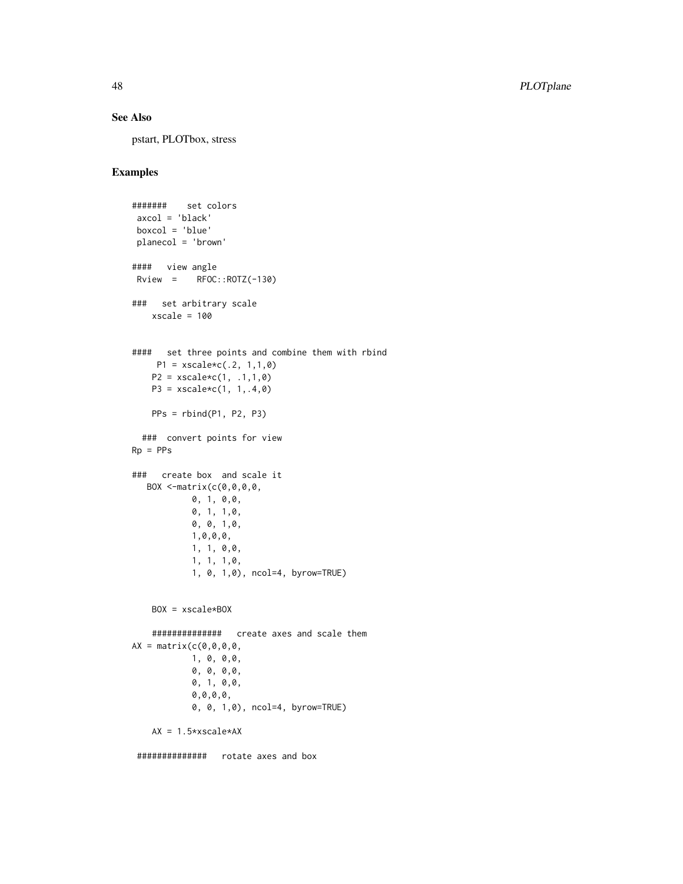## See Also

pstart, PLOTbox, stress

## Examples

```
#######    set colors
 axcol = 'black'
 boxcol = 'blue'
 planecol = 'brown'

####   view angle
 Rview  =    RFOC::ROTZ(-130)

###   set arbitrary scale
    xscale = 100


####   set three points and combine them with rbind
     P1 = xscale*c(.2, 1,1,0)
    P2 = xscale*c(1, .1,1,0)
    P3 = xscale*c(1, 1,.4,0)

    PPs = rbind(P1, P2, P3)

  ###  convert points for view
Rp = PPs

###   create box  and scale it
   BOX <-matrix(c(0,0,0,0,
            0, 1, 0,0,
            0, 1, 1,0,
            0, 0, 1,0,
            1,0,0,0,
            1, 1, 0,0,
            1, 1, 1,0,
            1, 0, 1,0), ncol=4, byrow=TRUE)


    BOX = xscale*BOX

    ##############   create axes and scale them
AX = matrix(c(0,0,0,0,
            1, 0, 0,0,
            0, 0, 0,0,
            0, 1, 0,0,
            0,0,0,0,
            0, 0, 1,0), ncol=4, byrow=TRUE)

    AX = 1.5*xscale*AX

 ##############   rotate axes and box
```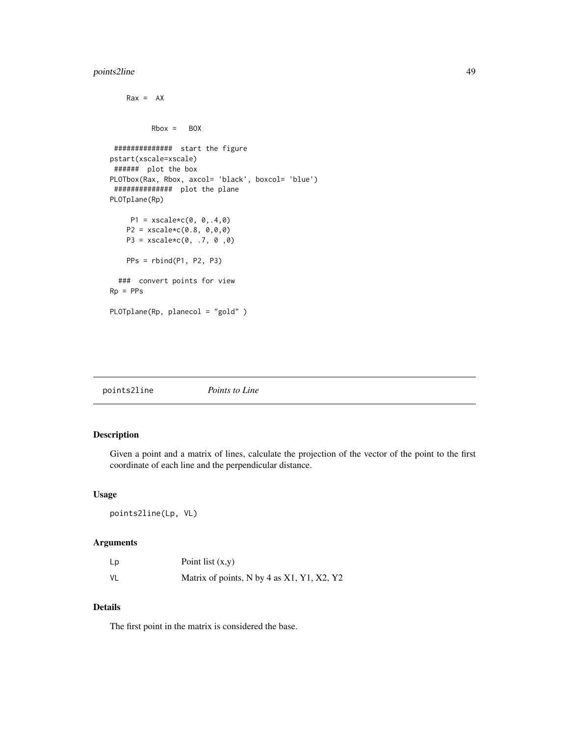```
    Rax =  AX


          Rbox =   BOX

 ##############  start the figure
pstart(xscale=xscale)
 ######  plot the box
PLOTbox(Rax, Rbox, axcol= 'black', boxcol= 'blue')
 ##############  plot the plane
PLOTplane(Rp)

     P1 = xscale*c(0, 0,.4,0)
    P2 = xscale*c(0.8, 0,0,0)
    P3 = xscale*c(0, .7, 0 ,0)

    PPs = rbind(P1, P2, P3)

  ###  convert points for view
Rp = PPs

PLOTplane(Rp, planecol = "gold" )
```

---

## points2line *Points to Line*

### Description

Given a point and a matrix of lines, calculate the projection of the vector of the point to the first coordinate of each line and the perpendicular distance.

### Usage

```
points2line(Lp, VL)
```

### Arguments

| | |
|---|---|
| Lp | Point list (x,y) |
| VL | Matrix of points, N by 4 as X1, Y1, X2, Y2 |

### Details

The first point in the matrix is considered the base.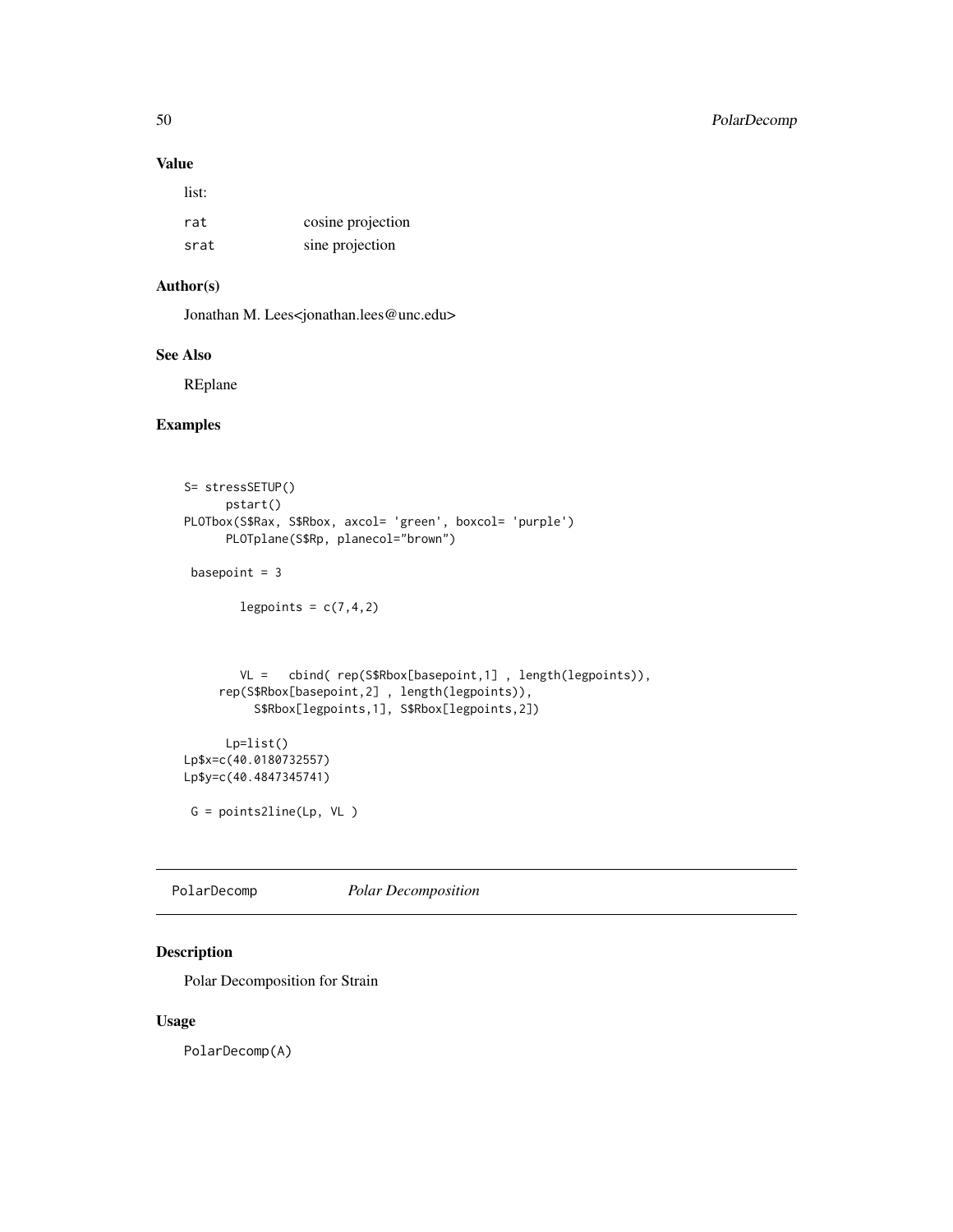### Value

list:

| | |
|---|---|
| rat | cosine projection |
| srat | sine projection |

### Author(s)

Jonathan M. Lees<jonathan.lees@unc.edu>

### See Also

REplane

### Examples

```
S= stressSETUP()
      pstart()
PLOTbox(S$Rax, S$Rbox, axcol= 'green', boxcol= 'purple')
      PLOTplane(S$Rp, planecol="brown")

 basepoint = 3

        legpoints = c(7,4,2)



        VL =   cbind( rep(S$Rbox[basepoint,1] , length(legpoints)),
     rep(S$Rbox[basepoint,2] , length(legpoints)),
          S$Rbox[legpoints,1], S$Rbox[legpoints,2])

      Lp=list()
Lp$x=c(40.0180732557)
Lp$y=c(40.4847345741)

 G = points2line(Lp, VL )
```

---

## PolarDecomp    *Polar Decomposition*

### Description

Polar Decomposition for Strain

### Usage

```
PolarDecomp(A)
```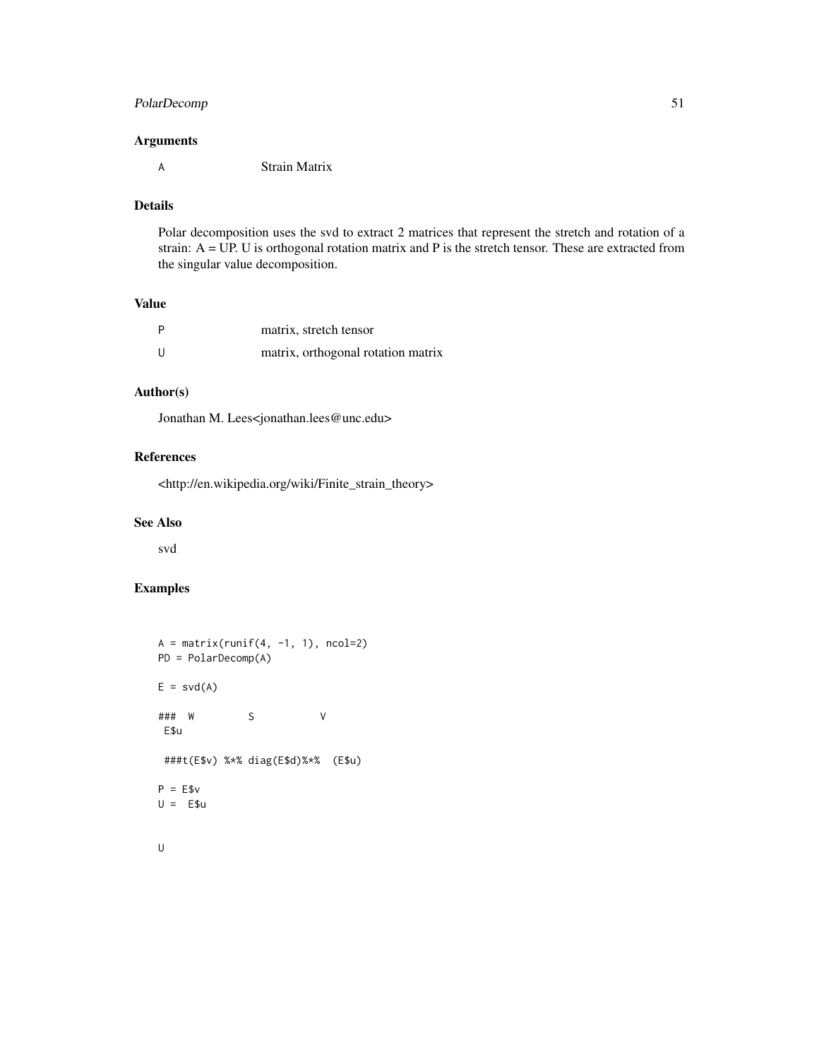## Arguments

A Strain Matrix

## Details

Polar decomposition uses the svd to extract 2 matrices that represent the stretch and rotation of a strain: A = UP. U is orthogonal rotation matrix and P is the stretch tensor. These are extracted from the singular value decomposition.

## Value

| | |
|---|---|
| P | matrix, stretch tensor |
| U | matrix, orthogonal rotation matrix |

## Author(s)

Jonathan M. Lees<jonathan.lees@unc.edu>

## References

<http://en.wikipedia.org/wiki/Finite_strain_theory>

## See Also

svd

## Examples

```
A = matrix(runif(4, -1, 1), ncol=2)
PD = PolarDecomp(A)

E = svd(A)

###  W         S           V
 E$u

 ###t(E$v) %*% diag(E$d)%*%  (E$u)

P = E$v
U =  E$u


U
```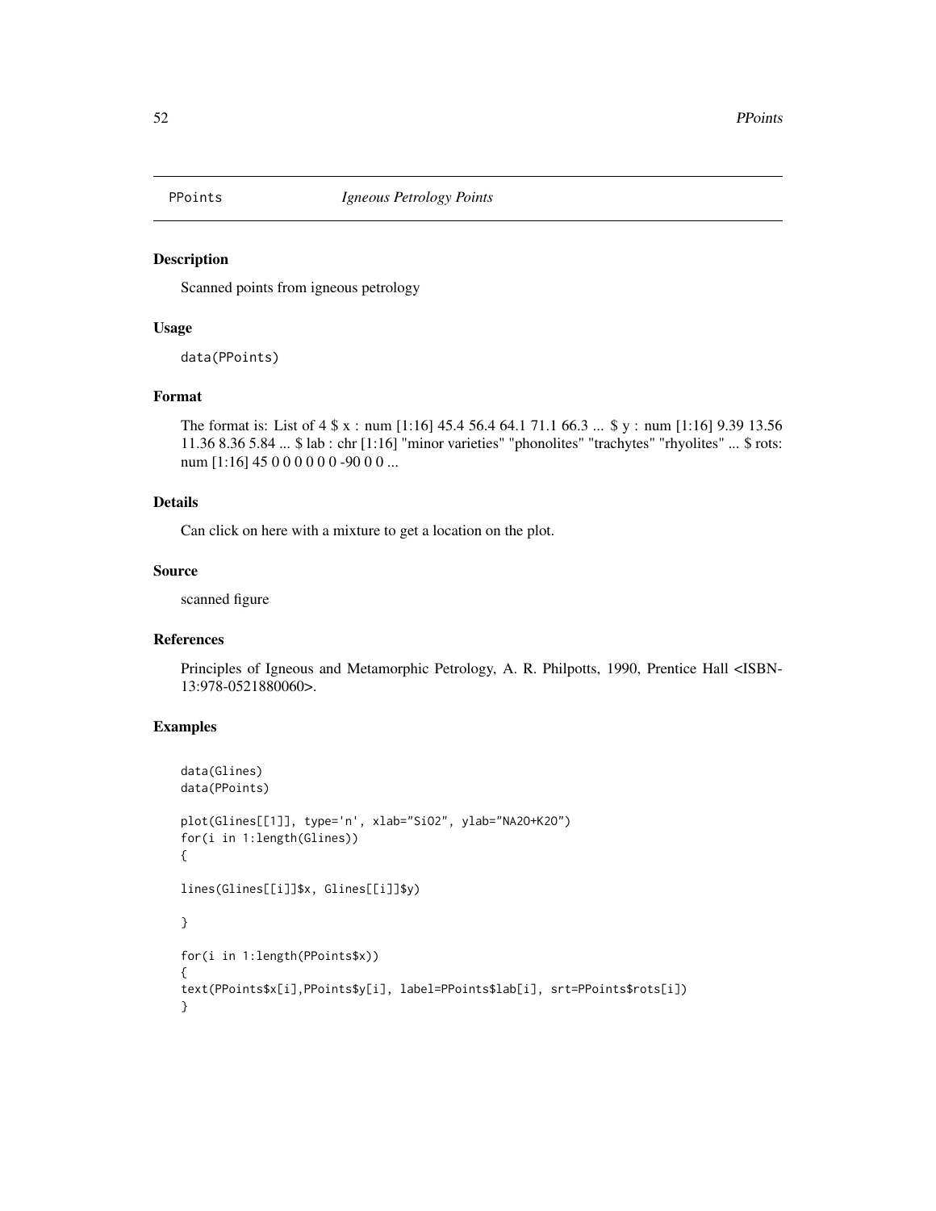PPoints *Igneous Petrology Points*

## Description

Scanned points from igneous petrology

## Usage

```
data(PPoints)
```

## Format

The format is: List of 4 $ x : num [1:16] 45.4 56.4 64.1 71.1 66.3 ... $ y : num [1:16] 9.39 13.56 11.36 8.36 5.84 ... $ lab : chr [1:16] "minor varieties" "phonolites" "trachytes" "rhyolites" ... $ rots: num [1:16] 45 0 0 0 0 0 0 -90 0 0 ...

## Details

Can click on here with a mixture to get a location on the plot.

## Source

scanned figure

## References

Principles of Igneous and Metamorphic Petrology, A. R. Philpotts, 1990, Prentice Hall <ISBN-13:978-0521880060>.

## Examples

```
data(Glines)
data(PPoints)

plot(Glines[[1]], type='n', xlab="SiO2", ylab="NA2O+K2O")
for(i in 1:length(Glines))
{

lines(Glines[[i]]$x, Glines[[i]]$y)

}

for(i in 1:length(PPoints$x))
{
text(PPoints$x[i],PPoints$y[i], label=PPoints$lab[i], srt=PPoints$rots[i])
}
```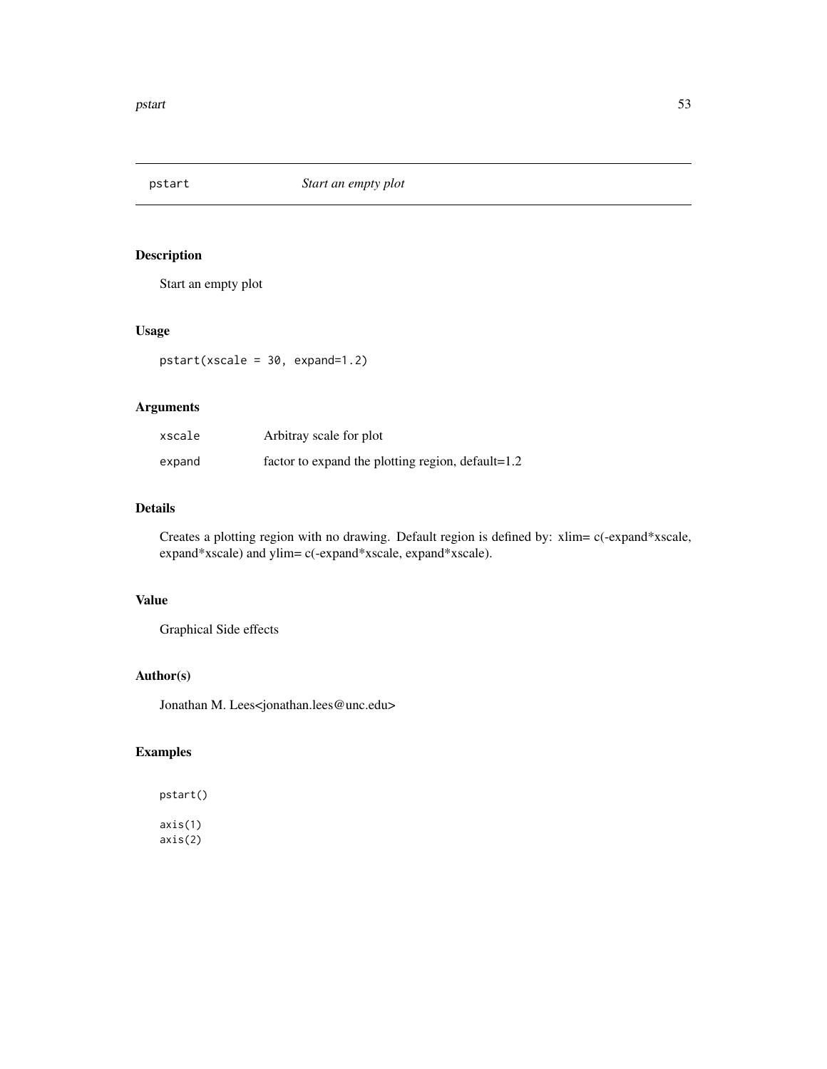# pstart *Start an empty plot*

## Description

Start an empty plot

## Usage

```
pstart(xscale = 30, expand=1.2)
```

## Arguments

| | |
|---|---|
| xscale | Arbitray scale for plot |
| expand | factor to expand the plotting region, default=1.2 |

## Details

Creates a plotting region with no drawing. Default region is defined by: xlim= c(-expand*xscale, expand*xscale) and ylim= c(-expand*xscale, expand*xscale).

## Value

Graphical Side effects

## Author(s)

Jonathan M. Lees<jonathan.lees@unc.edu>

## Examples

```
pstart()

axis(1)
axis(2)
```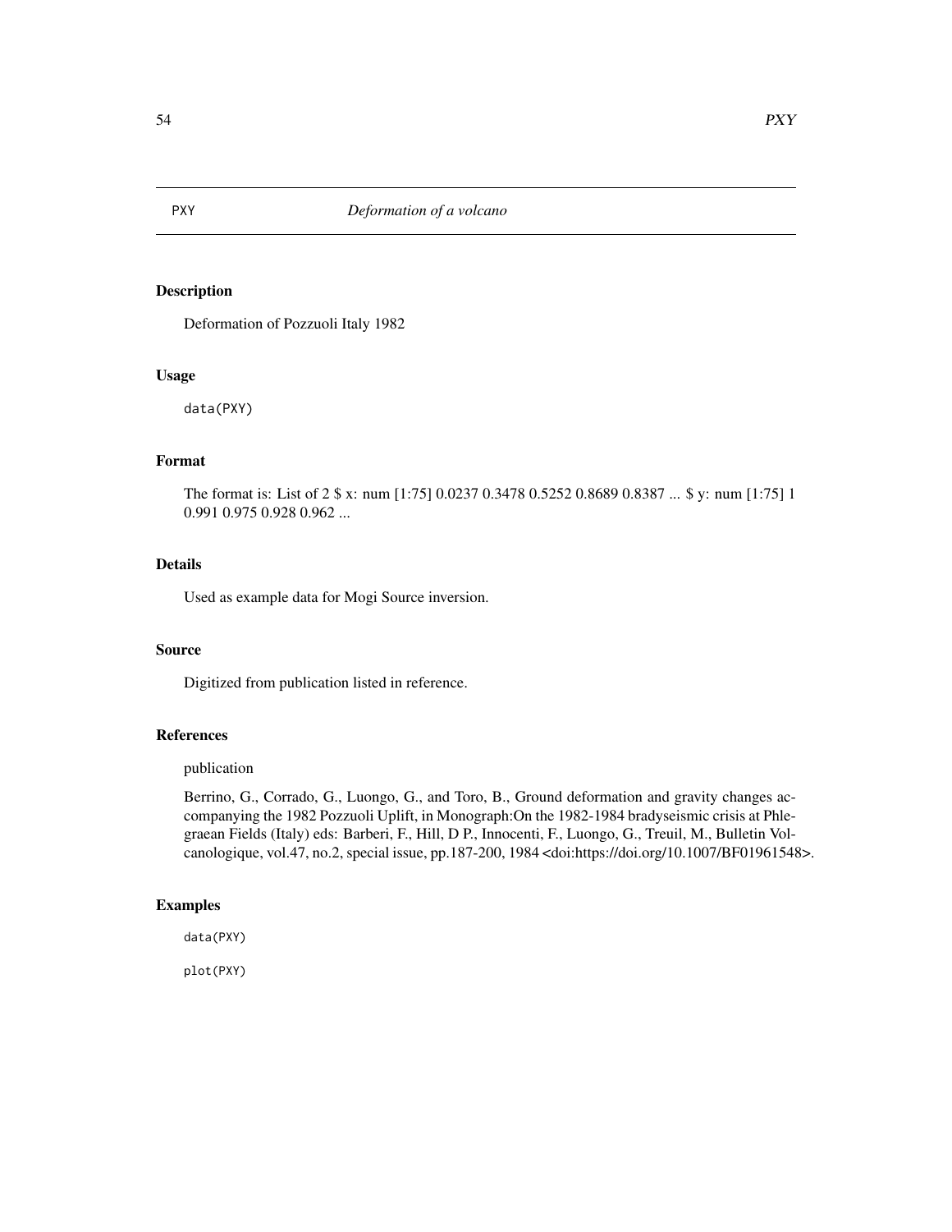PXY *Deformation of a volcano*

## Description

Deformation of Pozzuoli Italy 1982

## Usage

```
data(PXY)
```

## Format

The format is: List of 2 $ x: num [1:75] 0.0237 0.3478 0.5252 0.8689 0.8387 ... $ y: num [1:75] 1 0.991 0.975 0.928 0.962 ...

## Details

Used as example data for Mogi Source inversion.

## Source

Digitized from publication listed in reference.

## References

publication

Berrino, G., Corrado, G., Luongo, G., and Toro, B., Ground deformation and gravity changes accompanying the 1982 Pozzuoli Uplift, in Monograph:On the 1982-1984 bradyseismic crisis at Phlegraean Fields (Italy) eds: Barberi, F., Hill, D P., Innocenti, F., Luongo, G., Treuil, M., Bulletin Volcanologique, vol.47, no.2, special issue, pp.187-200, 1984 <doi:https://doi.org/10.1007/BF01961548>.

## Examples

```
data(PXY)

plot(PXY)
```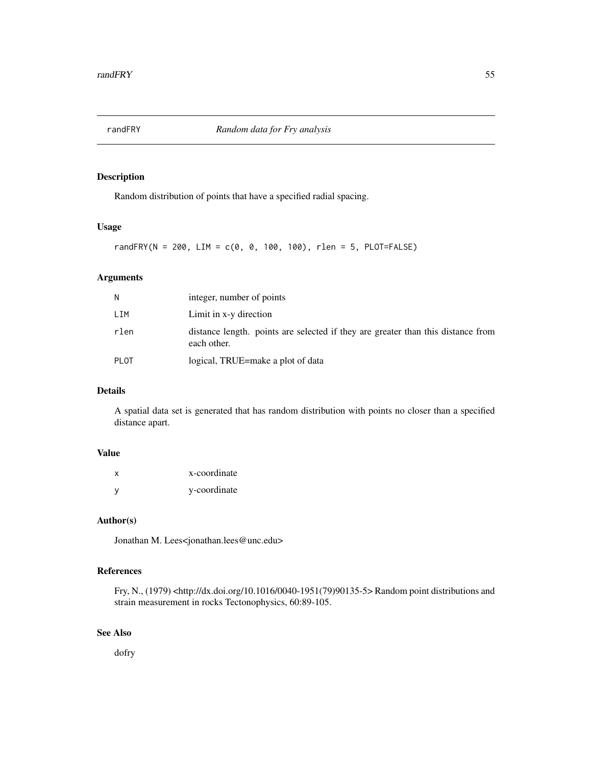# randFRY *Random data for Fry analysis*

## Description

Random distribution of points that have a specified radial spacing.

## Usage

```
randFRY(N = 200, LIM = c(0, 0, 100, 100), rlen = 5, PLOT=FALSE)
```

## Arguments

| | |
|---|---|
| N | integer, number of points |
| LIM | Limit in x-y direction |
| rlen | distance length. points are selected if they are greater than this distance from each other. |
| PLOT | logical, TRUE=make a plot of data |

## Details

A spatial data set is generated that has random distribution with points no closer than a specified distance apart.

## Value

| | |
|---|---|
| x | x-coordinate |
| y | y-coordinate |

## Author(s)

Jonathan M. Lees<jonathan.lees@unc.edu>

## References

Fry, N., (1979) <http://dx.doi.org/10.1016/0040-1951(79)90135-5> Random point distributions and strain measurement in rocks Tectonophysics, 60:89-105.

## See Also

dofry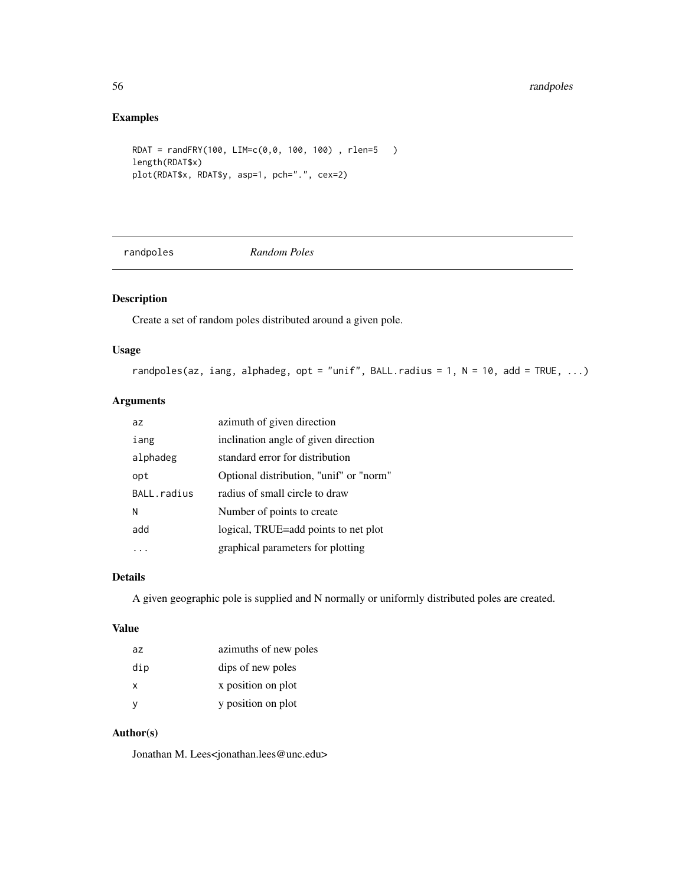## Examples

```
RDAT = randFRY(100, LIM=c(0,0, 100, 100) , rlen=5   )
length(RDAT$x)
plot(RDAT$x, RDAT$y, asp=1, pch=".", cex=2)
```

---

# randpoles *Random Poles*

---

## Description

Create a set of random poles distributed around a given pole.

## Usage

```
randpoles(az, iang, alphadeg, opt = "unif", BALL.radius = 1, N = 10, add = TRUE, ...)
```

## Arguments

| | |
|---|---|
| az | azimuth of given direction |
| iang | inclination angle of given direction |
| alphadeg | standard error for distribution |
| opt | Optional distribution, "unif" or "norm" |
| BALL.radius | radius of small circle to draw |
| N | Number of points to create |
| add | logical, TRUE=add points to net plot |
| ... | graphical parameters for plotting |

## Details

A given geographic pole is supplied and N normally or uniformly distributed poles are created.

## Value

| | |
|---|---|
| az | azimuths of new poles |
| dip | dips of new poles |
| x | x position on plot |
| y | y position on plot |

## Author(s)

Jonathan M. Lees<jonathan.lees@unc.edu>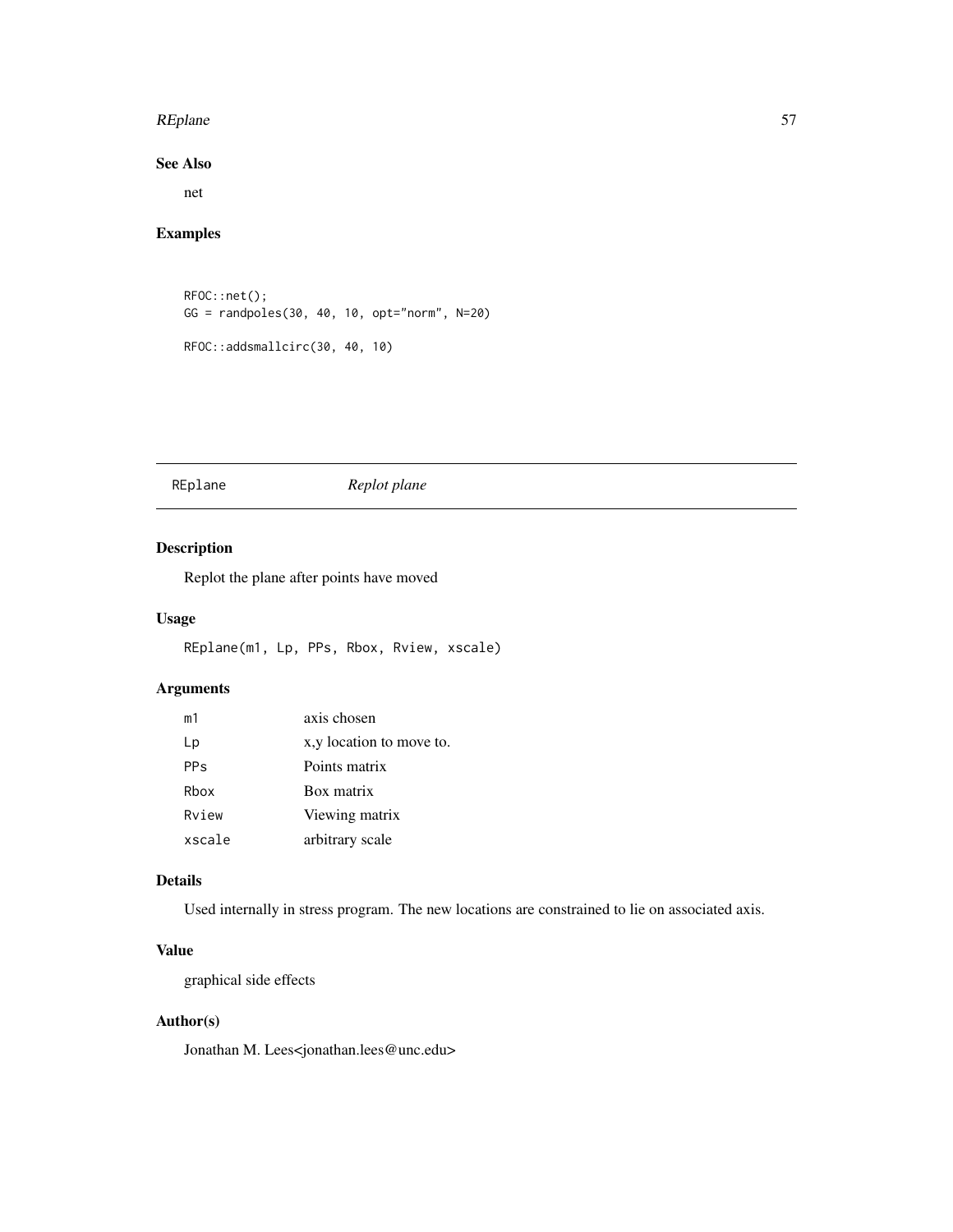## See Also

net

## Examples

```
RFOC::net();
GG = randpoles(30, 40, 10, opt="norm", N=20)

RFOC::addsmallcirc(30, 40, 10)
```

---

# REplane *Replot plane*

## Description

Replot the plane after points have moved

## Usage

```
REplane(m1, Lp, PPs, Rbox, Rview, xscale)
```

## Arguments

| | |
|---|---|
| m1 | axis chosen |
| Lp | x,y location to move to. |
| PPs | Points matrix |
| Rbox | Box matrix |
| Rview | Viewing matrix |
| xscale | arbitrary scale |

## Details

Used internally in stress program. The new locations are constrained to lie on associated axis.

## Value

graphical side effects

## Author(s)

Jonathan M. Lees<jonathan.lees@unc.edu>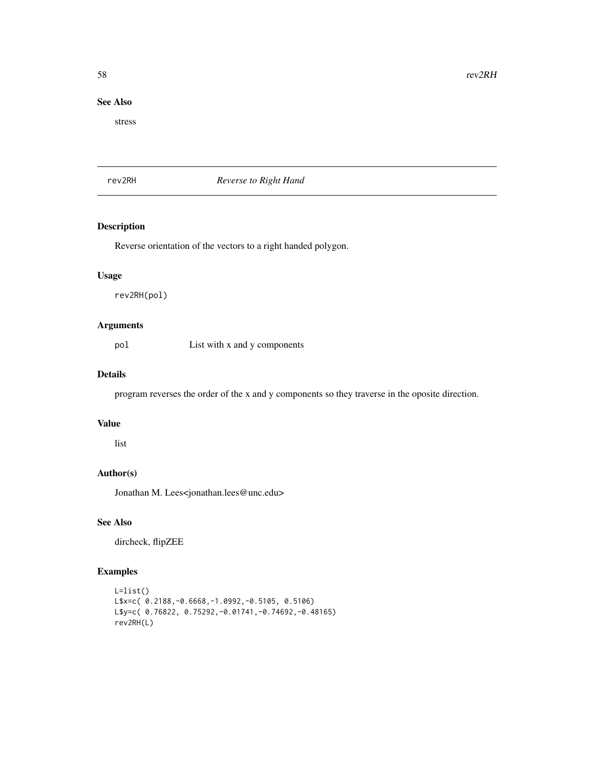## See Also

stress

## rev2RH *Reverse to Right Hand*

### Description

Reverse orientation of the vectors to a right handed polygon.

### Usage

```
rev2RH(pol)
```

### Arguments

| | |
|---|---|
| pol | List with x and y components |

### Details

program reverses the order of the x and y components so they traverse in the oposite direction.

### Value

list

### Author(s)

Jonathan M. Lees<jonathan.lees@unc.edu>

### See Also

dircheck, flipZEE

### Examples

```
L=list()
L$x=c( 0.2188,-0.6668,-1.0992,-0.5105, 0.5106)
L$y=c( 0.76822, 0.75292,-0.01741,-0.74692,-0.48165)
rev2RH(L)
```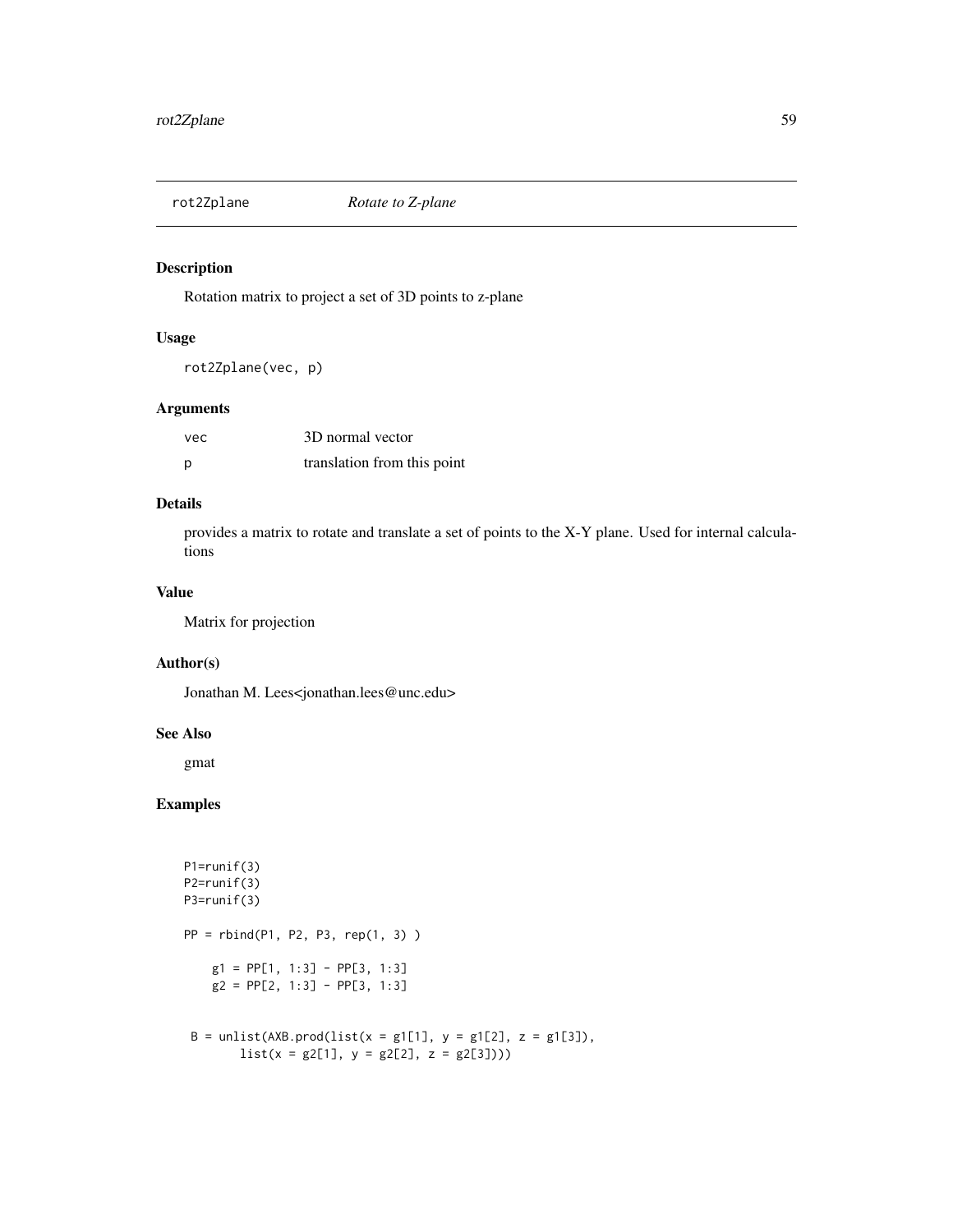# rot2Zplane *Rotate to Z-plane*

## Description

Rotation matrix to project a set of 3D points to z-plane

## Usage

```
rot2Zplane(vec, p)
```

## Arguments

| | |
|---|---|
| vec | 3D normal vector |
| p | translation from this point |

## Details

provides a matrix to rotate and translate a set of points to the X-Y plane. Used for internal calculations

## Value

Matrix for projection

## Author(s)

Jonathan M. Lees<jonathan.lees@unc.edu>

## See Also

gmat

## Examples

```
P1=runif(3)
P2=runif(3)
P3=runif(3)

PP = rbind(P1, P2, P3, rep(1, 3) )

    g1 = PP[1, 1:3] - PP[3, 1:3]
    g2 = PP[2, 1:3] - PP[3, 1:3]


 B = unlist(AXB.prod(list(x = g1[1], y = g1[2], z = g1[3]),
        list(x = g2[1], y = g2[2], z = g2[3])))
```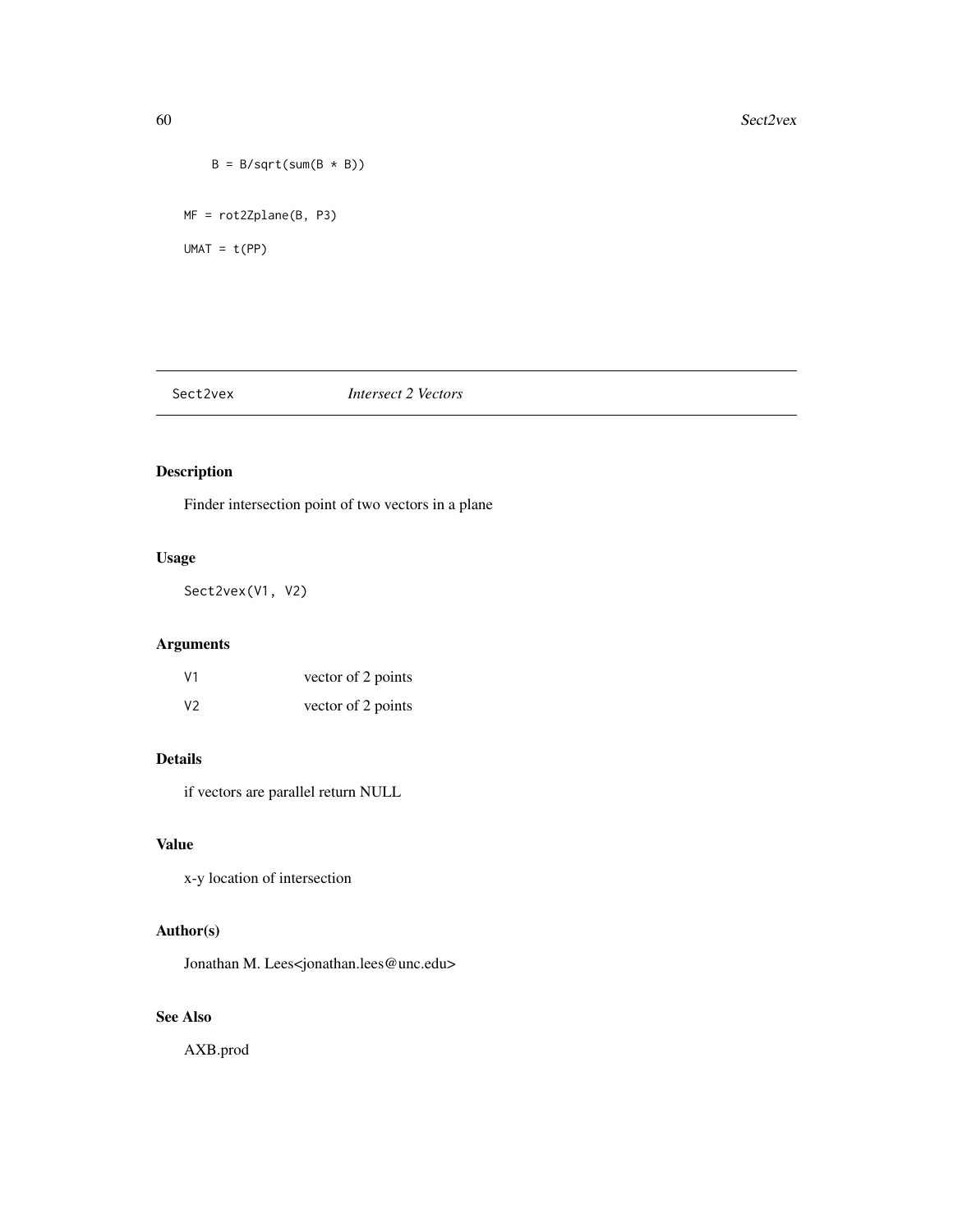```
    B = B/sqrt(sum(B * B))

MF = rot2Zplane(B, P3)

UMAT = t(PP)
```

## Sect2vex *Intersect 2 Vectors*

### Description

Finder intersection point of two vectors in a plane

### Usage

```
Sect2vex(V1, V2)
```

### Arguments

| | |
|---|---|
| V1 | vector of 2 points |
| V2 | vector of 2 points |

### Details

if vectors are parallel return NULL

### Value

x-y location of intersection

### Author(s)

Jonathan M. Lees<jonathan.lees@unc.edu>

### See Also

AXB.prod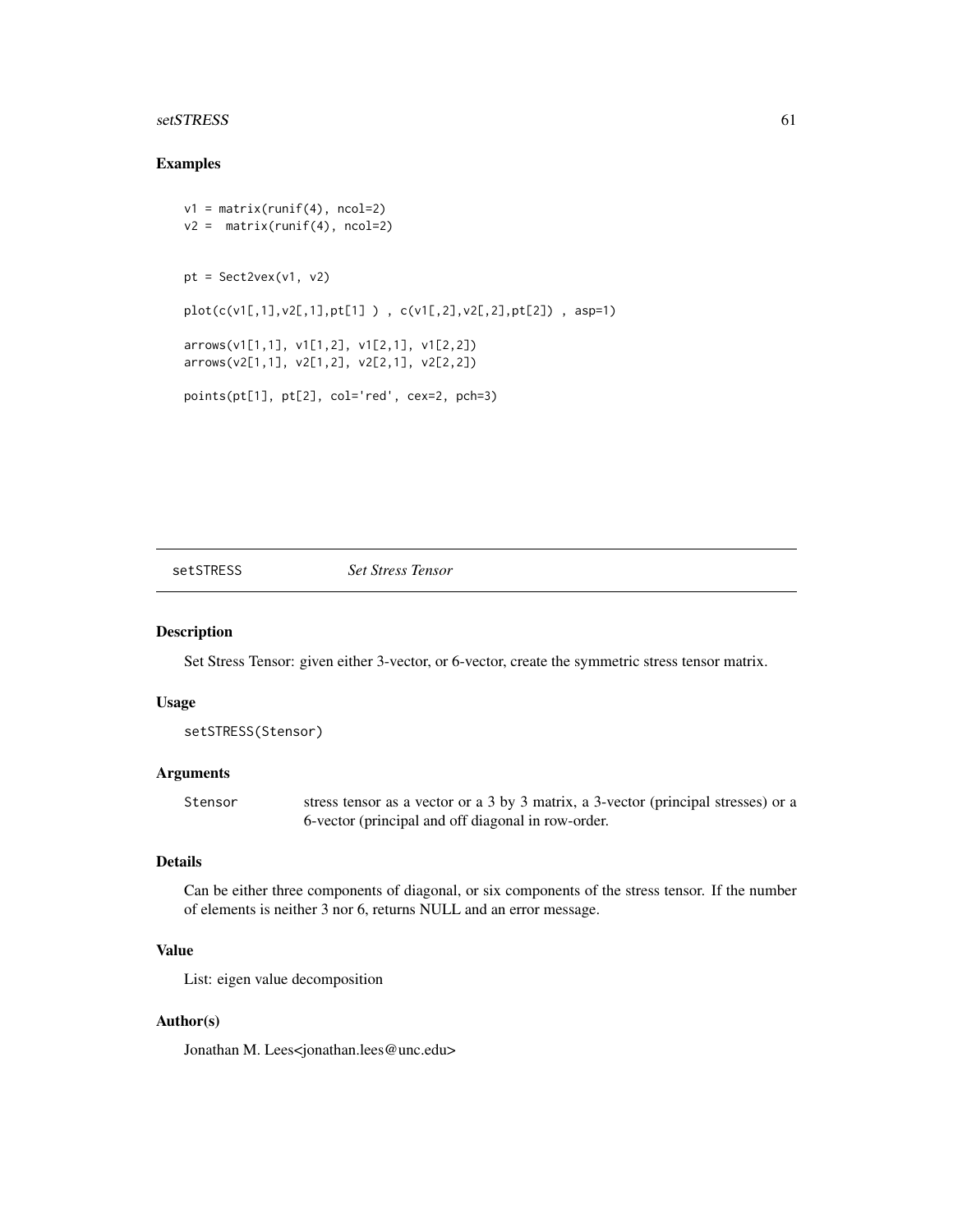## Examples

```
v1 = matrix(runif(4), ncol=2)
v2 =  matrix(runif(4), ncol=2)


pt = Sect2vex(v1, v2)

plot(c(v1[,1],v2[,1],pt[1] ) , c(v1[,2],v2[,2],pt[2]) , asp=1)

arrows(v1[1,1], v1[1,2], v1[2,1], v1[2,2])
arrows(v2[1,1], v2[1,2], v2[2,1], v2[2,2])

points(pt[1], pt[2], col='red', cex=2, pch=3)
```

---

# setSTRESS *Set Stress Tensor*

---

## Description

Set Stress Tensor: given either 3-vector, or 6-vector, create the symmetric stress tensor matrix.

## Usage

```
setSTRESS(Stensor)
```

## Arguments

| | |
|---|---|
| Stensor | stress tensor as a vector or a 3 by 3 matrix, a 3-vector (principal stresses) or a 6-vector (principal and off diagonal in row-order. |

## Details

Can be either three components of diagonal, or six components of the stress tensor. If the number of elements is neither 3 nor 6, returns NULL and an error message.

## Value

List: eigen value decomposition

## Author(s)

Jonathan M. Lees<jonathan.lees@unc.edu>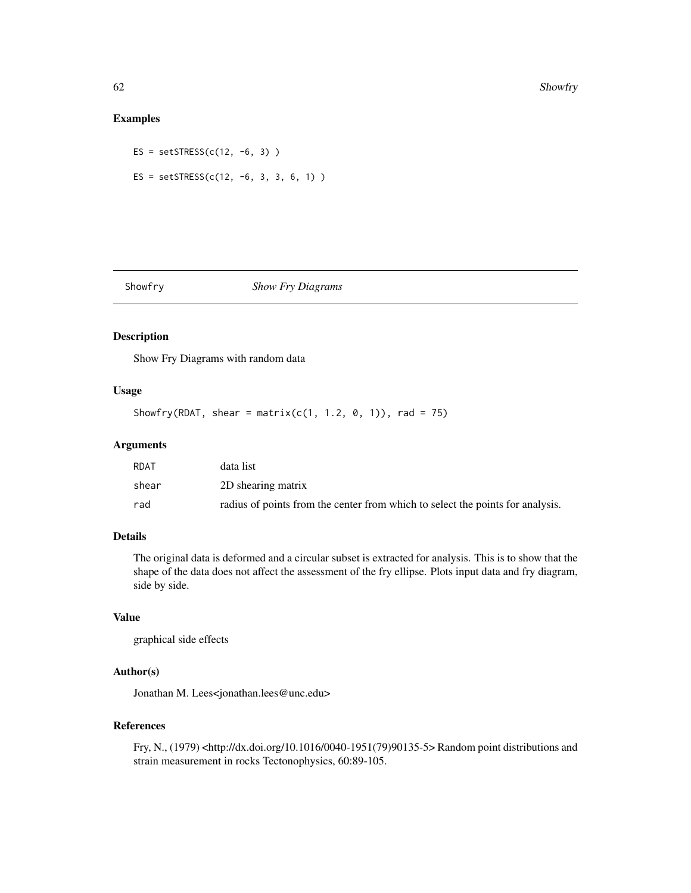## Examples

```
ES = setSTRESS(c(12, -6, 3) )

ES = setSTRESS(c(12, -6, 3, 3, 6, 1) )
```

---

# Showfry *Show Fry Diagrams*

## Description

Show Fry Diagrams with random data

## Usage

```
Showfry(RDAT, shear = matrix(c(1, 1.2, 0, 1)), rad = 75)
```

## Arguments

| | |
|---|---|
| RDAT | data list |
| shear | 2D shearing matrix |
| rad | radius of points from the center from which to select the points for analysis. |

## Details

The original data is deformed and a circular subset is extracted for analysis. This is to show that the shape of the data does not affect the assessment of the fry ellipse. Plots input data and fry diagram, side by side.

## Value

graphical side effects

## Author(s)

Jonathan M. Lees<jonathan.lees@unc.edu>

## References

Fry, N., (1979) <http://dx.doi.org/10.1016/0040-1951(79)90135-5> Random point distributions and strain measurement in rocks Tectonophysics, 60:89-105.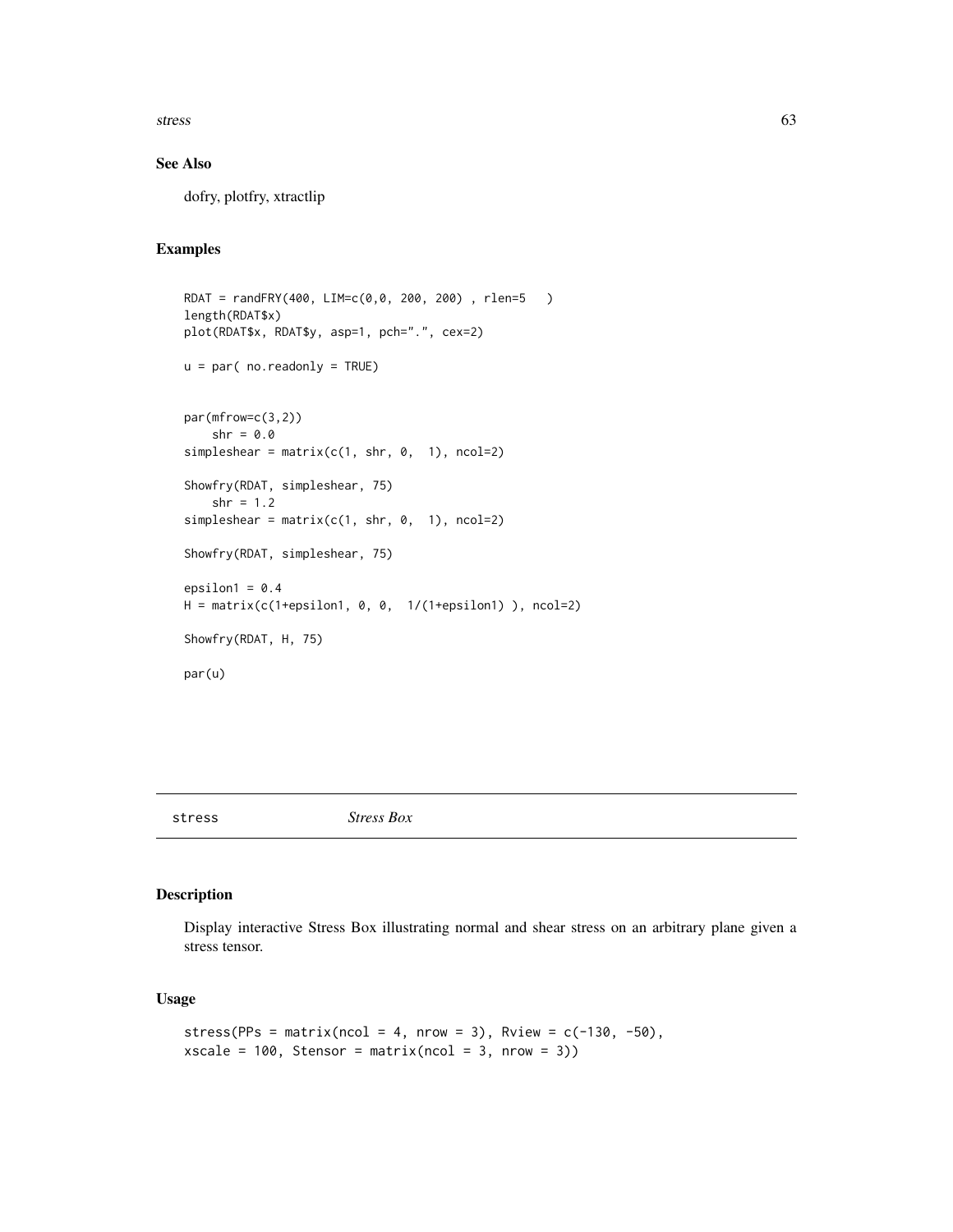## See Also

dofry, plotfry, xtractlip

## Examples

```
RDAT = randFRY(400, LIM=c(0,0, 200, 200) , rlen=5   )
length(RDAT$x)
plot(RDAT$x, RDAT$y, asp=1, pch=".", cex=2)

u = par( no.readonly = TRUE)


par(mfrow=c(3,2))
    shr = 0.0
simpleshear = matrix(c(1, shr, 0,  1), ncol=2)

Showfry(RDAT, simpleshear, 75)
    shr = 1.2
simpleshear = matrix(c(1, shr, 0,  1), ncol=2)

Showfry(RDAT, simpleshear, 75)

epsilon1 = 0.4
H = matrix(c(1+epsilon1, 0, 0,  1/(1+epsilon1) ), ncol=2)

Showfry(RDAT, H, 75)

par(u)
```

---

# stress *Stress Box*

## Description

Display interactive Stress Box illustrating normal and shear stress on an arbitrary plane given a stress tensor.

## Usage

```
stress(PPs = matrix(ncol = 4, nrow = 3), Rview = c(-130, -50),
xscale = 100, Stensor = matrix(ncol = 3, nrow = 3))
```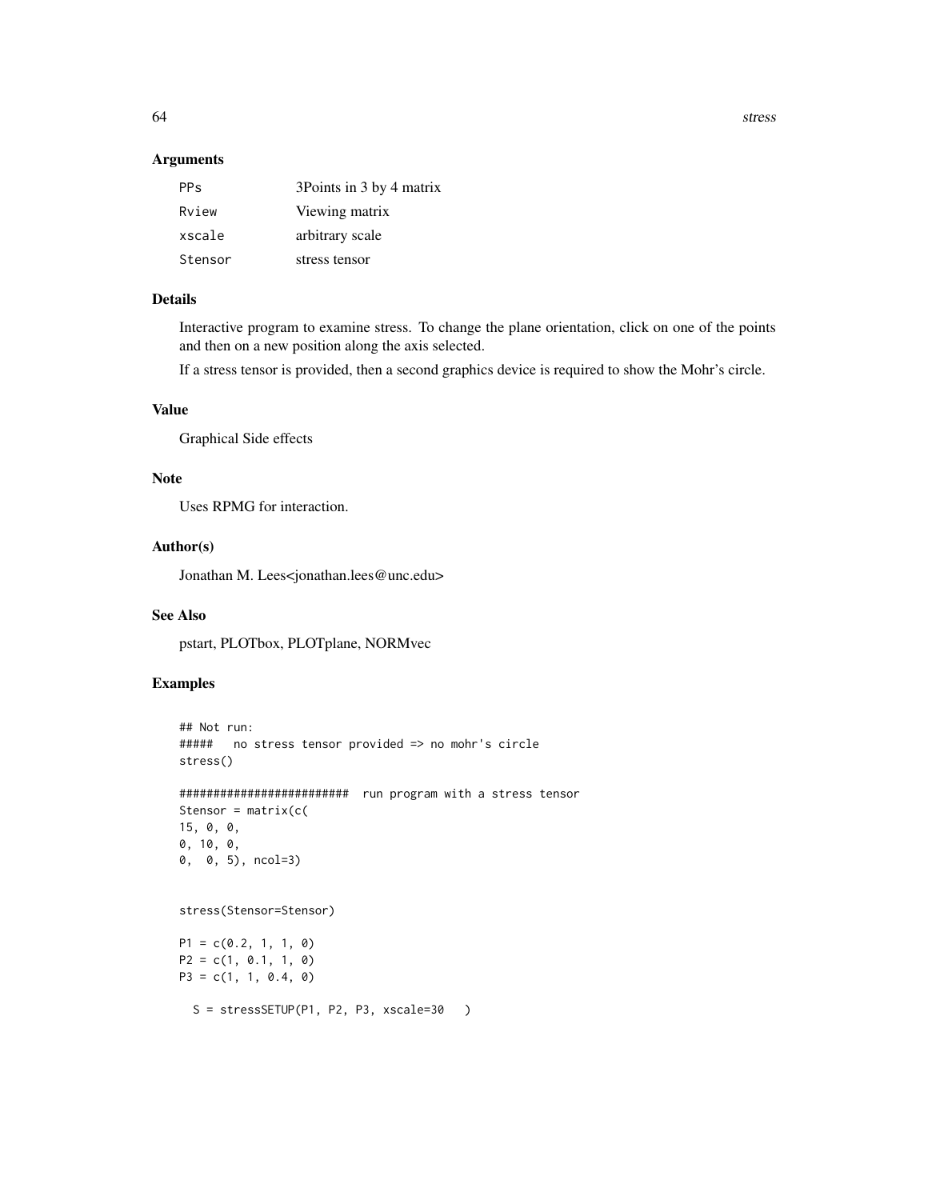## Arguments

| | |
|---|---|
| PPs | 3Points in 3 by 4 matrix |
| Rview | Viewing matrix |
| xscale | arbitrary scale |
| Stensor | stress tensor |

## Details

Interactive program to examine stress. To change the plane orientation, click on one of the points and then on a new position along the axis selected.

If a stress tensor is provided, then a second graphics device is required to show the Mohr's circle.

## Value

Graphical Side effects

## Note

Uses RPMG for interaction.

## Author(s)

Jonathan M. Lees<jonathan.lees@unc.edu>

## See Also

pstart, PLOTbox, PLOTplane, NORMvec

## Examples

```
## Not run:
#####   no stress tensor provided => no mohr's circle
stress()

########################  run program with a stress tensor
Stensor = matrix(c(
15, 0, 0,
0, 10, 0,
0,  0, 5), ncol=3)


stress(Stensor=Stensor)

P1 = c(0.2, 1, 1, 0)
P2 = c(1, 0.1, 1, 0)
P3 = c(1, 1, 0.4, 0)

  S = stressSETUP(P1, P2, P3, xscale=30   )
```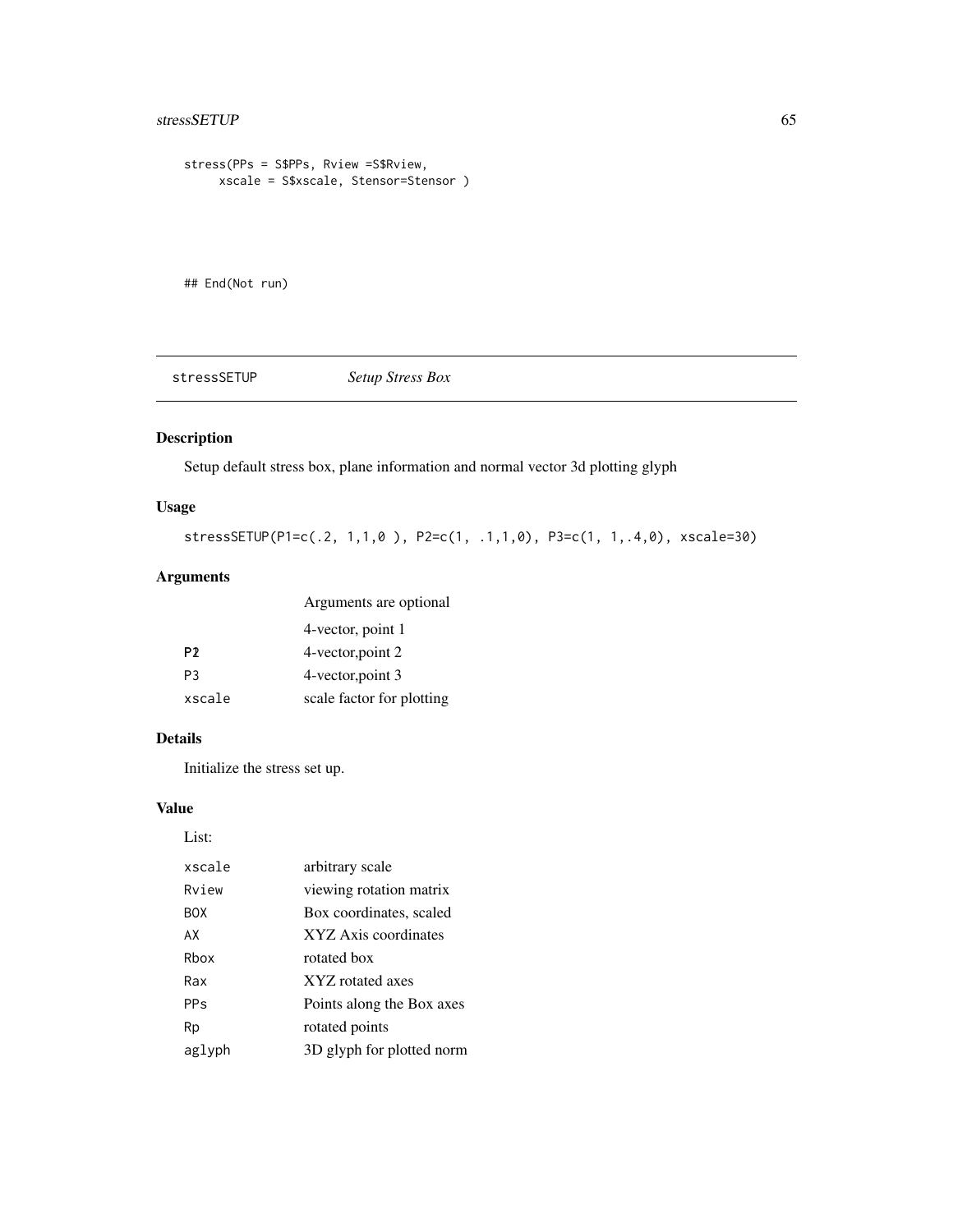```
stress(PPs = S$PPs, Rview =S$Rview,
     xscale = S$xscale, Stensor=Stensor )




## End(Not run)
```

## stressSETUP *Setup Stress Box*

### Description

Setup default stress box, plane information and normal vector 3d plotting glyph

### Usage

```
stressSETUP(P1=c(.2, 1,1,0 ), P2=c(1, .1,1,0), P3=c(1, 1,.4,0), xscale=30)
```

### Arguments

| | |
|---|---|
| | Arguments are optional |
| | 4-vector, point 1 |
| P1 | 4-vector,point 2 |
| P3 | 4-vector,point 3 |
| xscale | scale factor for plotting |

### Details

Initialize the stress set up.

### Value

List:

| | |
|---|---|
| xscale | arbitrary scale |
| Rview | viewing rotation matrix |
| BOX | Box coordinates, scaled |
| AX | XYZ Axis coordinates |
| Rbox | rotated box |
| Rax | XYZ rotated axes |
| PPs | Points along the Box axes |
| Rp | rotated points |
| aglyph | 3D glyph for plotted norm |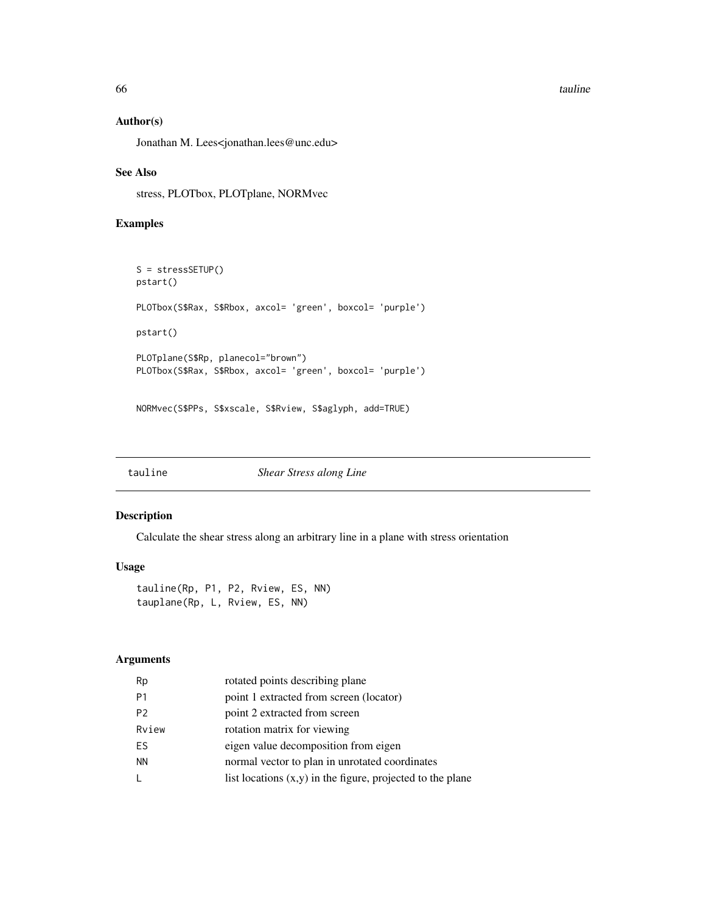## Author(s)

Jonathan M. Lees<jonathan.lees@unc.edu>

## See Also

stress, PLOTbox, PLOTplane, NORMvec

## Examples

```
S = stressSETUP()
pstart()

PLOTbox(S$Rax, S$Rbox, axcol= 'green', boxcol= 'purple')

pstart()

PLOTplane(S$Rp, planecol="brown")
PLOTbox(S$Rax, S$Rbox, axcol= 'green', boxcol= 'purple')


NORMvec(S$PPs, S$xscale, S$Rview, S$aglyph, add=TRUE)
```

---

# tauline *Shear Stress along Line*

## Description

Calculate the shear stress along an arbitrary line in a plane with stress orientation

## Usage

```
tauline(Rp, P1, P2, Rview, ES, NN)
tauplane(Rp, L, Rview, ES, NN)
```

## Arguments

| | |
|---|---|
| Rp | rotated points describing plane |
| P1 | point 1 extracted from screen (locator) |
| P2 | point 2 extracted from screen |
| Rview | rotation matrix for viewing |
| ES | eigen value decomposition from eigen |
| NN | normal vector to plan in unrotated coordinates |
| L | list locations (x,y) in the figure, projected to the plane |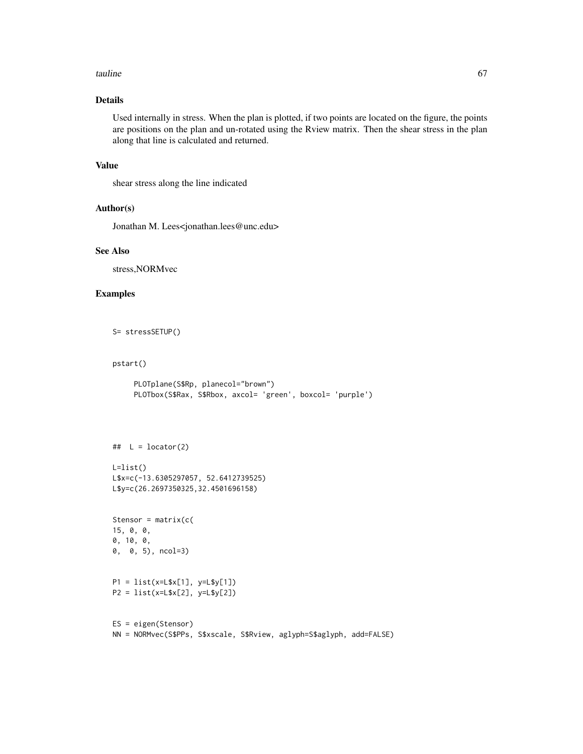## Details

Used internally in stress. When the plan is plotted, if two points are located on the figure, the points are positions on the plan and un-rotated using the Rview matrix. Then the shear stress in the plan along that line is calculated and returned.

## Value

shear stress along the line indicated

## Author(s)

Jonathan M. Lees<jonathan.lees@unc.edu>

## See Also

stress,NORMvec

## Examples

```
S= stressSETUP()


pstart()

     PLOTplane(S$Rp, planecol="brown")
     PLOTbox(S$Rax, S$Rbox, axcol= 'green', boxcol= 'purple')




##  L = locator(2)

L=list()
L$x=c(-13.6305297057, 52.6412739525)
L$y=c(26.2697350325,32.4501696158)


Stensor = matrix(c(
15, 0, 0,
0, 10, 0,
0,  0, 5), ncol=3)


P1 = list(x=L$x[1], y=L$y[1])
P2 = list(x=L$x[2], y=L$y[2])


ES = eigen(Stensor)
NN = NORMvec(S$PPs, S$xscale, S$Rview, aglyph=S$aglyph, add=FALSE)
```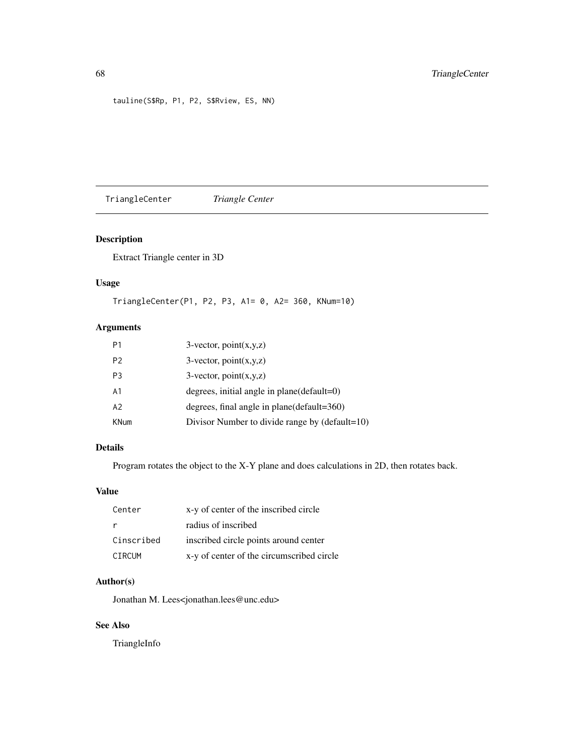```
tauline(S$Rp, P1, P2, S$Rview, ES, NN)
```

---

## TriangleCenter *Triangle Center*

### Description

Extract Triangle center in 3D

### Usage

```
TriangleCenter(P1, P2, P3, A1= 0, A2= 360, KNum=10)
```

### Arguments

| | |
|---|---|
| P1 | 3-vector, point(x,y,z) |
| P2 | 3-vector, point(x,y,z) |
| P3 | 3-vector, point(x,y,z) |
| A1 | degrees, initial angle in plane(default=0) |
| A2 | degrees, final angle in plane(default=360) |
| KNum | Divisor Number to divide range by (default=10) |

### Details

Program rotates the object to the X-Y plane and does calculations in 2D, then rotates back.

### Value

| | |
|---|---|
| Center | x-y of center of the inscribed circle |
| r | radius of inscribed |
| Cinscribed | inscribed circle points around center |
| CIRCUM | x-y of center of the circumscribed circle |

### Author(s)

Jonathan M. Lees<jonathan.lees@unc.edu>

### See Also

TriangleInfo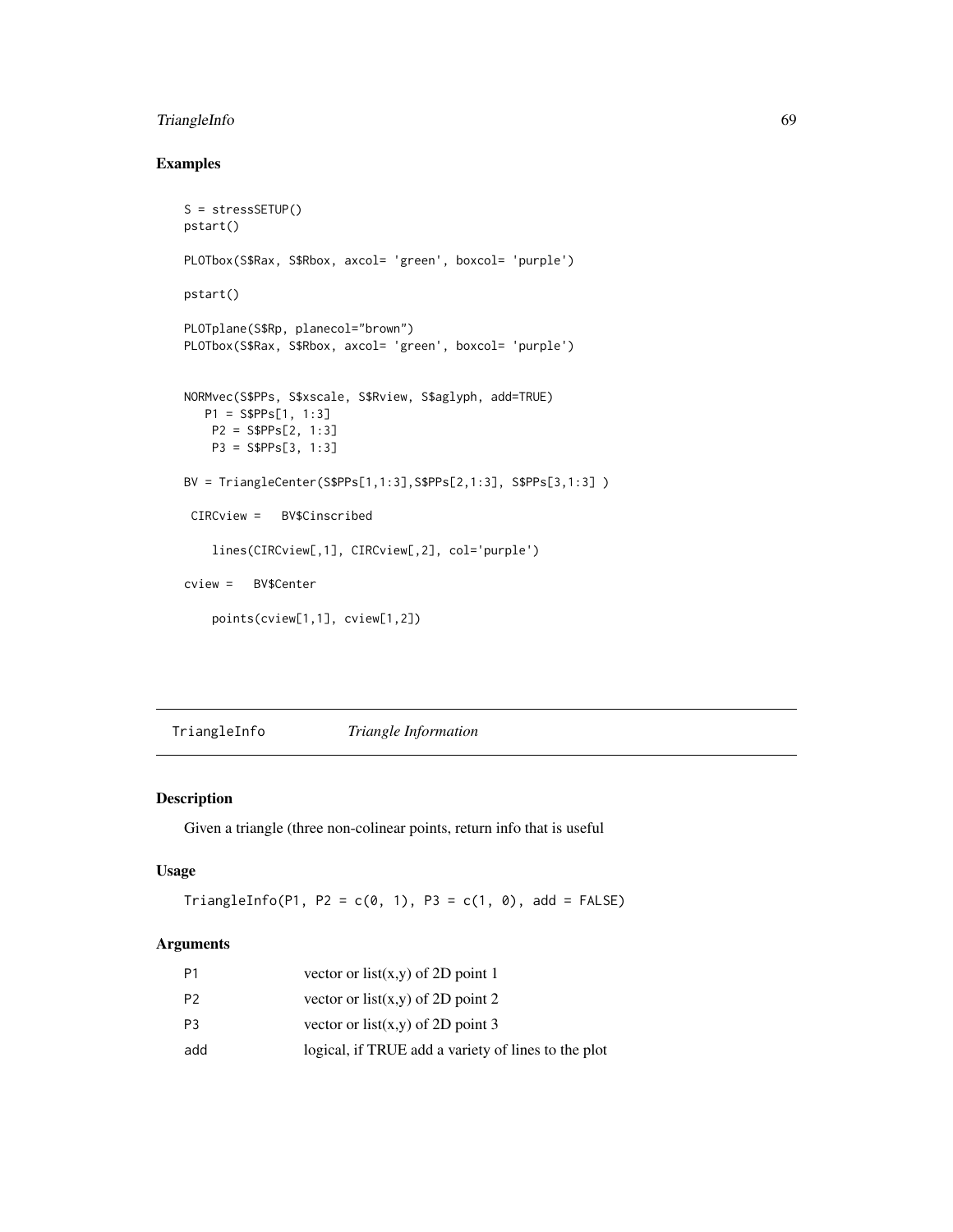## Examples

```
S = stressSETUP()
pstart()

PLOTbox(S$Rax, S$Rbox, axcol= 'green', boxcol= 'purple')

pstart()

PLOTplane(S$Rp, planecol="brown")
PLOTbox(S$Rax, S$Rbox, axcol= 'green', boxcol= 'purple')


NORMvec(S$PPs, S$xscale, S$Rview, S$aglyph, add=TRUE)
   P1 = S$PPs[1, 1:3]
    P2 = S$PPs[2, 1:3]
    P3 = S$PPs[3, 1:3]

BV = TriangleCenter(S$PPs[1,1:3],S$PPs[2,1:3], S$PPs[3,1:3] )

 CIRCview =   BV$Cinscribed

    lines(CIRCview[,1], CIRCview[,2], col='purple')

cview =   BV$Center

    points(cview[1,1], cview[1,2])
```

---

TriangleInfo    *Triangle Information*

---

### Description

Given a triangle (three non-colinear points, return info that is useful

### Usage

```
TriangleInfo(P1, P2 = c(0, 1), P3 = c(1, 0), add = FALSE)
```

### Arguments

| | |
|---|---|
| P1 | vector or list(x,y) of 2D point 1 |
| P2 | vector or list(x,y) of 2D point 2 |
| P3 | vector or list(x,y) of 2D point 3 |
| add | logical, if TRUE add a variety of lines to the plot |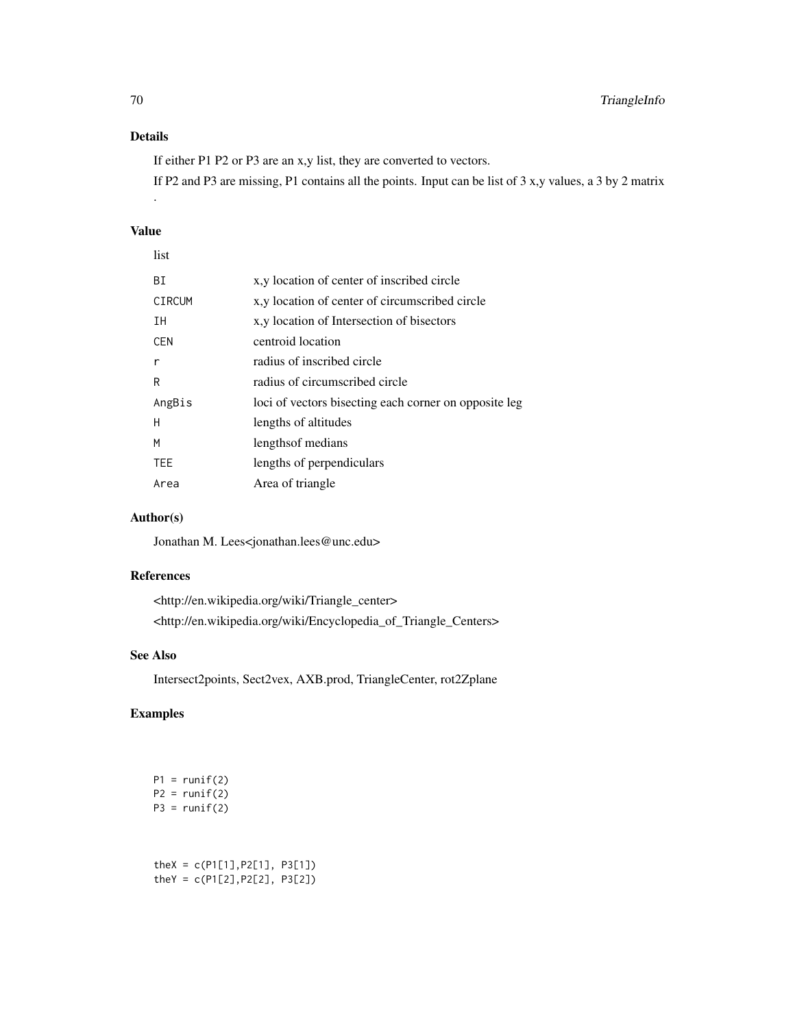## Details

If either P1 P2 or P3 are an x,y list, they are converted to vectors.

If P2 and P3 are missing, P1 contains all the points. Input can be list of 3 x,y values, a 3 by 2 matrix .

## Value

list

| | |
|---|---|
| BI | x,y location of center of inscribed circle |
| CIRCUM | x,y location of center of circumscribed circle |
| IH | x,y location of Intersection of bisectors |
| CEN | centroid location |
| r | radius of inscribed circle |
| R | radius of circumscribed circle |
| AngBis | loci of vectors bisecting each corner on opposite leg |
| H | lengths of altitudes |
| M | lengthsof medians |
| TEE | lengths of perpendiculars |
| Area | Area of triangle |

## Author(s)

Jonathan M. Lees<jonathan.lees@unc.edu>

## References

<http://en.wikipedia.org/wiki/Triangle_center>

<http://en.wikipedia.org/wiki/Encyclopedia_of_Triangle_Centers>

## See Also

Intersect2points, Sect2vex, AXB.prod, TriangleCenter, rot2Zplane

## Examples

```
P1 = runif(2)
P2 = runif(2)
P3 = runif(2)



theX = c(P1[1],P2[1], P3[1])
theY = c(P1[2],P2[2], P3[2])
```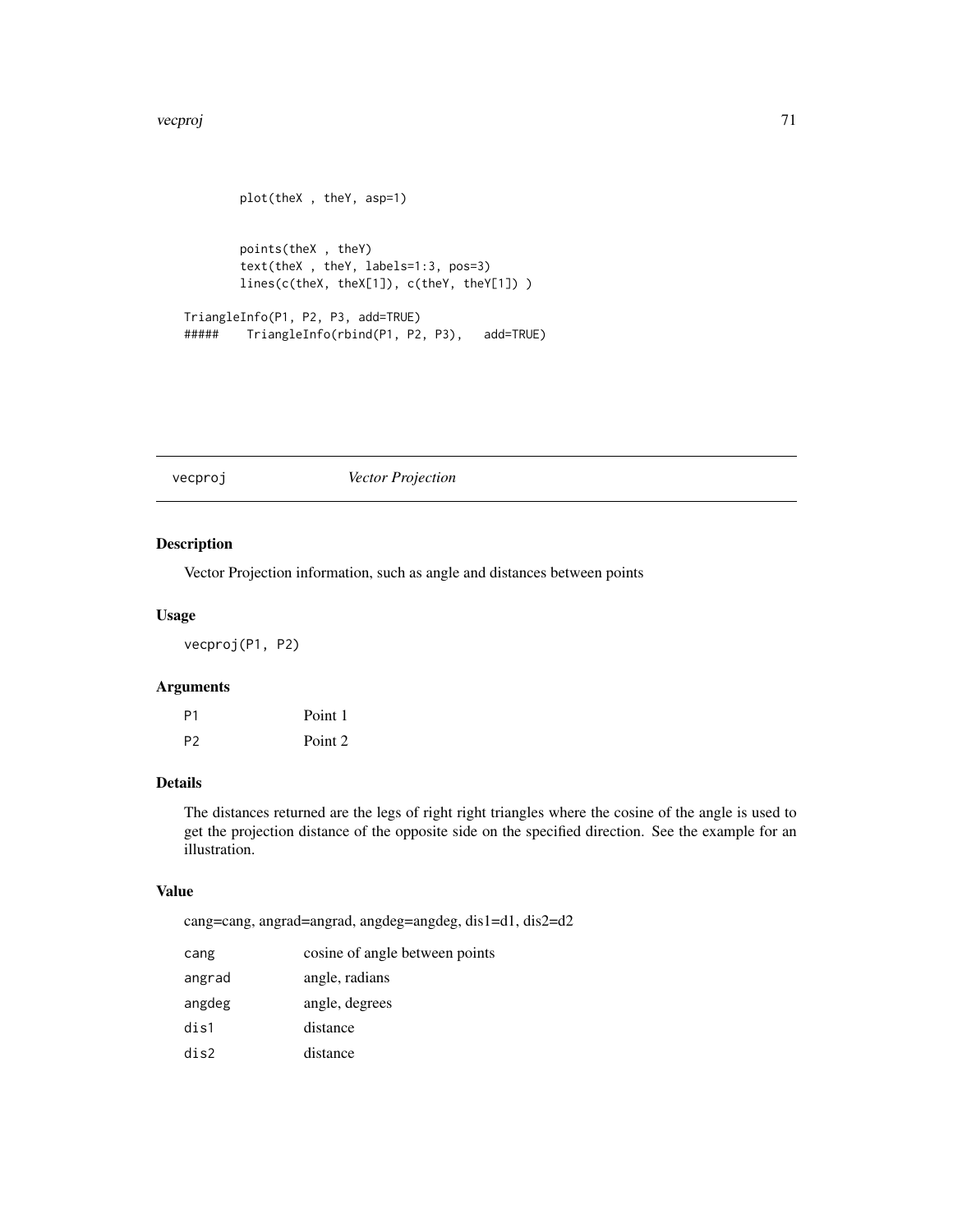```
        plot(theX , theY, asp=1)


        points(theX , theY)
        text(theX , theY, labels=1:3, pos=3)
        lines(c(theX, theX[1]), c(theY, theY[1]) )

TriangleInfo(P1, P2, P3, add=TRUE)
#####    TriangleInfo(rbind(P1, P2, P3),   add=TRUE)
```

## vecproj *Vector Projection*

### Description

Vector Projection information, such as angle and distances between points

### Usage

```
vecproj(P1, P2)
```

### Arguments

| | |
|---|---|
| P1 | Point 1 |
| P2 | Point 2 |

### Details

The distances returned are the legs of right right triangles where the cosine of the angle is used to get the projection distance of the opposite side on the specified direction. See the example for an illustration.

### Value

cang=cang, angrad=angrad, angdeg=angdeg, dis1=d1, dis2=d2

| | |
|---|---|
| cang | cosine of angle between points |
| angrad | angle, radians |
| angdeg | angle, degrees |
| dis1 | distance |
| dis2 | distance |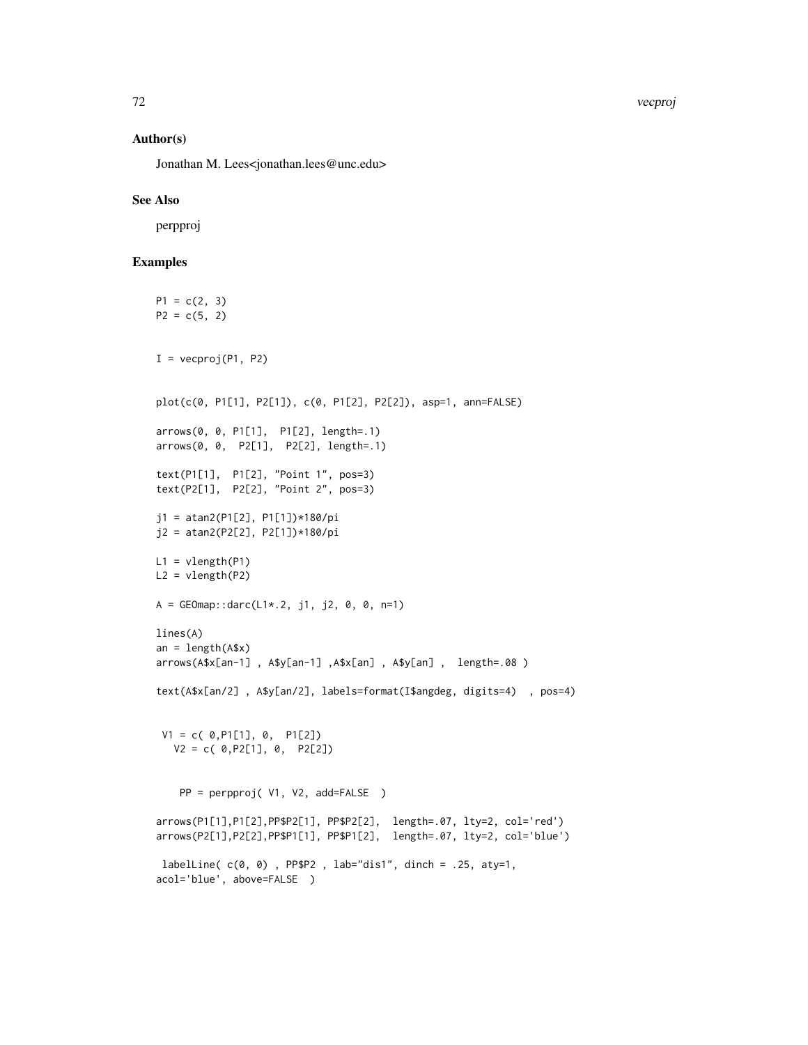### Author(s)

Jonathan M. Lees<jonathan.lees@unc.edu>

### See Also

perpproj

### Examples

```
P1 = c(2, 3)
P2 = c(5, 2)


I = vecproj(P1, P2)


plot(c(0, P1[1], P2[1]), c(0, P1[2], P2[2]), asp=1, ann=FALSE)

arrows(0, 0, P1[1],  P1[2], length=.1)
arrows(0, 0,  P2[1],  P2[2], length=.1)

text(P1[1],  P1[2], "Point 1", pos=3)
text(P2[1],  P2[2], "Point 2", pos=3)

j1 = atan2(P1[2], P1[1])*180/pi
j2 = atan2(P2[2], P2[1])*180/pi

L1 = vlength(P1)
L2 = vlength(P2)

A = GEOmap::darc(L1*.2, j1, j2, 0, 0, n=1)

lines(A)
an = length(A$x)
arrows(A$x[an-1] , A$y[an-1] ,A$x[an] , A$y[an] ,  length=.08 )

text(A$x[an/2] , A$y[an/2], labels=format(I$angdeg, digits=4)  , pos=4)


 V1 = c( 0,P1[1], 0,  P1[2])
   V2 = c( 0,P2[1], 0,  P2[2])


    PP = perpproj( V1, V2, add=FALSE  )

arrows(P1[1],P1[2],PP$P2[1], PP$P2[2],  length=.07, lty=2, col='red')
arrows(P2[1],P2[2],PP$P1[1], PP$P1[2],  length=.07, lty=2, col='blue')

 labelLine( c(0, 0) , PP$P2 , lab="dis1", dinch = .25, aty=1,
acol='blue', above=FALSE  )
```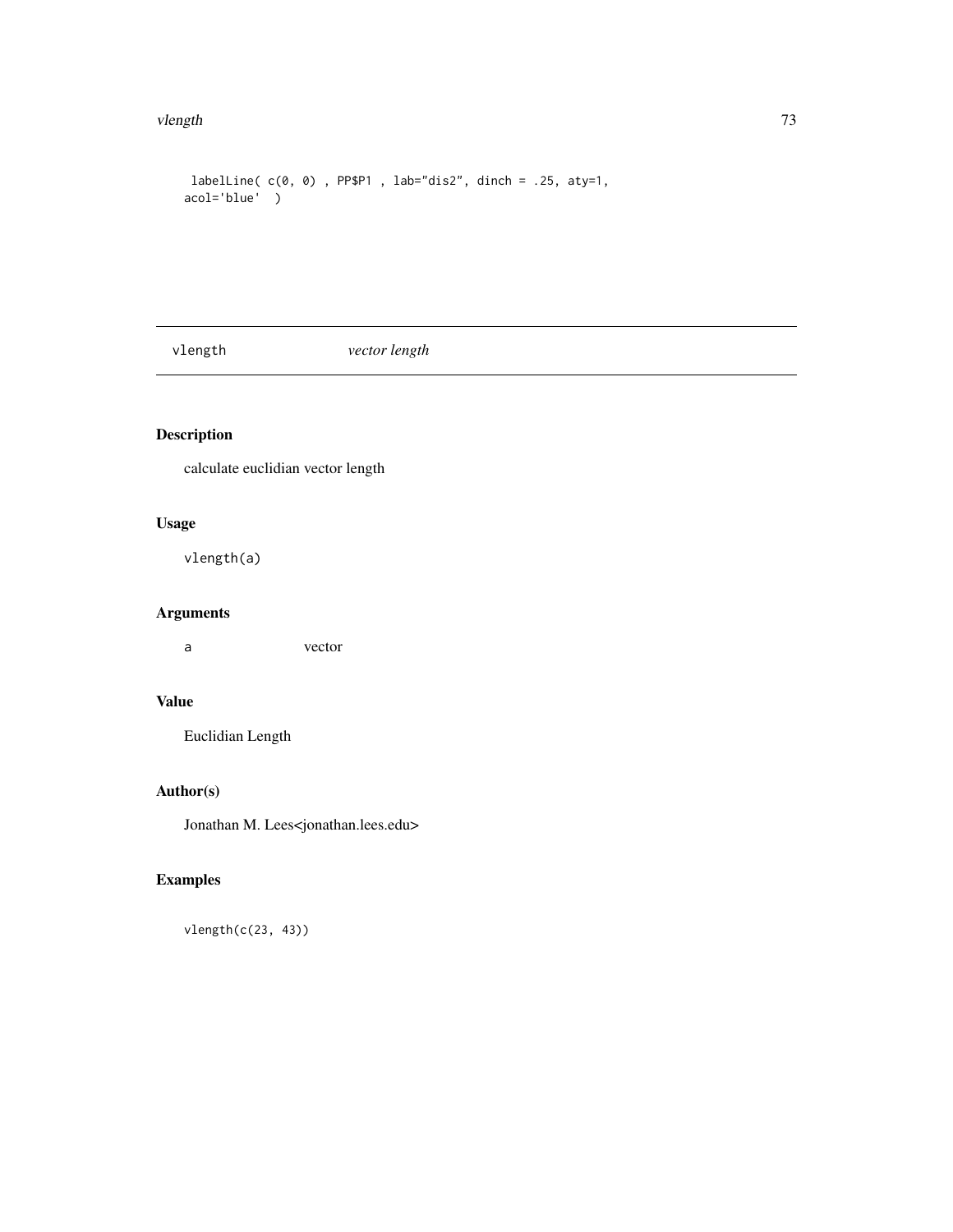```
labelLine( c(0, 0) , PP$P1 , lab="dis2", dinch = .25, aty=1,
acol='blue'  )
```

## vlength *vector length*

### Description

calculate euclidian vector length

### Usage

```
vlength(a)
```

### Arguments

| | |
|---|---|
| a | vector |

### Value

Euclidian Length

### Author(s)

Jonathan M. Lees<jonathan.lees.edu>

### Examples

```
vlength(c(23, 43))
```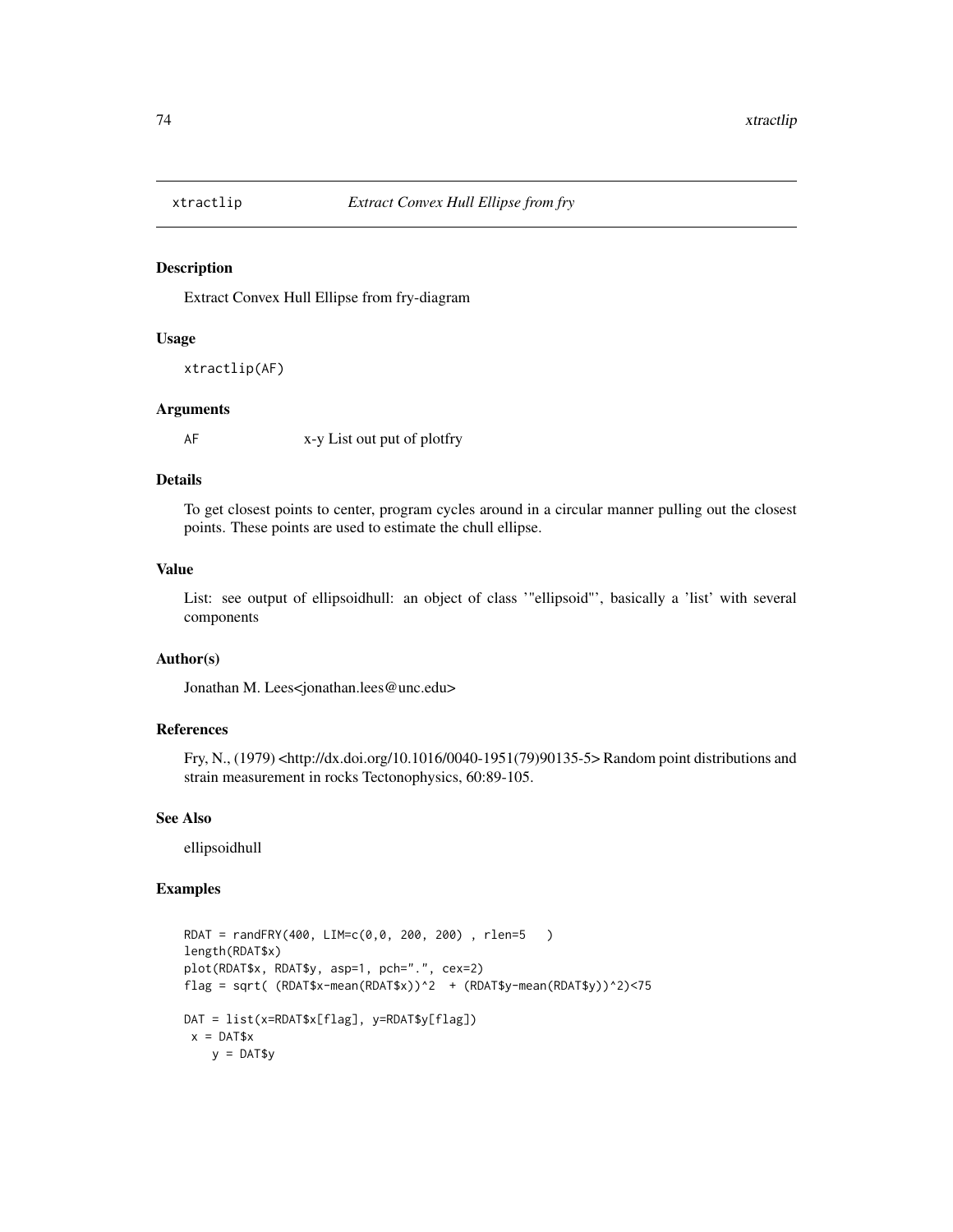## xtractlip *Extract Convex Hull Ellipse from fry*

### Description

Extract Convex Hull Ellipse from fry-diagram

### Usage

```
xtractlip(AF)
```

### Arguments

| | |
|---|---|
| AF | x-y List out put of plotfry |

### Details

To get closest points to center, program cycles around in a circular manner pulling out the closest points. These points are used to estimate the chull ellipse.

### Value

List: see output of ellipsoidhull: an object of class '"ellipsoid"', basically a 'list' with several components

### Author(s)

Jonathan M. Lees<jonathan.lees@unc.edu>

### References

Fry, N., (1979) <http://dx.doi.org/10.1016/0040-1951(79)90135-5> Random point distributions and strain measurement in rocks Tectonophysics, 60:89-105.

### See Also

ellipsoidhull

### Examples

```
RDAT = randFRY(400, LIM=c(0,0, 200, 200) , rlen=5   )
length(RDAT$x)
plot(RDAT$x, RDAT$y, asp=1, pch=".", cex=2)
flag = sqrt( (RDAT$x-mean(RDAT$x))^2  + (RDAT$y-mean(RDAT$y))^2)<75

DAT = list(x=RDAT$x[flag], y=RDAT$y[flag])
 x = DAT$x
    y = DAT$y
```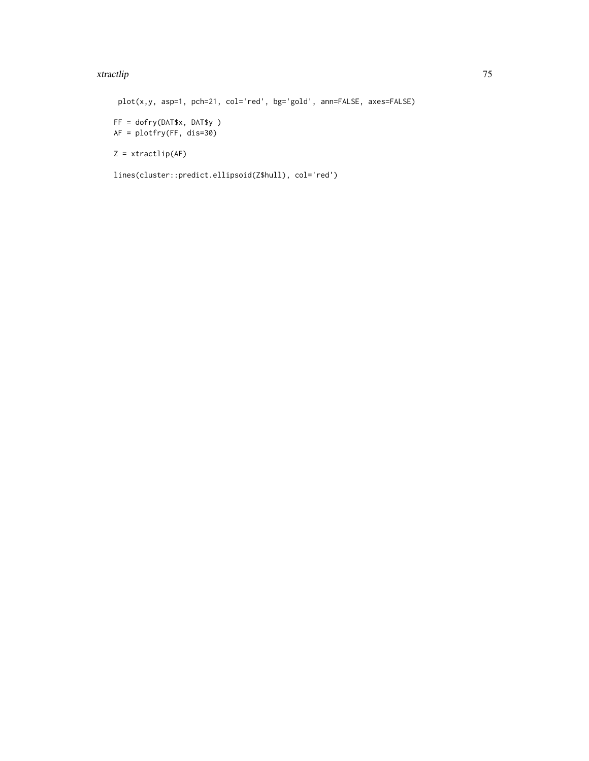```
 plot(x,y, asp=1, pch=21, col='red', bg='gold', ann=FALSE, axes=FALSE)

FF = dofry(DAT$x, DAT$y )
AF = plotfry(FF, dis=30)

Z = xtractlip(AF)

lines(cluster::predict.ellipsoid(Z$hull), col='red')
```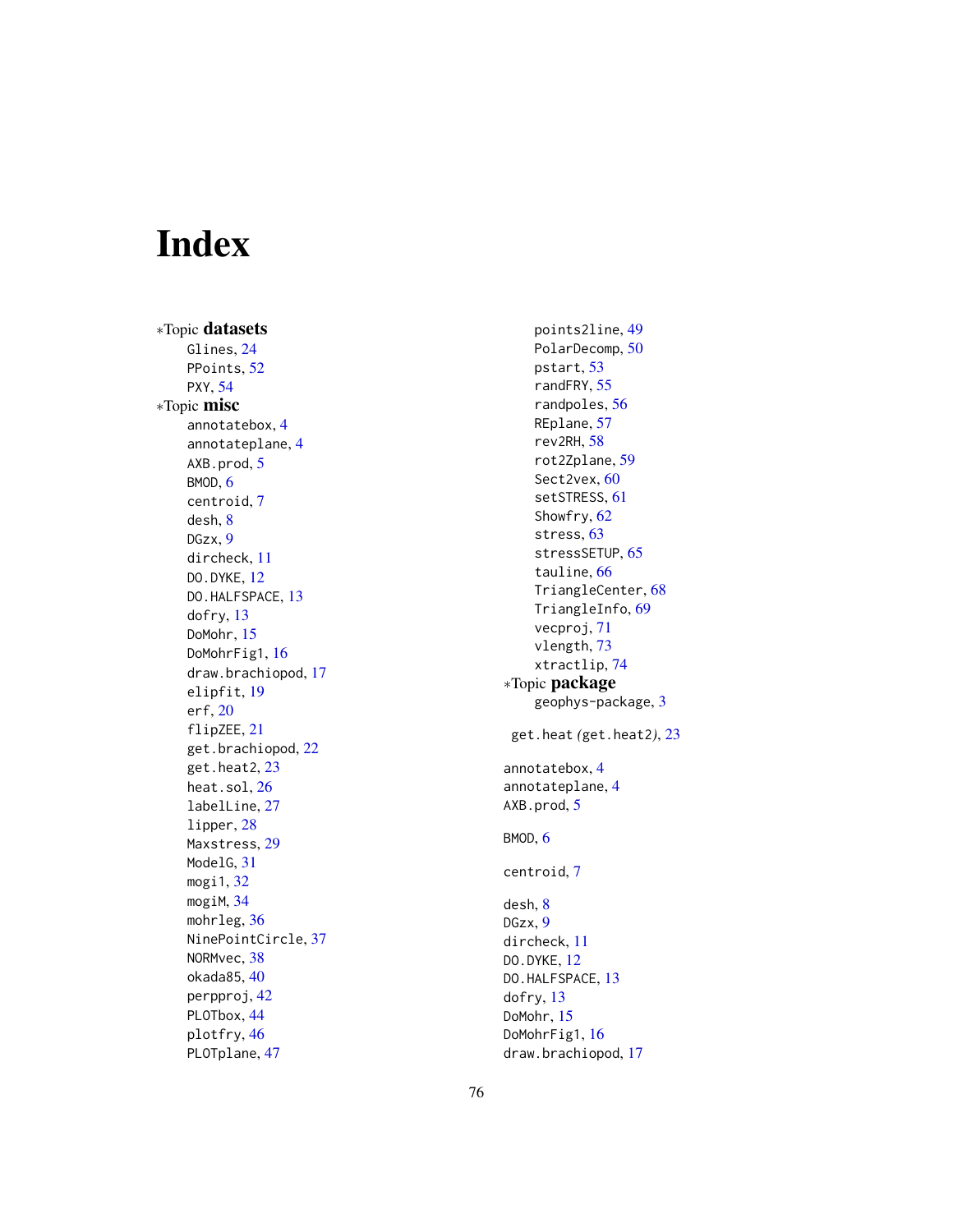# Index

∗Topic **datasets**

- Glines, 24
- PPoints, 52
- PXY, 54

∗Topic **misc**

- annotatebox, 4
- annotateplane, 4
- AXB.prod, 5
- BMOD, 6
- centroid, 7
- desh, 8
- DGzx, 9
- dircheck, 11
- DO.DYKE, 12
- DO.HALFSPACE, 13
- dofry, 13
- DoMohr, 15
- DoMohrFig1, 16
- draw.brachiopod, 17
- elipfit, 19
- erf, 20
- flipZEE, 21
- get.brachiopod, 22
- get.heat2, 23
- heat.sol, 26
- labelLine, 27
- lipper, 28
- Maxstress, 29
- ModelG, 31
- mogi1, 32
- mogiM, 34
- mohrleg, 36
- NinePointCircle, 37
- NORMvec, 38
- okada85, 40
- perpproj, 42
- PLOTbox, 44
- plotfry, 46
- PLOTplane, 47
- points2line, 49
- PolarDecomp, 50
- pstart, 53
- randFRY, 55
- randpoles, 56
- REplane, 57
- rev2RH, 58
- rot2Zplane, 59
- Sect2vex, 60
- setSTRESS, 61
- Showfry, 62
- stress, 63
- stressSETUP, 65
- tauline, 66
- TriangleCenter, 68
- TriangleInfo, 69
- vecproj, 71
- vlength, 73
- xtractlip, 74

∗Topic **package**

- geophys-package, 3

get.heat *(*get.heat2*)*, 23

annotatebox, 4
annotateplane, 4
AXB.prod, 5

BMOD, 6

centroid, 7

desh, 8
DGzx, 9
dircheck, 11
DO.DYKE, 12
DO.HALFSPACE, 13
dofry, 13
DoMohr, 15
DoMohrFig1, 16
draw.brachiopod, 17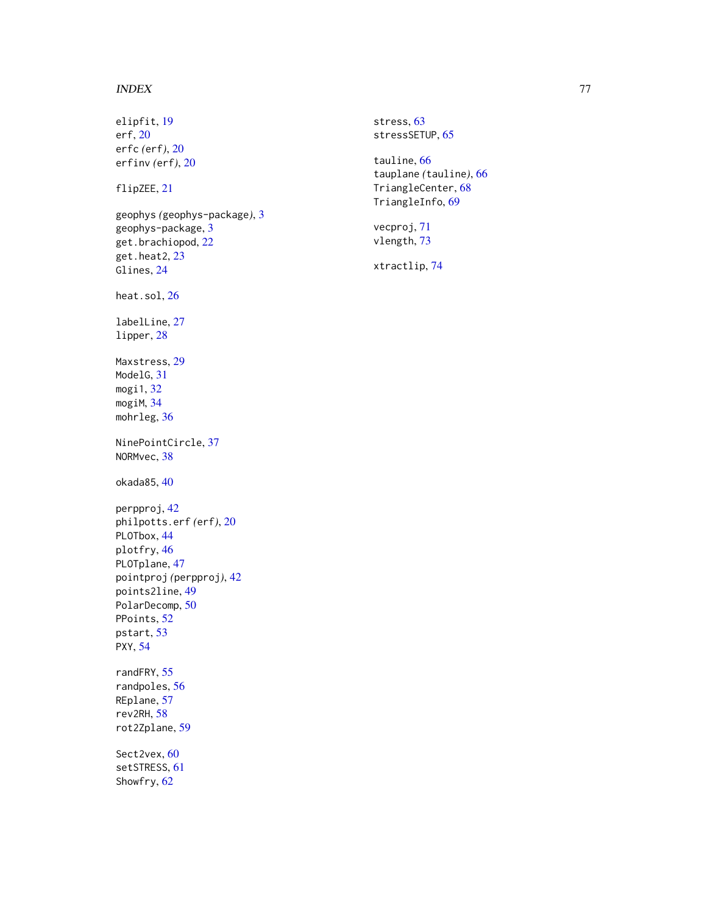elipfit, 19
erf, 20
erfc *(erf)*, 20
erfinv *(erf)*, 20

flipZEE, 21

geophys *(geophys-package)*, 3
geophys-package, 3
get.brachiopod, 22
get.heat2, 23
Glines, 24

heat.sol, 26

labelLine, 27
lipper, 28

Maxstress, 29
ModelG, 31
mogi1, 32
mogiM, 34
mohrleg, 36

NinePointCircle, 37
NORMvec, 38

okada85, 40

perpproj, 42
philpotts.erf *(erf)*, 20
PLOTbox, 44
plotfry, 46
PLOTplane, 47
pointproj *(perpproj)*, 42
points2line, 49
PolarDecomp, 50
PPoints, 52
pstart, 53
PXY, 54

randFRY, 55
randpoles, 56
REplane, 57
rev2RH, 58
rot2Zplane, 59

Sect2vex, 60
setSTRESS, 61
Showfry, 62
stress, 63
stressSETUP, 65

tauline, 66
tauplane *(tauline)*, 66
TriangleCenter, 68
TriangleInfo, 69

vecproj, 71
vlength, 73

xtractlip, 74